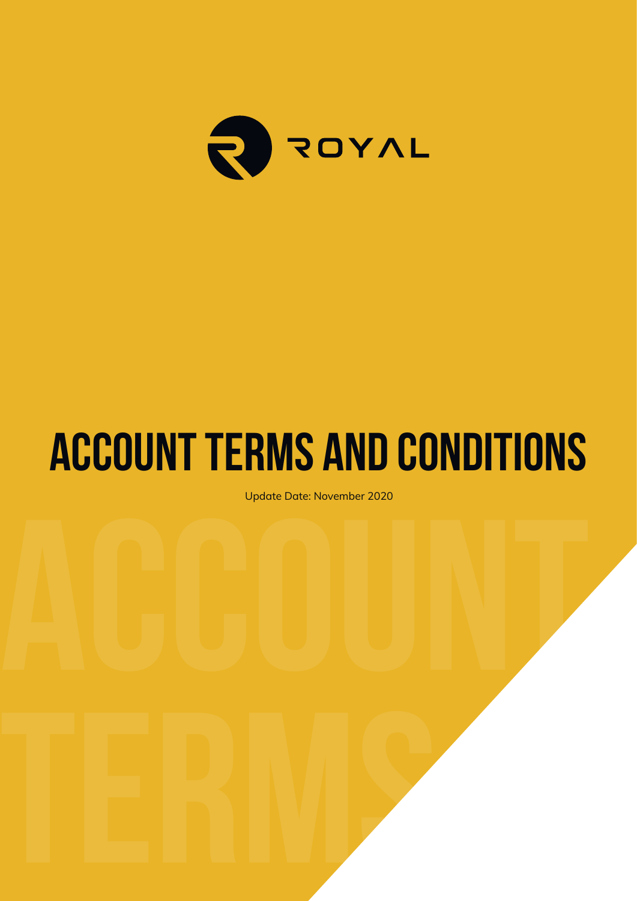ROYAL

# ACCOUNT TERMS AND CONDITIONS

Update Date: November 2020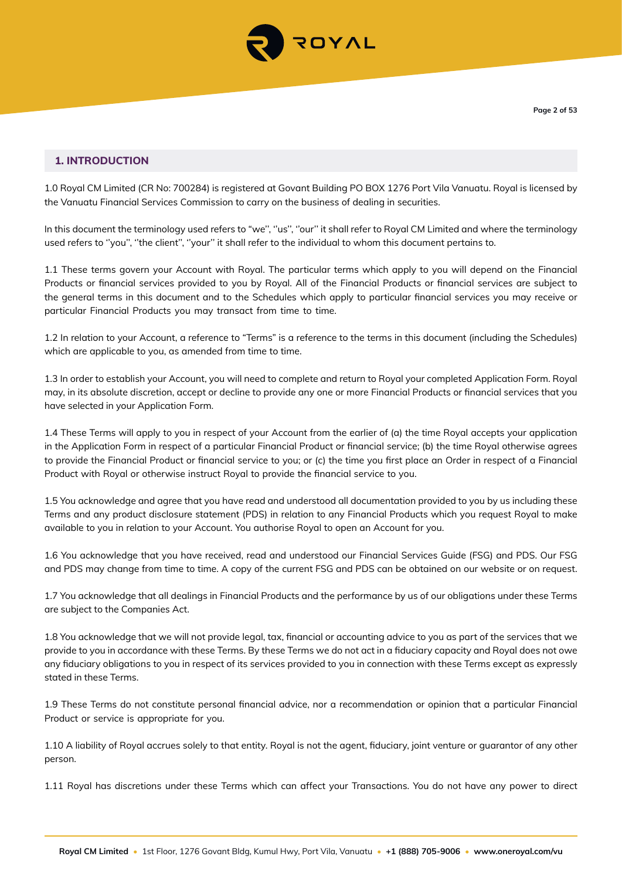## 1. INTRODUCTION

1.0 Royal CM Limited (CR No: 700284) is registered at Govant Building PO BOX 1276 Port Vila Vanuatu. Royal is licensed by the Vanuatu Financial Services Commission to carry on the business of dealing in securities.

In this document the terminology used refers to "we", "us", "our" it shall refer to Royal CM Limited and where the terminology used refers to "you", "the client", "your" it shall refer to the individual to whom this document pertains to.

1.1 These terms govern your Account with Royal. The particular terms which apply to you will depend on the Financial Products or financial services provided to you by Royal. All of the Financial Products or financial services are subject to the general terms in this document and to the Schedules which apply to particular financial services you may receive or particular Financial Products you may transact from time to time.

1.2 In relation to your Account, a reference to "Terms" is a reference to the terms in this document (including the Schedules) which are applicable to you, as amended from time to time.

1.3 In order to establish your Account, you will need to complete and return to Royal your completed Application Form. Royal may, in its absolute discretion, accept or decline to provide any one or more Financial Products or financial services that you have selected in your Application Form.

1.4 These Terms will apply to you in respect of your Account from the earlier of (a) the time Royal accepts your application in the Application Form in respect of a particular Financial Product or financial service; (b) the time Royal otherwise agrees to provide the Financial Product or financial service to you; or (c) the time you first place an Order in respect of a Financial Product with Royal or otherwise instruct Royal to provide the financial service to you.

1.5 You acknowledge and agree that you have read and understood all documentation provided to you by us including these Terms and any product disclosure statement (PDS) in relation to any Financial Products which you request Royal to make available to you in relation to your Account. You authorise Royal to open an Account for you.

1.6 You acknowledge that you have received, read and understood our Financial Services Guide (FSG) and PDS. Our FSG and PDS may change from time to time. A copy of the current FSG and PDS can be obtained on our website or on request.

1.7 You acknowledge that all dealings in Financial Products and the performance by us of our obligations under these Terms are subject to the Companies Act.

1.8 You acknowledge that we will not provide legal, tax, financial or accounting advice to you as part of the services that we provide to you in accordance with these Terms. By these Terms we do not act in a fiduciary capacity and Royal does not owe any fiduciary obligations to you in respect of its services provided to you in connection with these Terms except as expressly stated in these Terms.

1.9 These Terms do not constitute personal financial advice, nor a recommendation or opinion that a particular Financial Product or service is appropriate for you.

1.10 A liability of Royal accrues solely to that entity. Royal is not the agent, fiduciary, joint venture or guarantor of any other person.

1.11 Royal has discretions under these Terms which can affect your Transactions. You do not have any power to direct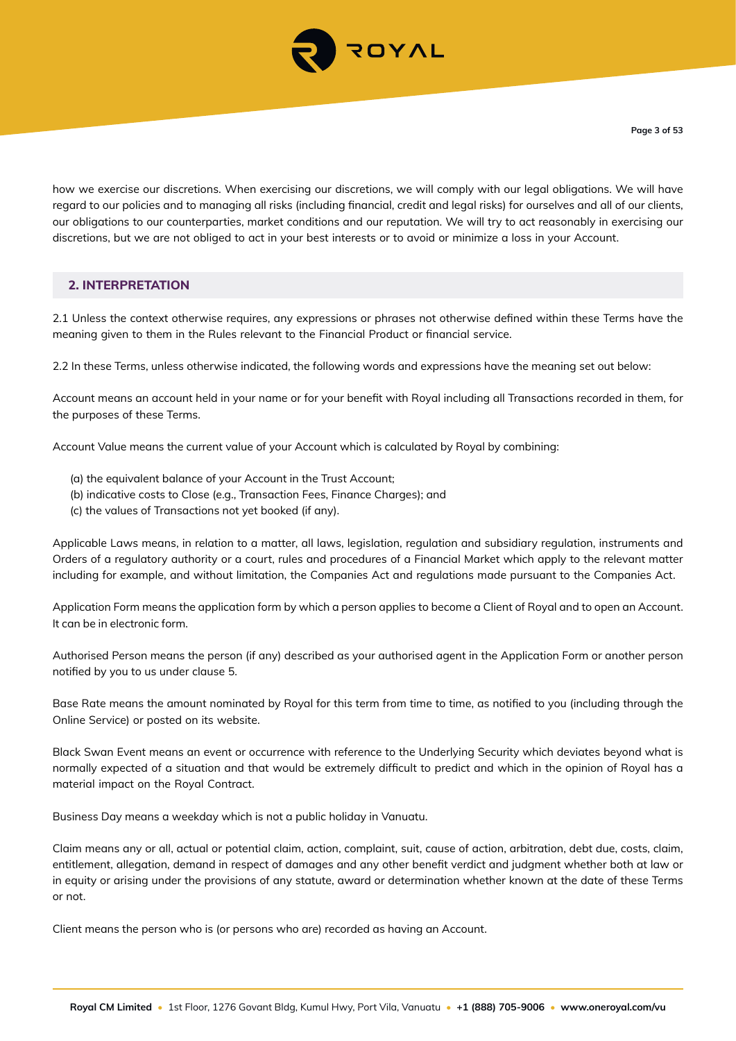how we exercise our discretions. When exercising our discretions, we will comply with our legal obligations. We will have regard to our policies and to managing all risks (including financial, credit and legal risks) for ourselves and all of our clients, our obligations to our counterparties, market conditions and our reputation. We will try to act reasonably in exercising our discretions, but we are not obliged to act in your best interests or to avoid or minimize a loss in your Account.

## 2. INTERPRETATION

2.1 Unless the context otherwise requires, any expressions or phrases not otherwise defined within these Terms have the meaning given to them in the Rules relevant to the Financial Product or financial service.

2.2 In these Terms, unless otherwise indicated, the following words and expressions have the meaning set out below:

Account means an account held in your name or for your benefit with Royal including all Transactions recorded in them, for the purposes of these Terms.

Account Value means the current value of your Account which is calculated by Royal by combining:

(a) the equivalent balance of your Account in the Trust Account;
(b) indicative costs to Close (e.g., Transaction Fees, Finance Charges); and
(c) the values of Transactions not yet booked (if any).

Applicable Laws means, in relation to a matter, all laws, legislation, regulation and subsidiary regulation, instruments and Orders of a regulatory authority or a court, rules and procedures of a Financial Market which apply to the relevant matter including for example, and without limitation, the Companies Act and regulations made pursuant to the Companies Act.

Application Form means the application form by which a person applies to become a Client of Royal and to open an Account. It can be in electronic form.

Authorised Person means the person (if any) described as your authorised agent in the Application Form or another person notified by you to us under clause 5.

Base Rate means the amount nominated by Royal for this term from time to time, as notified to you (including through the Online Service) or posted on its website.

Black Swan Event means an event or occurrence with reference to the Underlying Security which deviates beyond what is normally expected of a situation and that would be extremely difficult to predict and which in the opinion of Royal has a material impact on the Royal Contract.

Business Day means a weekday which is not a public holiday in Vanuatu.

Claim means any or all, actual or potential claim, action, complaint, suit, cause of action, arbitration, debt due, costs, claim, entitlement, allegation, demand in respect of damages and any other benefit verdict and judgment whether both at law or in equity or arising under the provisions of any statute, award or determination whether known at the date of these Terms or not.

Client means the person who is (or persons who are) recorded as having an Account.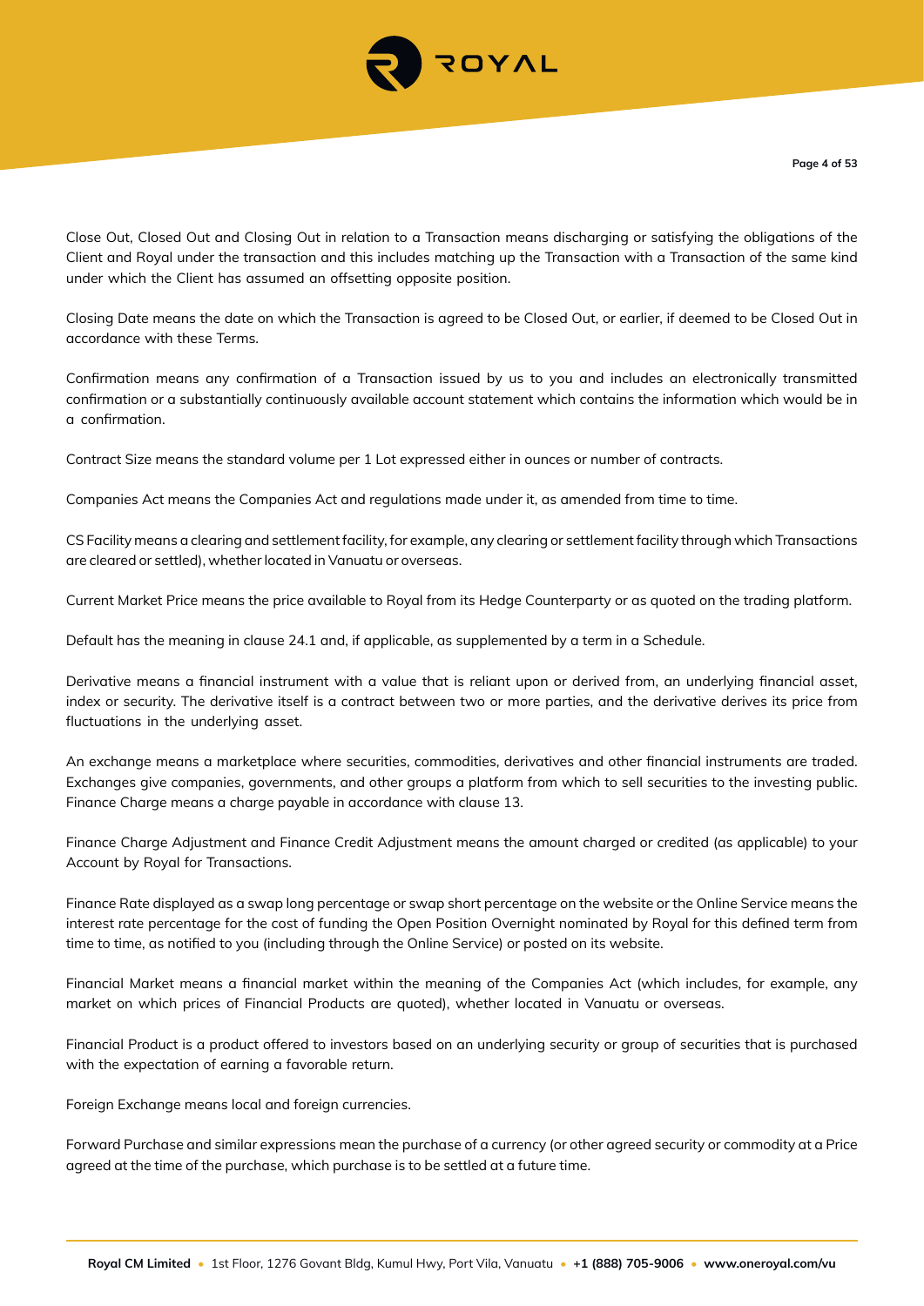Close Out, Closed Out and Closing Out in relation to a Transaction means discharging or satisfying the obligations of the Client and Royal under the transaction and this includes matching up the Transaction with a Transaction of the same kind under which the Client has assumed an offsetting opposite position.

Closing Date means the date on which the Transaction is agreed to be Closed Out, or earlier, if deemed to be Closed Out in accordance with these Terms.

Confirmation means any confirmation of a Transaction issued by us to you and includes an electronically transmitted confirmation or a substantially continuously available account statement which contains the information which would be in a confirmation.

Contract Size means the standard volume per 1 Lot expressed either in ounces or number of contracts.

Companies Act means the Companies Act and regulations made under it, as amended from time to time.

CS Facility means a clearing and settlement facility, for example, any clearing or settlement facility through which Transactions are cleared or settled), whether located in Vanuatu or overseas.

Current Market Price means the price available to Royal from its Hedge Counterparty or as quoted on the trading platform.

Default has the meaning in clause 24.1 and, if applicable, as supplemented by a term in a Schedule.

Derivative means a financial instrument with a value that is reliant upon or derived from, an underlying financial asset, index or security. The derivative itself is a contract between two or more parties, and the derivative derives its price from fluctuations in the underlying asset.

An exchange means a marketplace where securities, commodities, derivatives and other financial instruments are traded. Exchanges give companies, governments, and other groups a platform from which to sell securities to the investing public. Finance Charge means a charge payable in accordance with clause 13.

Finance Charge Adjustment and Finance Credit Adjustment means the amount charged or credited (as applicable) to your Account by Royal for Transactions.

Finance Rate displayed as a swap long percentage or swap short percentage on the website or the Online Service means the interest rate percentage for the cost of funding the Open Position Overnight nominated by Royal for this defined term from time to time, as notified to you (including through the Online Service) or posted on its website.

Financial Market means a financial market within the meaning of the Companies Act (which includes, for example, any market on which prices of Financial Products are quoted), whether located in Vanuatu or overseas.

Financial Product is a product offered to investors based on an underlying security or group of securities that is purchased with the expectation of earning a favorable return.

Foreign Exchange means local and foreign currencies.

Forward Purchase and similar expressions mean the purchase of a currency (or other agreed security or commodity at a Price agreed at the time of the purchase, which purchase is to be settled at a future time.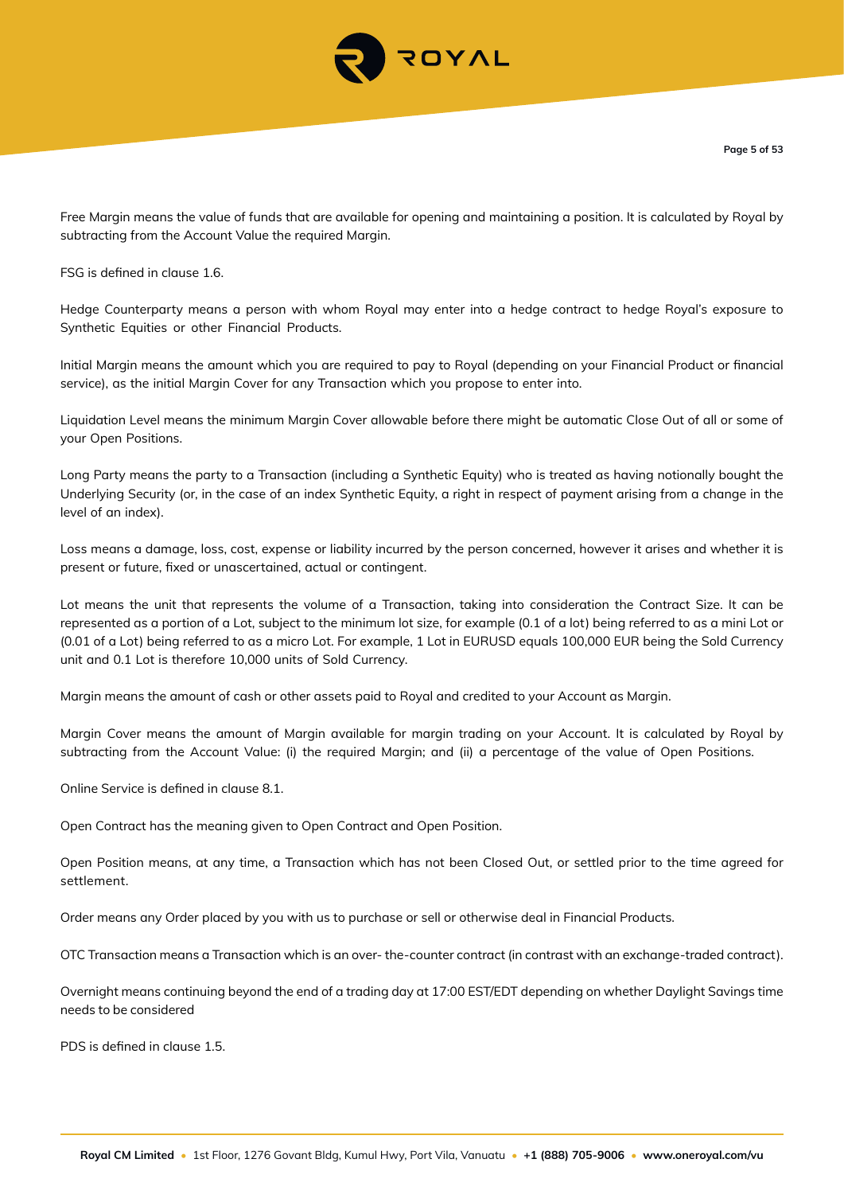Free Margin means the value of funds that are available for opening and maintaining a position. It is calculated by Royal by subtracting from the Account Value the required Margin.

FSG is defined in clause 1.6.

Hedge Counterparty means a person with whom Royal may enter into a hedge contract to hedge Royal's exposure to Synthetic Equities or other Financial Products.

Initial Margin means the amount which you are required to pay to Royal (depending on your Financial Product or financial service), as the initial Margin Cover for any Transaction which you propose to enter into.

Liquidation Level means the minimum Margin Cover allowable before there might be automatic Close Out of all or some of your Open Positions.

Long Party means the party to a Transaction (including a Synthetic Equity) who is treated as having notionally bought the Underlying Security (or, in the case of an index Synthetic Equity, a right in respect of payment arising from a change in the level of an index).

Loss means a damage, loss, cost, expense or liability incurred by the person concerned, however it arises and whether it is present or future, fixed or unascertained, actual or contingent.

Lot means the unit that represents the volume of a Transaction, taking into consideration the Contract Size. It can be represented as a portion of a Lot, subject to the minimum lot size, for example (0.1 of a lot) being referred to as a mini Lot or (0.01 of a Lot) being referred to as a micro Lot. For example, 1 Lot in EURUSD equals 100,000 EUR being the Sold Currency unit and 0.1 Lot is therefore 10,000 units of Sold Currency.

Margin means the amount of cash or other assets paid to Royal and credited to your Account as Margin.

Margin Cover means the amount of Margin available for margin trading on your Account. It is calculated by Royal by subtracting from the Account Value: (i) the required Margin; and (ii) a percentage of the value of Open Positions.

Online Service is defined in clause 8.1.

Open Contract has the meaning given to Open Contract and Open Position.

Open Position means, at any time, a Transaction which has not been Closed Out, or settled prior to the time agreed for settlement.

Order means any Order placed by you with us to purchase or sell or otherwise deal in Financial Products.

OTC Transaction means a Transaction which is an over- the-counter contract (in contrast with an exchange-traded contract).

Overnight means continuing beyond the end of a trading day at 17:00 EST/EDT depending on whether Daylight Savings time needs to be considered

PDS is defined in clause 1.5.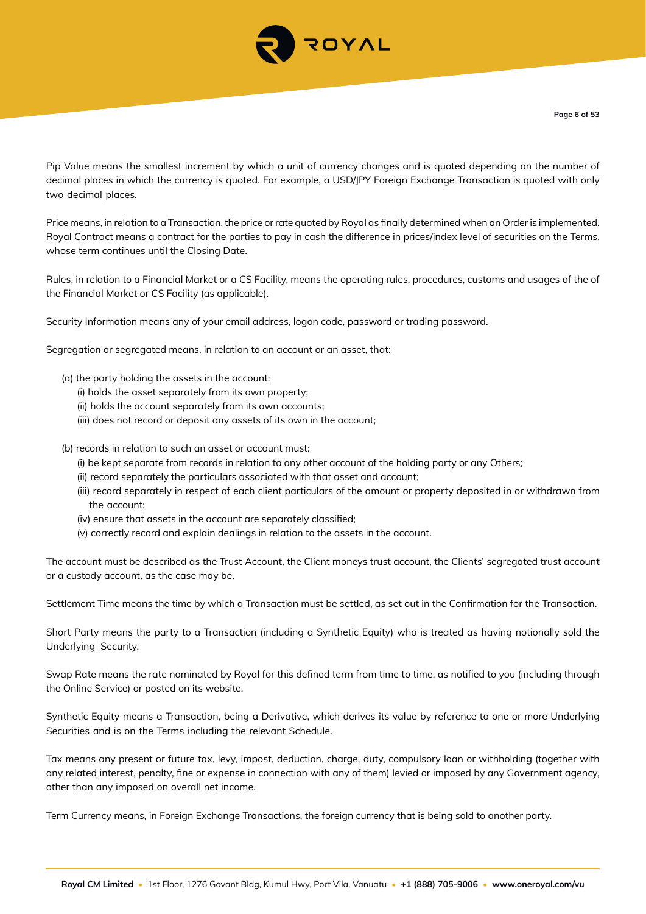Pip Value means the smallest increment by which a unit of currency changes and is quoted depending on the number of decimal places in which the currency is quoted. For example, a USD/JPY Foreign Exchange Transaction is quoted with only two decimal places.

Price means, in relation to a Transaction, the price or rate quoted by Royal as finally determined when an Order is implemented. Royal Contract means a contract for the parties to pay in cash the difference in prices/index level of securities on the Terms, whose term continues until the Closing Date.

Rules, in relation to a Financial Market or a CS Facility, means the operating rules, procedures, customs and usages of the of the Financial Market or CS Facility (as applicable).

Security Information means any of your email address, logon code, password or trading password.

Segregation or segregated means, in relation to an account or an asset, that:

(a) the party holding the assets in the account:
   (i) holds the asset separately from its own property;
   (ii) holds the account separately from its own accounts;
   (iii) does not record or deposit any assets of its own in the account;

(b) records in relation to such an asset or account must:
   (i) be kept separate from records in relation to any other account of the holding party or any Others;
   (ii) record separately the particulars associated with that asset and account;
   (iii) record separately in respect of each client particulars of the amount or property deposited in or withdrawn from the account;
   (iv) ensure that assets in the account are separately classified;
   (v) correctly record and explain dealings in relation to the assets in the account.

The account must be described as the Trust Account, the Client moneys trust account, the Clients' segregated trust account or a custody account, as the case may be.

Settlement Time means the time by which a Transaction must be settled, as set out in the Confirmation for the Transaction.

Short Party means the party to a Transaction (including a Synthetic Equity) who is treated as having notionally sold the Underlying Security.

Swap Rate means the rate nominated by Royal for this defined term from time to time, as notified to you (including through the Online Service) or posted on its website.

Synthetic Equity means a Transaction, being a Derivative, which derives its value by reference to one or more Underlying Securities and is on the Terms including the relevant Schedule.

Tax means any present or future tax, levy, impost, deduction, charge, duty, compulsory loan or withholding (together with any related interest, penalty, fine or expense in connection with any of them) levied or imposed by any Government agency, other than any imposed on overall net income.

Term Currency means, in Foreign Exchange Transactions, the foreign currency that is being sold to another party.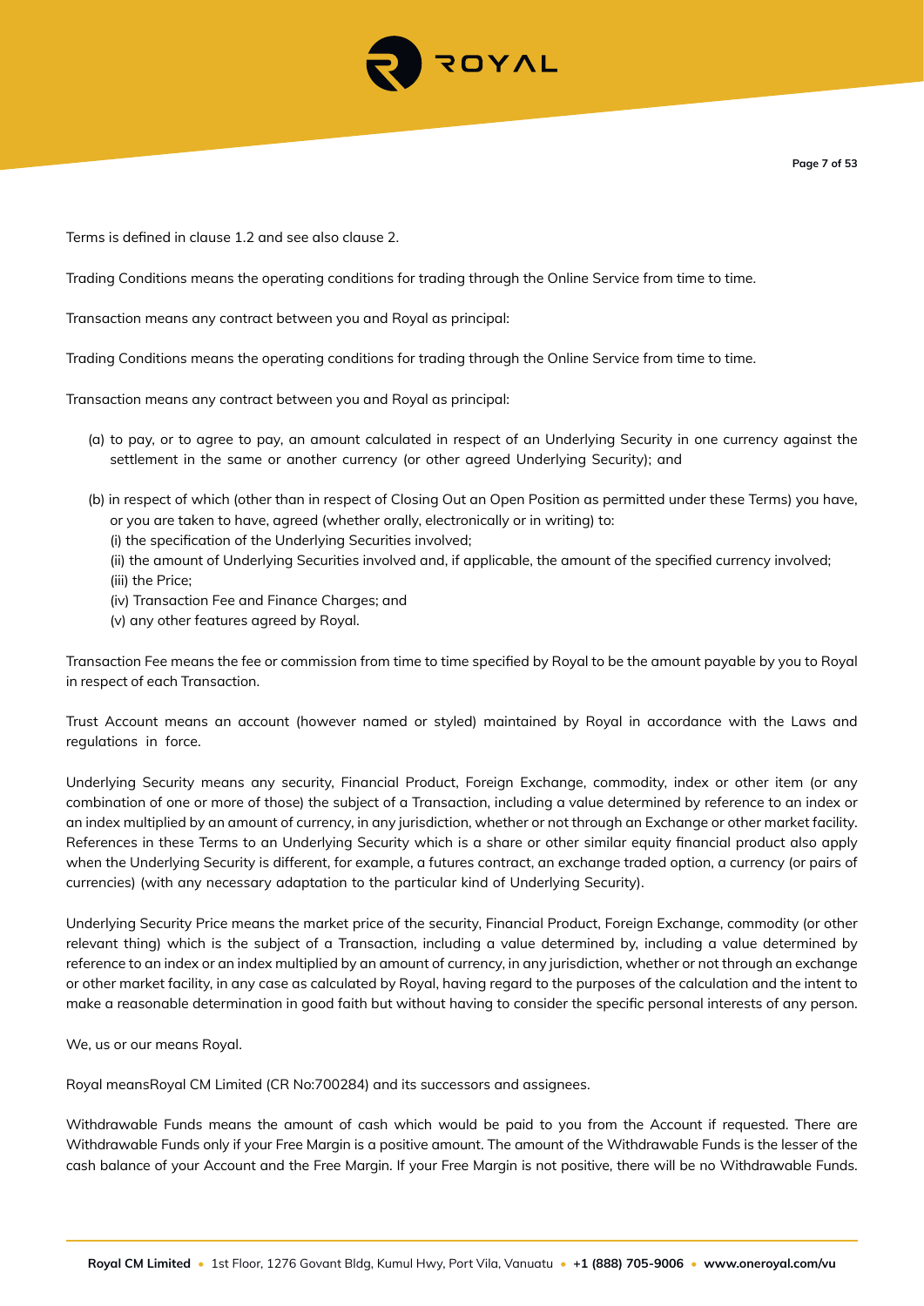Terms is defined in clause 1.2 and see also clause 2.

Trading Conditions means the operating conditions for trading through the Online Service from time to time.

Transaction means any contract between you and Royal as principal:

Trading Conditions means the operating conditions for trading through the Online Service from time to time.

Transaction means any contract between you and Royal as principal:

(a) to pay, or to agree to pay, an amount calculated in respect of an Underlying Security in one currency against the settlement in the same or another currency (or other agreed Underlying Security); and

(b) in respect of which (other than in respect of Closing Out an Open Position as permitted under these Terms) you have, or you are taken to have, agreed (whether orally, electronically or in writing) to:
(i) the specification of the Underlying Securities involved;
(ii) the amount of Underlying Securities involved and, if applicable, the amount of the specified currency involved;
(iii) the Price;
(iv) Transaction Fee and Finance Charges; and
(v) any other features agreed by Royal.

Transaction Fee means the fee or commission from time to time specified by Royal to be the amount payable by you to Royal in respect of each Transaction.

Trust Account means an account (however named or styled) maintained by Royal in accordance with the Laws and regulations in force.

Underlying Security means any security, Financial Product, Foreign Exchange, commodity, index or other item (or any combination of one or more of those) the subject of a Transaction, including a value determined by reference to an index or an index multiplied by an amount of currency, in any jurisdiction, whether or not through an Exchange or other market facility. References in these Terms to an Underlying Security which is a share or other similar equity financial product also apply when the Underlying Security is different, for example, a futures contract, an exchange traded option, a currency (or pairs of currencies) (with any necessary adaptation to the particular kind of Underlying Security).

Underlying Security Price means the market price of the security, Financial Product, Foreign Exchange, commodity (or other relevant thing) which is the subject of a Transaction, including a value determined by, including a value determined by reference to an index or an index multiplied by an amount of currency, in any jurisdiction, whether or not through an exchange or other market facility, in any case as calculated by Royal, having regard to the purposes of the calculation and the intent to make a reasonable determination in good faith but without having to consider the specific personal interests of any person.

We, us or our means Royal.

Royal meansRoyal CM Limited (CR No:700284) and its successors and assignees.

Withdrawable Funds means the amount of cash which would be paid to you from the Account if requested. There are Withdrawable Funds only if your Free Margin is a positive amount. The amount of the Withdrawable Funds is the lesser of the cash balance of your Account and the Free Margin. If your Free Margin is not positive, there will be no Withdrawable Funds.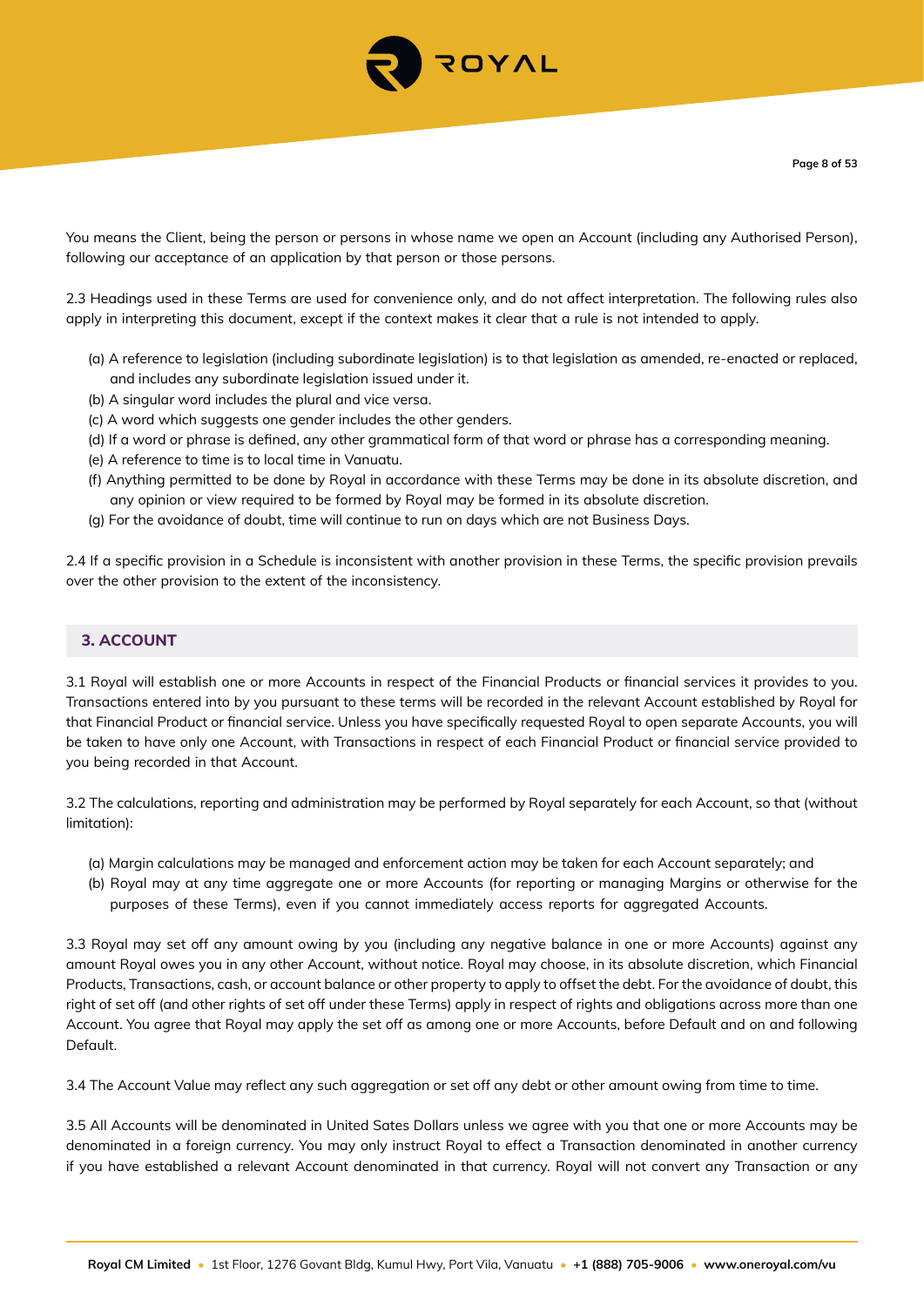You means the Client, being the person or persons in whose name we open an Account (including any Authorised Person), following our acceptance of an application by that person or those persons.

2.3 Headings used in these Terms are used for convenience only, and do not affect interpretation. The following rules also apply in interpreting this document, except if the context makes it clear that a rule is not intended to apply.

(a) A reference to legislation (including subordinate legislation) is to that legislation as amended, re-enacted or replaced, and includes any subordinate legislation issued under it.
(b) A singular word includes the plural and vice versa.
(c) A word which suggests one gender includes the other genders.
(d) If a word or phrase is defined, any other grammatical form of that word or phrase has a corresponding meaning.
(e) A reference to time is to local time in Vanuatu.
(f) Anything permitted to be done by Royal in accordance with these Terms may be done in its absolute discretion, and any opinion or view required to be formed by Royal may be formed in its absolute discretion.
(g) For the avoidance of doubt, time will continue to run on days which are not Business Days.

2.4 If a specific provision in a Schedule is inconsistent with another provision in these Terms, the specific provision prevails over the other provision to the extent of the inconsistency.

## 3. ACCOUNT

3.1 Royal will establish one or more Accounts in respect of the Financial Products or financial services it provides to you. Transactions entered into by you pursuant to these terms will be recorded in the relevant Account established by Royal for that Financial Product or financial service. Unless you have specifically requested Royal to open separate Accounts, you will be taken to have only one Account, with Transactions in respect of each Financial Product or financial service provided to you being recorded in that Account.

3.2 The calculations, reporting and administration may be performed by Royal separately for each Account, so that (without limitation):

(a) Margin calculations may be managed and enforcement action may be taken for each Account separately; and
(b) Royal may at any time aggregate one or more Accounts (for reporting or managing Margins or otherwise for the purposes of these Terms), even if you cannot immediately access reports for aggregated Accounts.

3.3 Royal may set off any amount owing by you (including any negative balance in one or more Accounts) against any amount Royal owes you in any other Account, without notice. Royal may choose, in its absolute discretion, which Financial Products, Transactions, cash, or account balance or other property to apply to offset the debt. For the avoidance of doubt, this right of set off (and other rights of set off under these Terms) apply in respect of rights and obligations across more than one Account. You agree that Royal may apply the set off as among one or more Accounts, before Default and on and following Default.

3.4 The Account Value may reflect any such aggregation or set off any debt or other amount owing from time to time.

3.5 All Accounts will be denominated in United Sates Dollars unless we agree with you that one or more Accounts may be denominated in a foreign currency. You may only instruct Royal to effect a Transaction denominated in another currency if you have established a relevant Account denominated in that currency. Royal will not convert any Transaction or any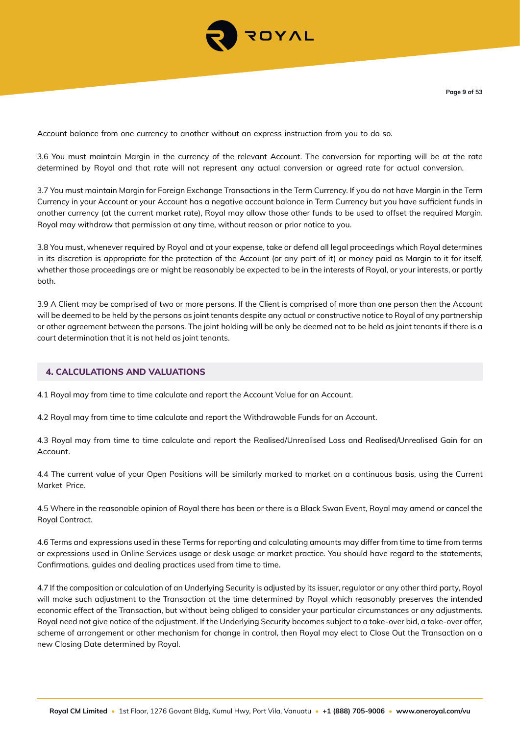Account balance from one currency to another without an express instruction from you to do so.

3.6 You must maintain Margin in the currency of the relevant Account. The conversion for reporting will be at the rate determined by Royal and that rate will not represent any actual conversion or agreed rate for actual conversion.

3.7 You must maintain Margin for Foreign Exchange Transactions in the Term Currency. If you do not have Margin in the Term Currency in your Account or your Account has a negative account balance in Term Currency but you have sufficient funds in another currency (at the current market rate), Royal may allow those other funds to be used to offset the required Margin. Royal may withdraw that permission at any time, without reason or prior notice to you.

3.8 You must, whenever required by Royal and at your expense, take or defend all legal proceedings which Royal determines in its discretion is appropriate for the protection of the Account (or any part of it) or money paid as Margin to it for itself, whether those proceedings are or might be reasonably be expected to be in the interests of Royal, or your interests, or partly both.

3.9 A Client may be comprised of two or more persons. If the Client is comprised of more than one person then the Account will be deemed to be held by the persons as joint tenants despite any actual or constructive notice to Royal of any partnership or other agreement between the persons. The joint holding will be only be deemed not to be held as joint tenants if there is a court determination that it is not held as joint tenants.

## 4. CALCULATIONS AND VALUATIONS

4.1 Royal may from time to time calculate and report the Account Value for an Account.

4.2 Royal may from time to time calculate and report the Withdrawable Funds for an Account.

4.3 Royal may from time to time calculate and report the Realised/Unrealised Loss and Realised/Unrealised Gain for an Account.

4.4 The current value of your Open Positions will be similarly marked to market on a continuous basis, using the Current Market Price.

4.5 Where in the reasonable opinion of Royal there has been or there is a Black Swan Event, Royal may amend or cancel the Royal Contract.

4.6 Terms and expressions used in these Terms for reporting and calculating amounts may differ from time to time from terms or expressions used in Online Services usage or desk usage or market practice. You should have regard to the statements, Confirmations, guides and dealing practices used from time to time.

4.7 If the composition or calculation of an Underlying Security is adjusted by its issuer, regulator or any other third party, Royal will make such adjustment to the Transaction at the time determined by Royal which reasonably preserves the intended economic effect of the Transaction, but without being obliged to consider your particular circumstances or any adjustments. Royal need not give notice of the adjustment. If the Underlying Security becomes subject to a take-over bid, a take-over offer, scheme of arrangement or other mechanism for change in control, then Royal may elect to Close Out the Transaction on a new Closing Date determined by Royal.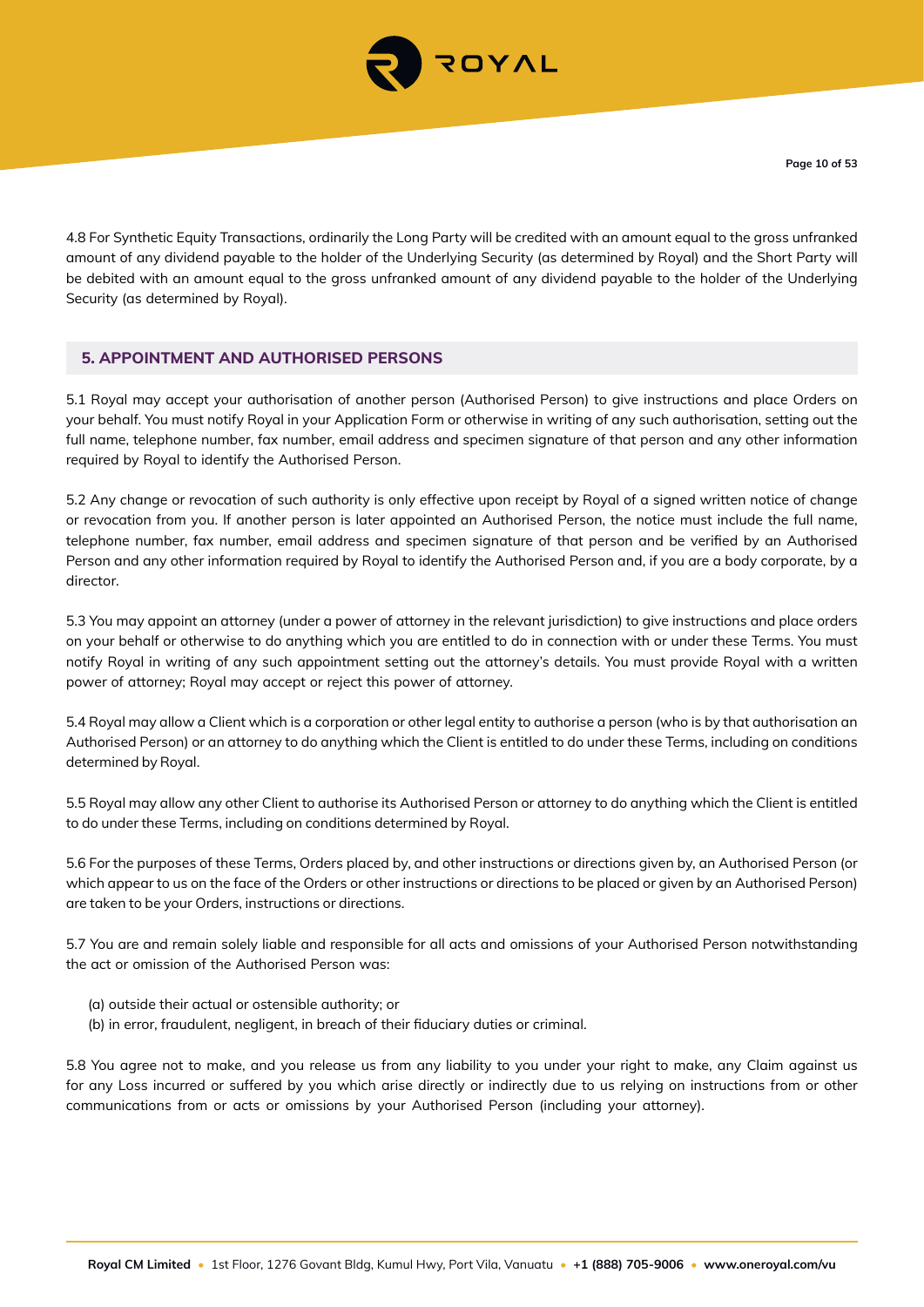4.8 For Synthetic Equity Transactions, ordinarily the Long Party will be credited with an amount equal to the gross unfranked amount of any dividend payable to the holder of the Underlying Security (as determined by Royal) and the Short Party will be debited with an amount equal to the gross unfranked amount of any dividend payable to the holder of the Underlying Security (as determined by Royal).

## 5. APPOINTMENT AND AUTHORISED PERSONS

5.1 Royal may accept your authorisation of another person (Authorised Person) to give instructions and place Orders on your behalf. You must notify Royal in your Application Form or otherwise in writing of any such authorisation, setting out the full name, telephone number, fax number, email address and specimen signature of that person and any other information required by Royal to identify the Authorised Person.

5.2 Any change or revocation of such authority is only effective upon receipt by Royal of a signed written notice of change or revocation from you. If another person is later appointed an Authorised Person, the notice must include the full name, telephone number, fax number, email address and specimen signature of that person and be verified by an Authorised Person and any other information required by Royal to identify the Authorised Person and, if you are a body corporate, by a director.

5.3 You may appoint an attorney (under a power of attorney in the relevant jurisdiction) to give instructions and place orders on your behalf or otherwise to do anything which you are entitled to do in connection with or under these Terms. You must notify Royal in writing of any such appointment setting out the attorney's details. You must provide Royal with a written power of attorney; Royal may accept or reject this power of attorney.

5.4 Royal may allow a Client which is a corporation or other legal entity to authorise a person (who is by that authorisation an Authorised Person) or an attorney to do anything which the Client is entitled to do under these Terms, including on conditions determined by Royal.

5.5 Royal may allow any other Client to authorise its Authorised Person or attorney to do anything which the Client is entitled to do under these Terms, including on conditions determined by Royal.

5.6 For the purposes of these Terms, Orders placed by, and other instructions or directions given by, an Authorised Person (or which appear to us on the face of the Orders or other instructions or directions to be placed or given by an Authorised Person) are taken to be your Orders, instructions or directions.

5.7 You are and remain solely liable and responsible for all acts and omissions of your Authorised Person notwithstanding the act or omission of the Authorised Person was:

(a) outside their actual or ostensible authority; or
(b) in error, fraudulent, negligent, in breach of their fiduciary duties or criminal.

5.8 You agree not to make, and you release us from any liability to you under your right to make, any Claim against us for any Loss incurred or suffered by you which arise directly or indirectly due to us relying on instructions from or other communications from or acts or omissions by your Authorised Person (including your attorney).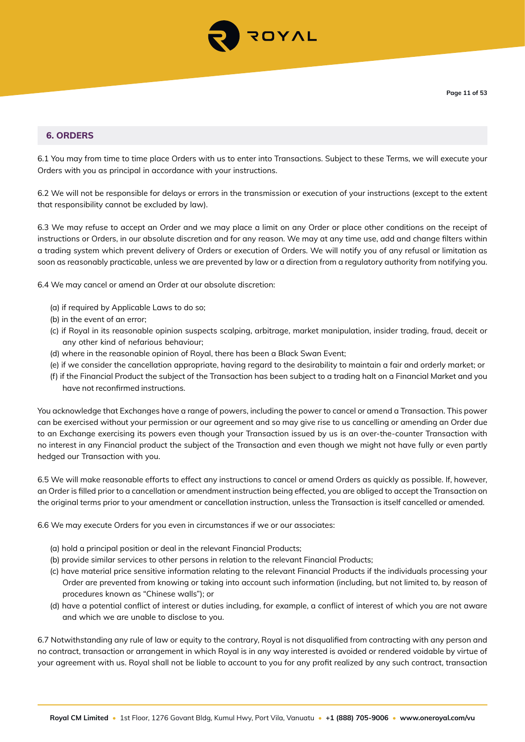## 6. ORDERS

6.1 You may from time to time place Orders with us to enter into Transactions. Subject to these Terms, we will execute your Orders with you as principal in accordance with your instructions.

6.2 We will not be responsible for delays or errors in the transmission or execution of your instructions (except to the extent that responsibility cannot be excluded by law).

6.3 We may refuse to accept an Order and we may place a limit on any Order or place other conditions on the receipt of instructions or Orders, in our absolute discretion and for any reason. We may at any time use, add and change filters within a trading system which prevent delivery of Orders or execution of Orders. We will notify you of any refusal or limitation as soon as reasonably practicable, unless we are prevented by law or a direction from a regulatory authority from notifying you.

6.4 We may cancel or amend an Order at our absolute discretion:

(a) if required by Applicable Laws to do so;
(b) in the event of an error;
(c) if Royal in its reasonable opinion suspects scalping, arbitrage, market manipulation, insider trading, fraud, deceit or any other kind of nefarious behaviour;
(d) where in the reasonable opinion of Royal, there has been a Black Swan Event;
(e) if we consider the cancellation appropriate, having regard to the desirability to maintain a fair and orderly market; or
(f) if the Financial Product the subject of the Transaction has been subject to a trading halt on a Financial Market and you have not reconfirmed instructions.

You acknowledge that Exchanges have a range of powers, including the power to cancel or amend a Transaction. This power can be exercised without your permission or our agreement and so may give rise to us cancelling or amending an Order due to an Exchange exercising its powers even though your Transaction issued by us is an over-the-counter Transaction with no interest in any Financial product the subject of the Transaction and even though we might not have fully or even partly hedged our Transaction with you.

6.5 We will make reasonable efforts to effect any instructions to cancel or amend Orders as quickly as possible. If, however, an Order is filled prior to a cancellation or amendment instruction being effected, you are obliged to accept the Transaction on the original terms prior to your amendment or cancellation instruction, unless the Transaction is itself cancelled or amended.

6.6 We may execute Orders for you even in circumstances if we or our associates:

(a) hold a principal position or deal in the relevant Financial Products;
(b) provide similar services to other persons in relation to the relevant Financial Products;
(c) have material price sensitive information relating to the relevant Financial Products if the individuals processing your Order are prevented from knowing or taking into account such information (including, but not limited to, by reason of procedures known as "Chinese walls"); or
(d) have a potential conflict of interest or duties including, for example, a conflict of interest of which you are not aware and which we are unable to disclose to you.

6.7 Notwithstanding any rule of law or equity to the contrary, Royal is not disqualified from contracting with any person and no contract, transaction or arrangement in which Royal is in any way interested is avoided or rendered voidable by virtue of your agreement with us. Royal shall not be liable to account to you for any profit realized by any such contract, transaction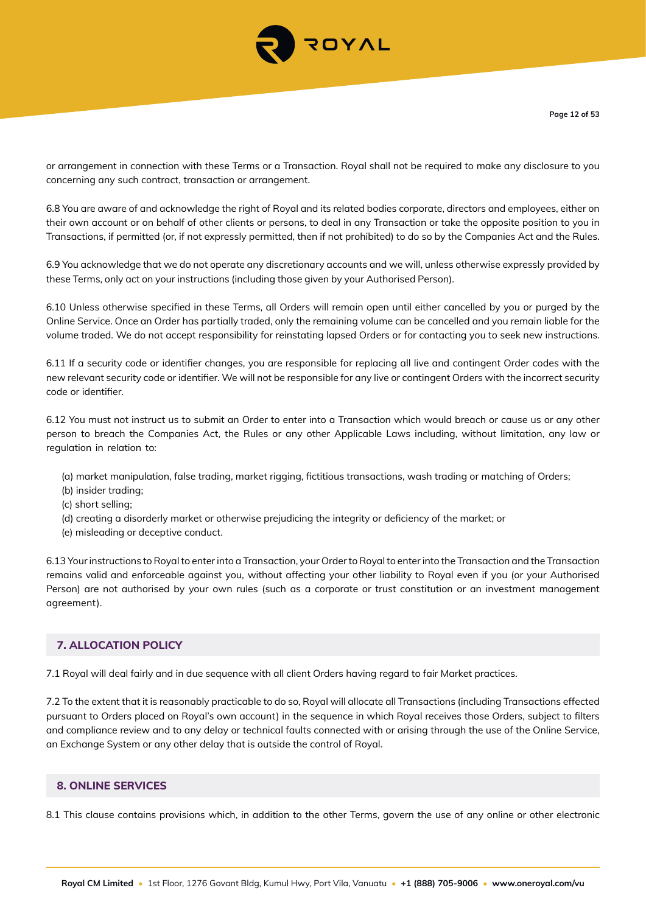or arrangement in connection with these Terms or a Transaction. Royal shall not be required to make any disclosure to you concerning any such contract, transaction or arrangement.

6.8 You are aware of and acknowledge the right of Royal and its related bodies corporate, directors and employees, either on their own account or on behalf of other clients or persons, to deal in any Transaction or take the opposite position to you in Transactions, if permitted (or, if not expressly permitted, then if not prohibited) to do so by the Companies Act and the Rules.

6.9 You acknowledge that we do not operate any discretionary accounts and we will, unless otherwise expressly provided by these Terms, only act on your instructions (including those given by your Authorised Person).

6.10 Unless otherwise specified in these Terms, all Orders will remain open until either cancelled by you or purged by the Online Service. Once an Order has partially traded, only the remaining volume can be cancelled and you remain liable for the volume traded. We do not accept responsibility for reinstating lapsed Orders or for contacting you to seek new instructions.

6.11 If a security code or identifier changes, you are responsible for replacing all live and contingent Order codes with the new relevant security code or identifier. We will not be responsible for any live or contingent Orders with the incorrect security code or identifier.

6.12 You must not instruct us to submit an Order to enter into a Transaction which would breach or cause us or any other person to breach the Companies Act, the Rules or any other Applicable Laws including, without limitation, any law or regulation in relation to:

(a) market manipulation, false trading, market rigging, fictitious transactions, wash trading or matching of Orders;
(b) insider trading;
(c) short selling;
(d) creating a disorderly market or otherwise prejudicing the integrity or deficiency of the market; or
(e) misleading or deceptive conduct.

6.13 Your instructions to Royal to enter into a Transaction, your Order to Royal to enter into the Transaction and the Transaction remains valid and enforceable against you, without affecting your other liability to Royal even if you (or your Authorised Person) are not authorised by your own rules (such as a corporate or trust constitution or an investment management agreement).

## 7. ALLOCATION POLICY

7.1 Royal will deal fairly and in due sequence with all client Orders having regard to fair Market practices.

7.2 To the extent that it is reasonably practicable to do so, Royal will allocate all Transactions (including Transactions effected pursuant to Orders placed on Royal's own account) in the sequence in which Royal receives those Orders, subject to filters and compliance review and to any delay or technical faults connected with or arising through the use of the Online Service, an Exchange System or any other delay that is outside the control of Royal.

## 8. ONLINE SERVICES

8.1 This clause contains provisions which, in addition to the other Terms, govern the use of any online or other electronic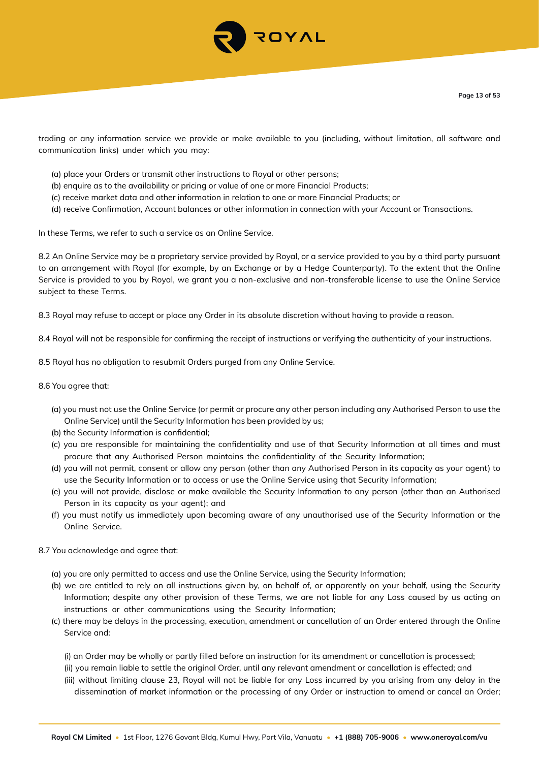trading or any information service we provide or make available to you (including, without limitation, all software and communication links) under which you may:

(a) place your Orders or transmit other instructions to Royal or other persons;
(b) enquire as to the availability or pricing or value of one or more Financial Products;
(c) receive market data and other information in relation to one or more Financial Products; or
(d) receive Confirmation, Account balances or other information in connection with your Account or Transactions.

In these Terms, we refer to such a service as an Online Service.

8.2 An Online Service may be a proprietary service provided by Royal, or a service provided to you by a third party pursuant to an arrangement with Royal (for example, by an Exchange or by a Hedge Counterparty). To the extent that the Online Service is provided to you by Royal, we grant you a non-exclusive and non-transferable license to use the Online Service subject to these Terms.

8.3 Royal may refuse to accept or place any Order in its absolute discretion without having to provide a reason.

8.4 Royal will not be responsible for confirming the receipt of instructions or verifying the authenticity of your instructions.

8.5 Royal has no obligation to resubmit Orders purged from any Online Service.

8.6 You agree that:

(a) you must not use the Online Service (or permit or procure any other person including any Authorised Person to use the Online Service) until the Security Information has been provided by us;
(b) the Security Information is confidential;
(c) you are responsible for maintaining the confidentiality and use of that Security Information at all times and must procure that any Authorised Person maintains the confidentiality of the Security Information;
(d) you will not permit, consent or allow any person (other than any Authorised Person in its capacity as your agent) to use the Security Information or to access or use the Online Service using that Security Information;
(e) you will not provide, disclose or make available the Security Information to any person (other than an Authorised Person in its capacity as your agent); and
(f) you must notify us immediately upon becoming aware of any unauthorised use of the Security Information or the Online Service.

8.7 You acknowledge and agree that:

(a) you are only permitted to access and use the Online Service, using the Security Information;
(b) we are entitled to rely on all instructions given by, on behalf of, or apparently on your behalf, using the Security Information; despite any other provision of these Terms, we are not liable for any Loss caused by us acting on instructions or other communications using the Security Information;
(c) there may be delays in the processing, execution, amendment or cancellation of an Order entered through the Online Service and:

    (i) an Order may be wholly or partly filled before an instruction for its amendment or cancellation is processed;
    (ii) you remain liable to settle the original Order, until any relevant amendment or cancellation is effected; and
    (iii) without limiting clause 23, Royal will not be liable for any Loss incurred by you arising from any delay in the dissemination of market information or the processing of any Order or instruction to amend or cancel an Order;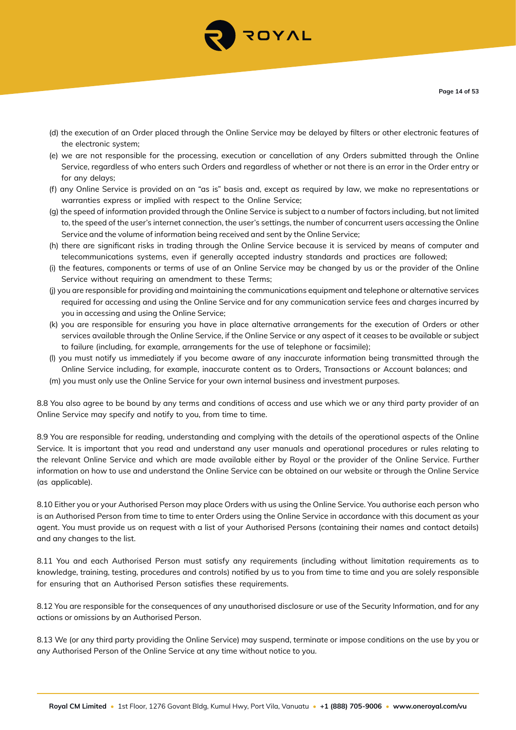(d) the execution of an Order placed through the Online Service may be delayed by filters or other electronic features of the electronic system;

(e) we are not responsible for the processing, execution or cancellation of any Orders submitted through the Online Service, regardless of who enters such Orders and regardless of whether or not there is an error in the Order entry or for any delays;

(f) any Online Service is provided on an "as is" basis and, except as required by law, we make no representations or warranties express or implied with respect to the Online Service;

(g) the speed of information provided through the Online Service is subject to a number of factors including, but not limited to, the speed of the user's internet connection, the user's settings, the number of concurrent users accessing the Online Service and the volume of information being received and sent by the Online Service;

(h) there are significant risks in trading through the Online Service because it is serviced by means of computer and telecommunications systems, even if generally accepted industry standards and practices are followed;

(i) the features, components or terms of use of an Online Service may be changed by us or the provider of the Online Service without requiring an amendment to these Terms;

(j) you are responsible for providing and maintaining the communications equipment and telephone or alternative services required for accessing and using the Online Service and for any communication service fees and charges incurred by you in accessing and using the Online Service;

(k) you are responsible for ensuring you have in place alternative arrangements for the execution of Orders or other services available through the Online Service, if the Online Service or any aspect of it ceases to be available or subject to failure (including, for example, arrangements for the use of telephone or facsimile);

(l) you must notify us immediately if you become aware of any inaccurate information being transmitted through the Online Service including, for example, inaccurate content as to Orders, Transactions or Account balances; and

(m) you must only use the Online Service for your own internal business and investment purposes.

8.8 You also agree to be bound by any terms and conditions of access and use which we or any third party provider of an Online Service may specify and notify to you, from time to time.

8.9 You are responsible for reading, understanding and complying with the details of the operational aspects of the Online Service. It is important that you read and understand any user manuals and operational procedures or rules relating to the relevant Online Service and which are made available either by Royal or the provider of the Online Service. Further information on how to use and understand the Online Service can be obtained on our website or through the Online Service (as applicable).

8.10 Either you or your Authorised Person may place Orders with us using the Online Service. You authorise each person who is an Authorised Person from time to time to enter Orders using the Online Service in accordance with this document as your agent. You must provide us on request with a list of your Authorised Persons (containing their names and contact details) and any changes to the list.

8.11 You and each Authorised Person must satisfy any requirements (including without limitation requirements as to knowledge, training, testing, procedures and controls) notified by us to you from time to time and you are solely responsible for ensuring that an Authorised Person satisfies these requirements.

8.12 You are responsible for the consequences of any unauthorised disclosure or use of the Security Information, and for any actions or omissions by an Authorised Person.

8.13 We (or any third party providing the Online Service) may suspend, terminate or impose conditions on the use by you or any Authorised Person of the Online Service at any time without notice to you.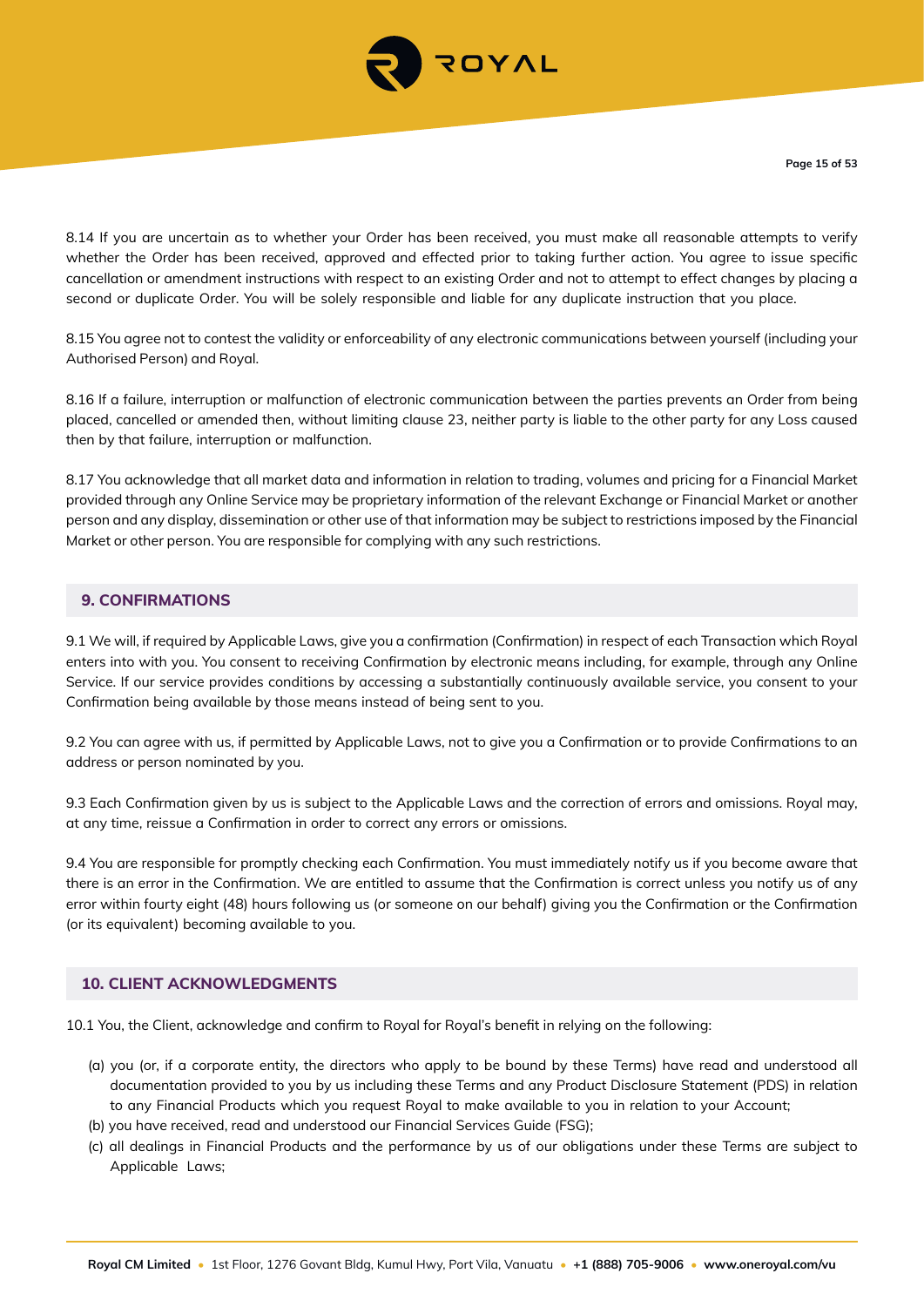8.14 If you are uncertain as to whether your Order has been received, you must make all reasonable attempts to verify whether the Order has been received, approved and effected prior to taking further action. You agree to issue specific cancellation or amendment instructions with respect to an existing Order and not to attempt to effect changes by placing a second or duplicate Order. You will be solely responsible and liable for any duplicate instruction that you place.

8.15 You agree not to contest the validity or enforceability of any electronic communications between yourself (including your Authorised Person) and Royal.

8.16 If a failure, interruption or malfunction of electronic communication between the parties prevents an Order from being placed, cancelled or amended then, without limiting clause 23, neither party is liable to the other party for any Loss caused then by that failure, interruption or malfunction.

8.17 You acknowledge that all market data and information in relation to trading, volumes and pricing for a Financial Market provided through any Online Service may be proprietary information of the relevant Exchange or Financial Market or another person and any display, dissemination or other use of that information may be subject to restrictions imposed by the Financial Market or other person. You are responsible for complying with any such restrictions.

## 9. CONFIRMATIONS

9.1 We will, if required by Applicable Laws, give you a confirmation (Confirmation) in respect of each Transaction which Royal enters into with you. You consent to receiving Confirmation by electronic means including, for example, through any Online Service. If our service provides conditions by accessing a substantially continuously available service, you consent to your Confirmation being available by those means instead of being sent to you.

9.2 You can agree with us, if permitted by Applicable Laws, not to give you a Confirmation or to provide Confirmations to an address or person nominated by you.

9.3 Each Confirmation given by us is subject to the Applicable Laws and the correction of errors and omissions. Royal may, at any time, reissue a Confirmation in order to correct any errors or omissions.

9.4 You are responsible for promptly checking each Confirmation. You must immediately notify us if you become aware that there is an error in the Confirmation. We are entitled to assume that the Confirmation is correct unless you notify us of any error within fourty eight (48) hours following us (or someone on our behalf) giving you the Confirmation or the Confirmation (or its equivalent) becoming available to you.

## 10. CLIENT ACKNOWLEDGMENTS

10.1 You, the Client, acknowledge and confirm to Royal for Royal's benefit in relying on the following:

(a) you (or, if a corporate entity, the directors who apply to be bound by these Terms) have read and understood all documentation provided to you by us including these Terms and any Product Disclosure Statement (PDS) in relation to any Financial Products which you request Royal to make available to you in relation to your Account;
(b) you have received, read and understood our Financial Services Guide (FSG);
(c) all dealings in Financial Products and the performance by us of our obligations under these Terms are subject to Applicable Laws;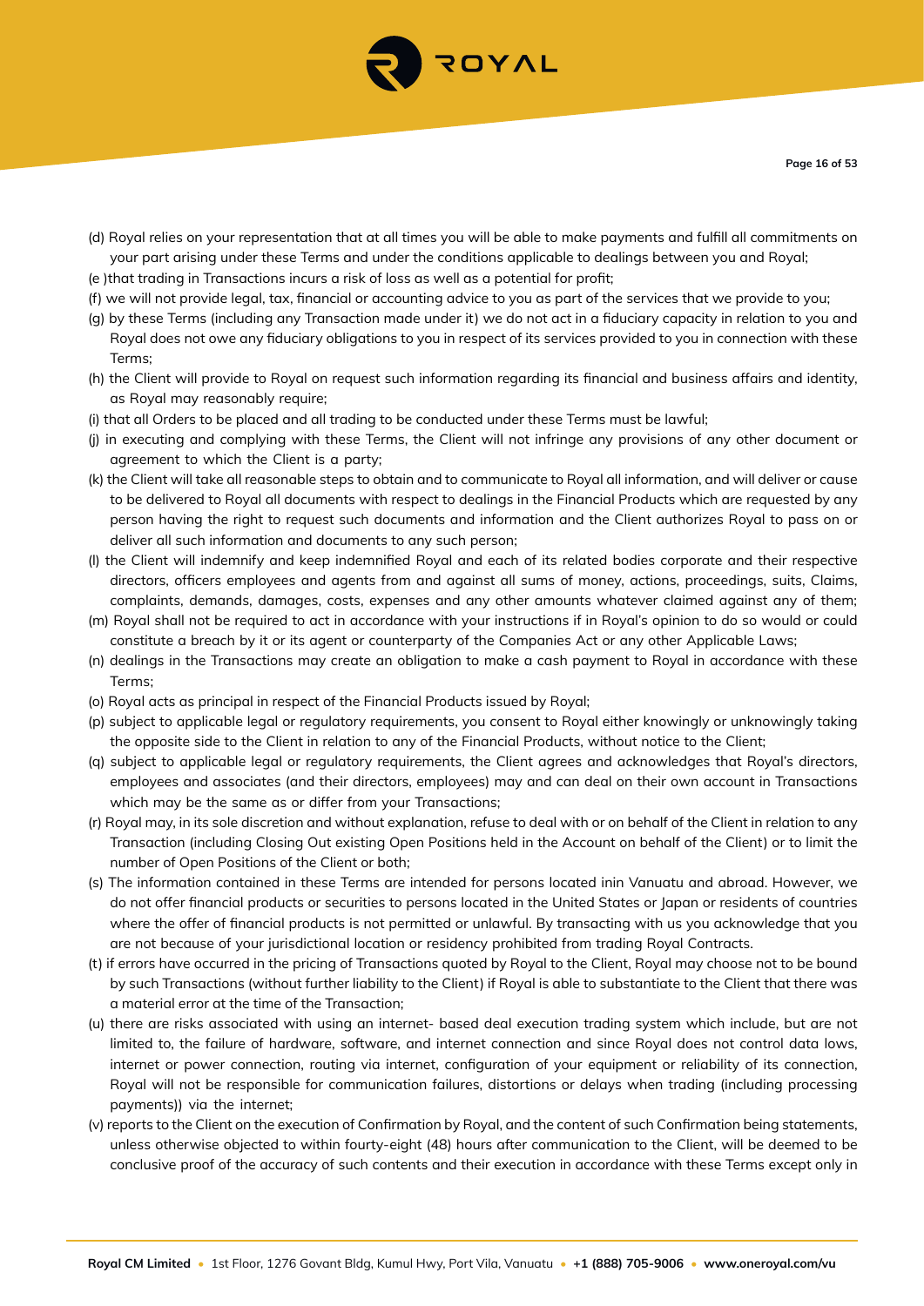(d) Royal relies on your representation that at all times you will be able to make payments and fulfill all commitments on your part arising under these Terms and under the conditions applicable to dealings between you and Royal;

(e )that trading in Transactions incurs a risk of loss as well as a potential for profit;

(f) we will not provide legal, tax, financial or accounting advice to you as part of the services that we provide to you;

(g) by these Terms (including any Transaction made under it) we do not act in a fiduciary capacity in relation to you and Royal does not owe any fiduciary obligations to you in respect of its services provided to you in connection with these Terms;

(h) the Client will provide to Royal on request such information regarding its financial and business affairs and identity, as Royal may reasonably require;

(i) that all Orders to be placed and all trading to be conducted under these Terms must be lawful;

(j) in executing and complying with these Terms, the Client will not infringe any provisions of any other document or agreement to which the Client is a party;

(k) the Client will take all reasonable steps to obtain and to communicate to Royal all information, and will deliver or cause to be delivered to Royal all documents with respect to dealings in the Financial Products which are requested by any person having the right to request such documents and information and the Client authorizes Royal to pass on or deliver all such information and documents to any such person;

(l) the Client will indemnify and keep indemnified Royal and each of its related bodies corporate and their respective directors, officers employees and agents from and against all sums of money, actions, proceedings, suits, Claims, complaints, demands, damages, costs, expenses and any other amounts whatever claimed against any of them;

(m) Royal shall not be required to act in accordance with your instructions if in Royal's opinion to do so would or could constitute a breach by it or its agent or counterparty of the Companies Act or any other Applicable Laws;

(n) dealings in the Transactions may create an obligation to make a cash payment to Royal in accordance with these Terms;

(o) Royal acts as principal in respect of the Financial Products issued by Royal;

(p) subject to applicable legal or regulatory requirements, you consent to Royal either knowingly or unknowingly taking the opposite side to the Client in relation to any of the Financial Products, without notice to the Client;

(q) subject to applicable legal or regulatory requirements, the Client agrees and acknowledges that Royal's directors, employees and associates (and their directors, employees) may and can deal on their own account in Transactions which may be the same as or differ from your Transactions;

(r) Royal may, in its sole discretion and without explanation, refuse to deal with or on behalf of the Client in relation to any Transaction (including Closing Out existing Open Positions held in the Account on behalf of the Client) or to limit the number of Open Positions of the Client or both;

(s) The information contained in these Terms are intended for persons located inin Vanuatu and abroad. However, we do not offer financial products or securities to persons located in the United States or Japan or residents of countries where the offer of financial products is not permitted or unlawful. By transacting with us you acknowledge that you are not because of your jurisdictional location or residency prohibited from trading Royal Contracts.

(t) if errors have occurred in the pricing of Transactions quoted by Royal to the Client, Royal may choose not to be bound by such Transactions (without further liability to the Client) if Royal is able to substantiate to the Client that there was a material error at the time of the Transaction;

(u) there are risks associated with using an internet- based deal execution trading system which include, but are not limited to, the failure of hardware, software, and internet connection and since Royal does not control data lows, internet or power connection, routing via internet, configuration of your equipment or reliability of its connection, Royal will not be responsible for communication failures, distortions or delays when trading (including processing payments)) via the internet;

(v) reports to the Client on the execution of Confirmation by Royal, and the content of such Confirmation being statements, unless otherwise objected to within fourty-eight (48) hours after communication to the Client, will be deemed to be conclusive proof of the accuracy of such contents and their execution in accordance with these Terms except only in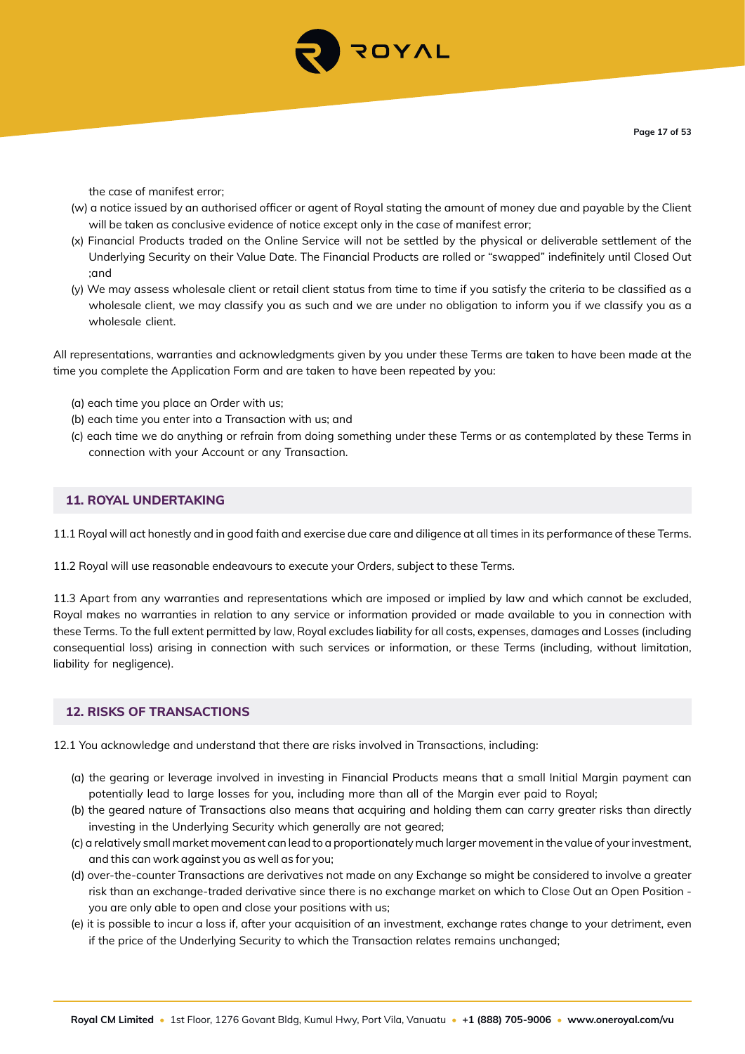the case of manifest error;

(w) a notice issued by an authorised officer or agent of Royal stating the amount of money due and payable by the Client will be taken as conclusive evidence of notice except only in the case of manifest error;

(x) Financial Products traded on the Online Service will not be settled by the physical or deliverable settlement of the Underlying Security on their Value Date. The Financial Products are rolled or "swapped" indefinitely until Closed Out ;and

(y) We may assess wholesale client or retail client status from time to time if you satisfy the criteria to be classified as a wholesale client, we may classify you as such and we are under no obligation to inform you if we classify you as a wholesale client.

All representations, warranties and acknowledgments given by you under these Terms are taken to have been made at the time you complete the Application Form and are taken to have been repeated by you:

(a) each time you place an Order with us;

(b) each time you enter into a Transaction with us; and

(c) each time we do anything or refrain from doing something under these Terms or as contemplated by these Terms in connection with your Account or any Transaction.

## 11. ROYAL UNDERTAKING

11.1 Royal will act honestly and in good faith and exercise due care and diligence at all times in its performance of these Terms.

11.2 Royal will use reasonable endeavours to execute your Orders, subject to these Terms.

11.3 Apart from any warranties and representations which are imposed or implied by law and which cannot be excluded, Royal makes no warranties in relation to any service or information provided or made available to you in connection with these Terms. To the full extent permitted by law, Royal excludes liability for all costs, expenses, damages and Losses (including consequential loss) arising in connection with such services or information, or these Terms (including, without limitation, liability for negligence).

## 12. RISKS OF TRANSACTIONS

12.1 You acknowledge and understand that there are risks involved in Transactions, including:

(a) the gearing or leverage involved in investing in Financial Products means that a small Initial Margin payment can potentially lead to large losses for you, including more than all of the Margin ever paid to Royal;

(b) the geared nature of Transactions also means that acquiring and holding them can carry greater risks than directly investing in the Underlying Security which generally are not geared;

(c) a relatively small market movement can lead to a proportionately much larger movement in the value of your investment, and this can work against you as well as for you;

(d) over-the-counter Transactions are derivatives not made on any Exchange so might be considered to involve a greater risk than an exchange-traded derivative since there is no exchange market on which to Close Out an Open Position - you are only able to open and close your positions with us;

(e) it is possible to incur a loss if, after your acquisition of an investment, exchange rates change to your detriment, even if the price of the Underlying Security to which the Transaction relates remains unchanged;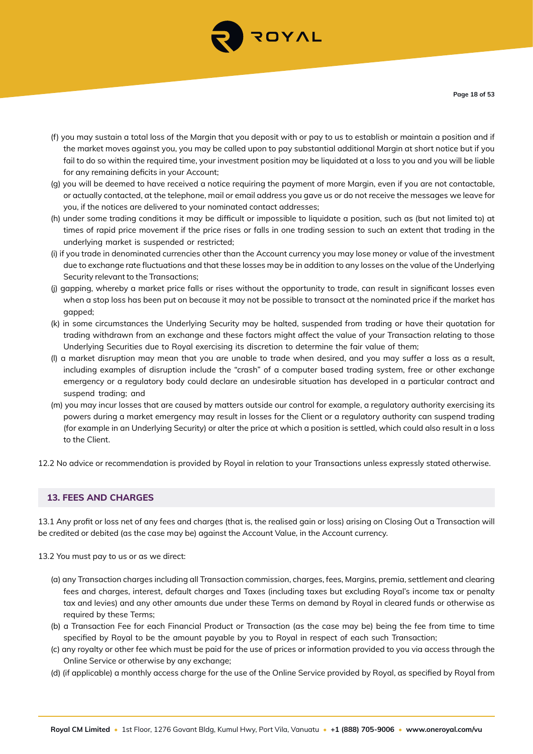(f) you may sustain a total loss of the Margin that you deposit with or pay to us to establish or maintain a position and if the market moves against you, you may be called upon to pay substantial additional Margin at short notice but if you fail to do so within the required time, your investment position may be liquidated at a loss to you and you will be liable for any remaining deficits in your Account;

(g) you will be deemed to have received a notice requiring the payment of more Margin, even if you are not contactable, or actually contacted, at the telephone, mail or email address you gave us or do not receive the messages we leave for you, if the notices are delivered to your nominated contact addresses;

(h) under some trading conditions it may be difficult or impossible to liquidate a position, such as (but not limited to) at times of rapid price movement if the price rises or falls in one trading session to such an extent that trading in the underlying market is suspended or restricted;

(i) if you trade in denominated currencies other than the Account currency you may lose money or value of the investment due to exchange rate fluctuations and that these losses may be in addition to any losses on the value of the Underlying Security relevant to the Transactions;

(j) gapping, whereby a market price falls or rises without the opportunity to trade, can result in significant losses even when a stop loss has been put on because it may not be possible to transact at the nominated price if the market has gapped;

(k) in some circumstances the Underlying Security may be halted, suspended from trading or have their quotation for trading withdrawn from an exchange and these factors might affect the value of your Transaction relating to those Underlying Securities due to Royal exercising its discretion to determine the fair value of them;

(l) a market disruption may mean that you are unable to trade when desired, and you may suffer a loss as a result, including examples of disruption include the "crash" of a computer based trading system, free or other exchange emergency or a regulatory body could declare an undesirable situation has developed in a particular contract and suspend trading; and

(m) you may incur losses that are caused by matters outside our control for example, a regulatory authority exercising its powers during a market emergency may result in losses for the Client or a regulatory authority can suspend trading (for example in an Underlying Security) or alter the price at which a position is settled, which could also result in a loss to the Client.

12.2 No advice or recommendation is provided by Royal in relation to your Transactions unless expressly stated otherwise.

## 13. FEES AND CHARGES

13.1 Any profit or loss net of any fees and charges (that is, the realised gain or loss) arising on Closing Out a Transaction will be credited or debited (as the case may be) against the Account Value, in the Account currency.

13.2 You must pay to us or as we direct:

(a) any Transaction charges including all Transaction commission, charges, fees, Margins, premia, settlement and clearing fees and charges, interest, default charges and Taxes (including taxes but excluding Royal's income tax or penalty tax and levies) and any other amounts due under these Terms on demand by Royal in cleared funds or otherwise as required by these Terms;

(b) a Transaction Fee for each Financial Product or Transaction (as the case may be) being the fee from time to time specified by Royal to be the amount payable by you to Royal in respect of each such Transaction;

(c) any royalty or other fee which must be paid for the use of prices or information provided to you via access through the Online Service or otherwise by any exchange;

(d) (if applicable) a monthly access charge for the use of the Online Service provided by Royal, as specified by Royal from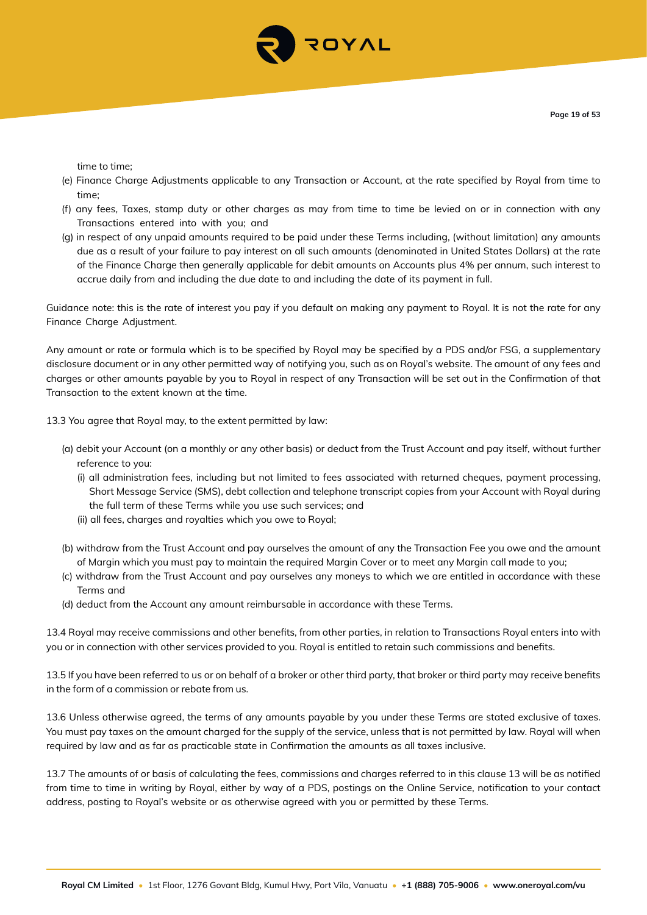time to time;

(e) Finance Charge Adjustments applicable to any Transaction or Account, at the rate specified by Royal from time to time;

(f) any fees, Taxes, stamp duty or other charges as may from time to time be levied on or in connection with any Transactions entered into with you; and

(g) in respect of any unpaid amounts required to be paid under these Terms including, (without limitation) any amounts due as a result of your failure to pay interest on all such amounts (denominated in United States Dollars) at the rate of the Finance Charge then generally applicable for debit amounts on Accounts plus 4% per annum, such interest to accrue daily from and including the due date to and including the date of its payment in full.

Guidance note: this is the rate of interest you pay if you default on making any payment to Royal. It is not the rate for any Finance Charge Adjustment.

Any amount or rate or formula which is to be specified by Royal may be specified by a PDS and/or FSG, a supplementary disclosure document or in any other permitted way of notifying you, such as on Royal's website. The amount of any fees and charges or other amounts payable by you to Royal in respect of any Transaction will be set out in the Confirmation of that Transaction to the extent known at the time.

13.3 You agree that Royal may, to the extent permitted by law:

(a) debit your Account (on a monthly or any other basis) or deduct from the Trust Account and pay itself, without further reference to you:
   (i) all administration fees, including but not limited to fees associated with returned cheques, payment processing, Short Message Service (SMS), debt collection and telephone transcript copies from your Account with Royal during the full term of these Terms while you use such services; and
   (ii) all fees, charges and royalties which you owe to Royal;

(b) withdraw from the Trust Account and pay ourselves the amount of any the Transaction Fee you owe and the amount of Margin which you must pay to maintain the required Margin Cover or to meet any Margin call made to you;

(c) withdraw from the Trust Account and pay ourselves any moneys to which we are entitled in accordance with these Terms and

(d) deduct from the Account any amount reimbursable in accordance with these Terms.

13.4 Royal may receive commissions and other benefits, from other parties, in relation to Transactions Royal enters into with you or in connection with other services provided to you. Royal is entitled to retain such commissions and benefits.

13.5 If you have been referred to us or on behalf of a broker or other third party, that broker or third party may receive benefits in the form of a commission or rebate from us.

13.6 Unless otherwise agreed, the terms of any amounts payable by you under these Terms are stated exclusive of taxes. You must pay taxes on the amount charged for the supply of the service, unless that is not permitted by law. Royal will when required by law and as far as practicable state in Confirmation the amounts as all taxes inclusive.

13.7 The amounts of or basis of calculating the fees, commissions and charges referred to in this clause 13 will be as notified from time to time in writing by Royal, either by way of a PDS, postings on the Online Service, notification to your contact address, posting to Royal's website or as otherwise agreed with you or permitted by these Terms.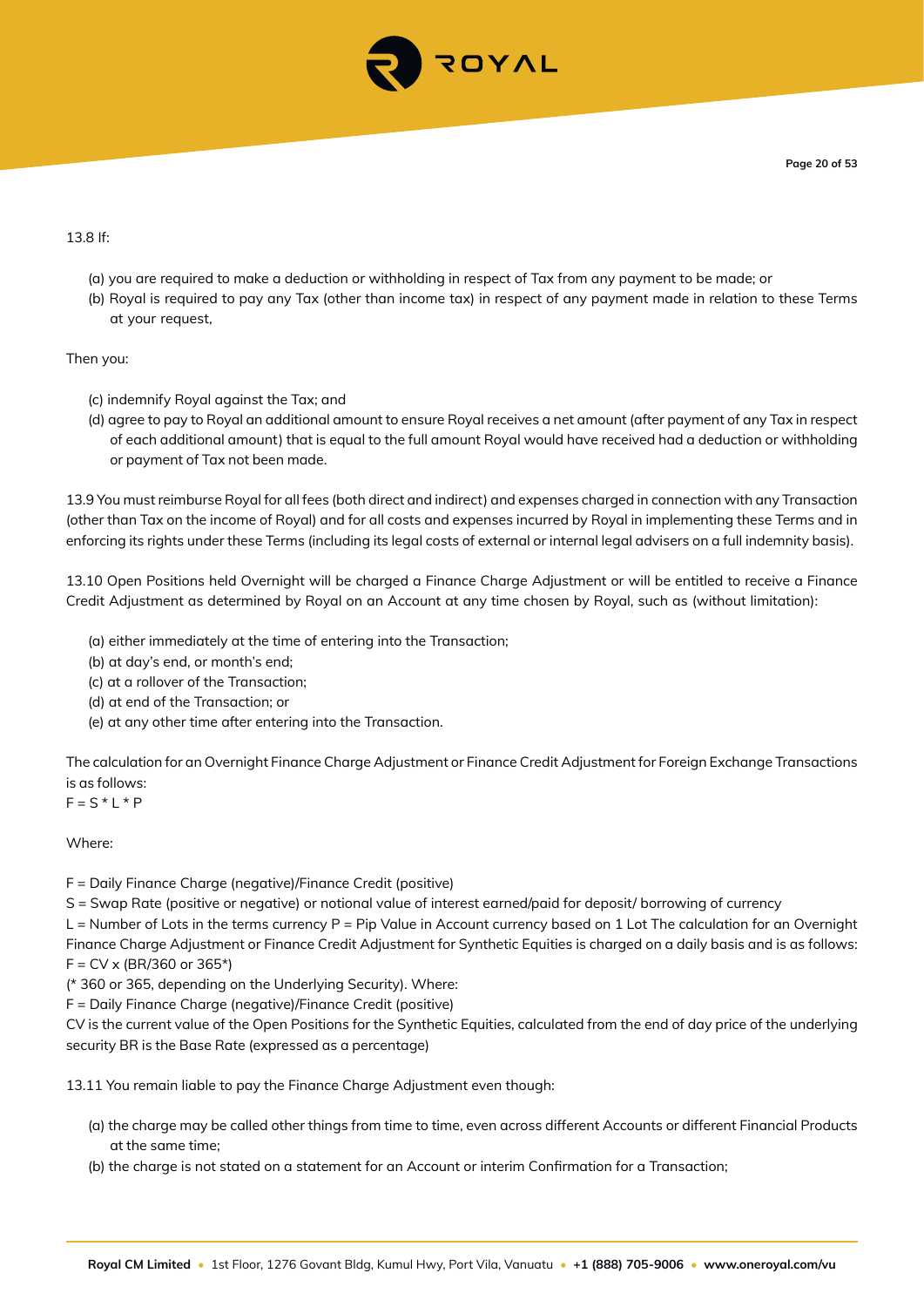13.8 If:

(a) you are required to make a deduction or withholding in respect of Tax from any payment to be made; or
(b) Royal is required to pay any Tax (other than income tax) in respect of any payment made in relation to these Terms at your request,

Then you:

(c) indemnify Royal against the Tax; and
(d) agree to pay to Royal an additional amount to ensure Royal receives a net amount (after payment of any Tax in respect of each additional amount) that is equal to the full amount Royal would have received had a deduction or withholding or payment of Tax not been made.

13.9 You must reimburse Royal for all fees (both direct and indirect) and expenses charged in connection with any Transaction (other than Tax on the income of Royal) and for all costs and expenses incurred by Royal in implementing these Terms and in enforcing its rights under these Terms (including its legal costs of external or internal legal advisers on a full indemnity basis).

13.10 Open Positions held Overnight will be charged a Finance Charge Adjustment or will be entitled to receive a Finance Credit Adjustment as determined by Royal on an Account at any time chosen by Royal, such as (without limitation):

(a) either immediately at the time of entering into the Transaction;
(b) at day's end, or month's end;
(c) at a rollover of the Transaction;
(d) at end of the Transaction; or
(e) at any other time after entering into the Transaction.

The calculation for an Overnight Finance Charge Adjustment or Finance Credit Adjustment for Foreign Exchange Transactions is as follows:
$F = S * L * P$

Where:

F = Daily Finance Charge (negative)/Finance Credit (positive)
S = Swap Rate (positive or negative) or notional value of interest earned/paid for deposit/ borrowing of currency
L = Number of Lots in the terms currency P = Pip Value in Account currency based on 1 Lot The calculation for an Overnight Finance Charge Adjustment or Finance Credit Adjustment for Synthetic Equities is charged on a daily basis and is as follows:
$F = CV \times (BR/360 \text{ or } 365^*)$
(* 360 or 365, depending on the Underlying Security). Where:
F = Daily Finance Charge (negative)/Finance Credit (positive)
CV is the current value of the Open Positions for the Synthetic Equities, calculated from the end of day price of the underlying security BR is the Base Rate (expressed as a percentage)

13.11 You remain liable to pay the Finance Charge Adjustment even though:

(a) the charge may be called other things from time to time, even across different Accounts or different Financial Products at the same time;
(b) the charge is not stated on a statement for an Account or interim Confirmation for a Transaction;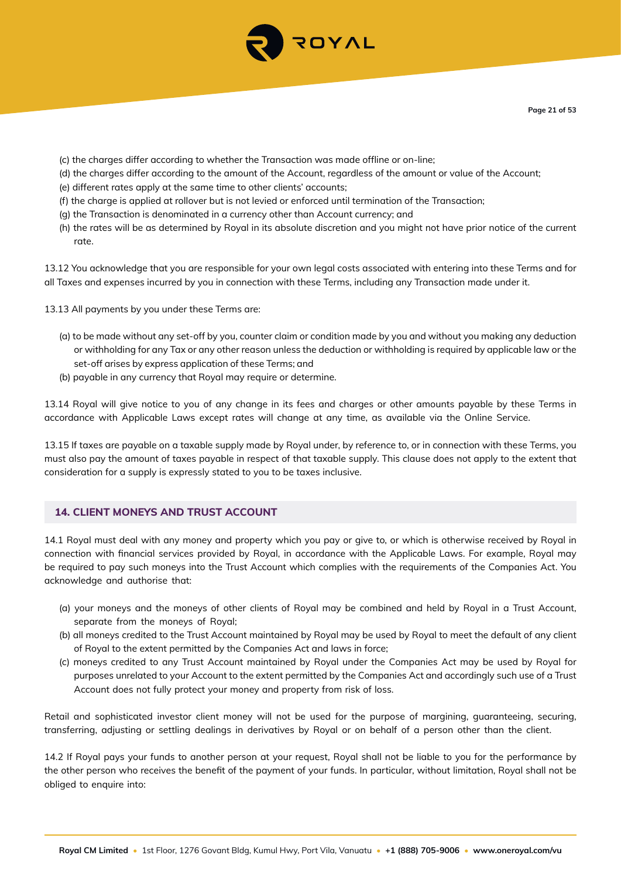(c) the charges differ according to whether the Transaction was made offline or on-line;
(d) the charges differ according to the amount of the Account, regardless of the amount or value of the Account;
(e) different rates apply at the same time to other clients' accounts;
(f) the charge is applied at rollover but is not levied or enforced until termination of the Transaction;
(g) the Transaction is denominated in a currency other than Account currency; and
(h) the rates will be as determined by Royal in its absolute discretion and you might not have prior notice of the current rate.

13.12 You acknowledge that you are responsible for your own legal costs associated with entering into these Terms and for all Taxes and expenses incurred by you in connection with these Terms, including any Transaction made under it.

13.13 All payments by you under these Terms are:

(a) to be made without any set-off by you, counter claim or condition made by you and without you making any deduction or withholding for any Tax or any other reason unless the deduction or withholding is required by applicable law or the set-off arises by express application of these Terms; and
(b) payable in any currency that Royal may require or determine.

13.14 Royal will give notice to you of any change in its fees and charges or other amounts payable by these Terms in accordance with Applicable Laws except rates will change at any time, as available via the Online Service.

13.15 If taxes are payable on a taxable supply made by Royal under, by reference to, or in connection with these Terms, you must also pay the amount of taxes payable in respect of that taxable supply. This clause does not apply to the extent that consideration for a supply is expressly stated to you to be taxes inclusive.

## 14. CLIENT MONEYS AND TRUST ACCOUNT

14.1 Royal must deal with any money and property which you pay or give to, or which is otherwise received by Royal in connection with financial services provided by Royal, in accordance with the Applicable Laws. For example, Royal may be required to pay such moneys into the Trust Account which complies with the requirements of the Companies Act. You acknowledge and authorise that:

(a) your moneys and the moneys of other clients of Royal may be combined and held by Royal in a Trust Account, separate from the moneys of Royal;
(b) all moneys credited to the Trust Account maintained by Royal may be used by Royal to meet the default of any client of Royal to the extent permitted by the Companies Act and laws in force;
(c) moneys credited to any Trust Account maintained by Royal under the Companies Act may be used by Royal for purposes unrelated to your Account to the extent permitted by the Companies Act and accordingly such use of a Trust Account does not fully protect your money and property from risk of loss.

Retail and sophisticated investor client money will not be used for the purpose of margining, guaranteeing, securing, transferring, adjusting or settling dealings in derivatives by Royal or on behalf of a person other than the client.

14.2 If Royal pays your funds to another person at your request, Royal shall not be liable to you for the performance by the other person who receives the benefit of the payment of your funds. In particular, without limitation, Royal shall not be obliged to enquire into: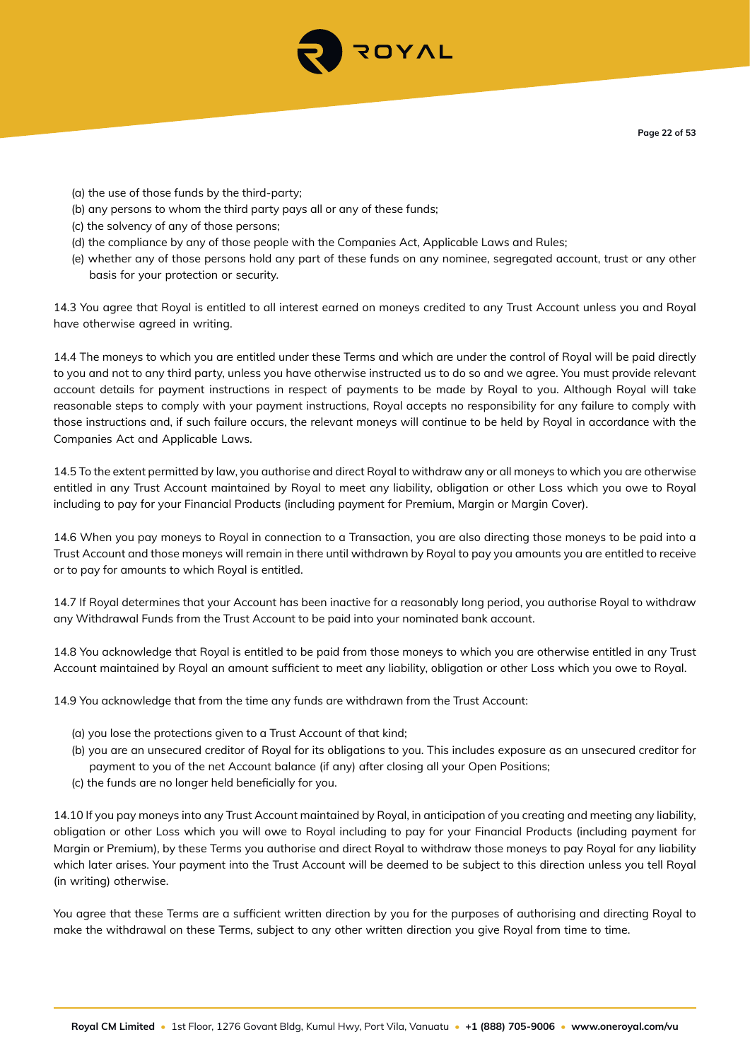(a) the use of those funds by the third-party;
(b) any persons to whom the third party pays all or any of these funds;
(c) the solvency of any of those persons;
(d) the compliance by any of those people with the Companies Act, Applicable Laws and Rules;
(e) whether any of those persons hold any part of these funds on any nominee, segregated account, trust or any other basis for your protection or security.

14.3 You agree that Royal is entitled to all interest earned on moneys credited to any Trust Account unless you and Royal have otherwise agreed in writing.

14.4 The moneys to which you are entitled under these Terms and which are under the control of Royal will be paid directly to you and not to any third party, unless you have otherwise instructed us to do so and we agree. You must provide relevant account details for payment instructions in respect of payments to be made by Royal to you. Although Royal will take reasonable steps to comply with your payment instructions, Royal accepts no responsibility for any failure to comply with those instructions and, if such failure occurs, the relevant moneys will continue to be held by Royal in accordance with the Companies Act and Applicable Laws.

14.5 To the extent permitted by law, you authorise and direct Royal to withdraw any or all moneys to which you are otherwise entitled in any Trust Account maintained by Royal to meet any liability, obligation or other Loss which you owe to Royal including to pay for your Financial Products (including payment for Premium, Margin or Margin Cover).

14.6 When you pay moneys to Royal in connection to a Transaction, you are also directing those moneys to be paid into a Trust Account and those moneys will remain in there until withdrawn by Royal to pay you amounts you are entitled to receive or to pay for amounts to which Royal is entitled.

14.7 If Royal determines that your Account has been inactive for a reasonably long period, you authorise Royal to withdraw any Withdrawal Funds from the Trust Account to be paid into your nominated bank account.

14.8 You acknowledge that Royal is entitled to be paid from those moneys to which you are otherwise entitled in any Trust Account maintained by Royal an amount sufficient to meet any liability, obligation or other Loss which you owe to Royal.

14.9 You acknowledge that from the time any funds are withdrawn from the Trust Account:

(a) you lose the protections given to a Trust Account of that kind;
(b) you are an unsecured creditor of Royal for its obligations to you. This includes exposure as an unsecured creditor for payment to you of the net Account balance (if any) after closing all your Open Positions;
(c) the funds are no longer held beneficially for you.

14.10 If you pay moneys into any Trust Account maintained by Royal, in anticipation of you creating and meeting any liability, obligation or other Loss which you will owe to Royal including to pay for your Financial Products (including payment for Margin or Premium), by these Terms you authorise and direct Royal to withdraw those moneys to pay Royal for any liability which later arises. Your payment into the Trust Account will be deemed to be subject to this direction unless you tell Royal (in writing) otherwise.

You agree that these Terms are a sufficient written direction by you for the purposes of authorising and directing Royal to make the withdrawal on these Terms, subject to any other written direction you give Royal from time to time.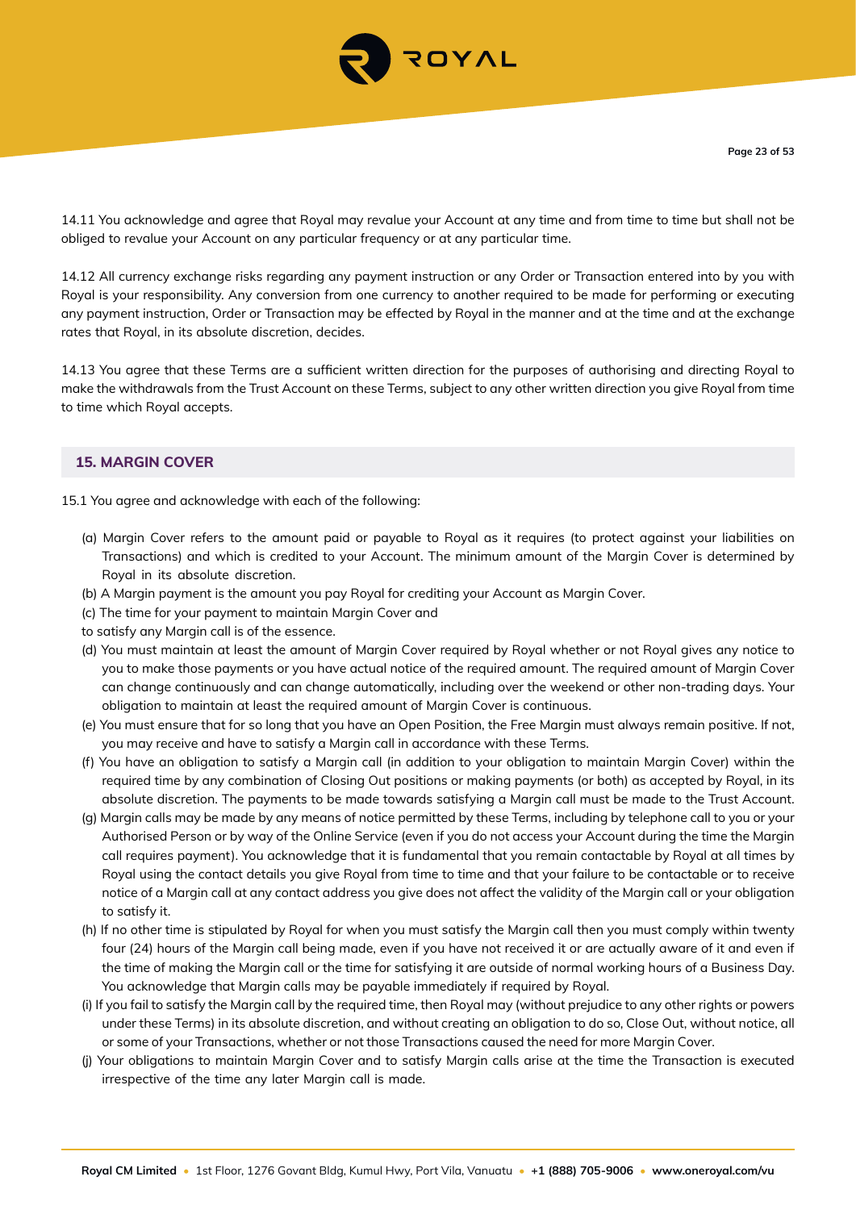14.11 You acknowledge and agree that Royal may revalue your Account at any time and from time to time but shall not be obliged to revalue your Account on any particular frequency or at any particular time.

14.12 All currency exchange risks regarding any payment instruction or any Order or Transaction entered into by you with Royal is your responsibility. Any conversion from one currency to another required to be made for performing or executing any payment instruction, Order or Transaction may be effected by Royal in the manner and at the time and at the exchange rates that Royal, in its absolute discretion, decides.

14.13 You agree that these Terms are a sufficient written direction for the purposes of authorising and directing Royal to make the withdrawals from the Trust Account on these Terms, subject to any other written direction you give Royal from time to time which Royal accepts.

## 15. MARGIN COVER

15.1 You agree and acknowledge with each of the following:

(a) Margin Cover refers to the amount paid or payable to Royal as it requires (to protect against your liabilities on Transactions) and which is credited to your Account. The minimum amount of the Margin Cover is determined by Royal in its absolute discretion.

(b) A Margin payment is the amount you pay Royal for crediting your Account as Margin Cover.

(c) The time for your payment to maintain Margin Cover and to satisfy any Margin call is of the essence.

(d) You must maintain at least the amount of Margin Cover required by Royal whether or not Royal gives any notice to you to make those payments or you have actual notice of the required amount. The required amount of Margin Cover can change continuously and can change automatically, including over the weekend or other non-trading days. Your obligation to maintain at least the required amount of Margin Cover is continuous.

(e) You must ensure that for so long that you have an Open Position, the Free Margin must always remain positive. If not, you may receive and have to satisfy a Margin call in accordance with these Terms.

(f) You have an obligation to satisfy a Margin call (in addition to your obligation to maintain Margin Cover) within the required time by any combination of Closing Out positions or making payments (or both) as accepted by Royal, in its absolute discretion. The payments to be made towards satisfying a Margin call must be made to the Trust Account.

(g) Margin calls may be made by any means of notice permitted by these Terms, including by telephone call to you or your Authorised Person or by way of the Online Service (even if you do not access your Account during the time the Margin call requires payment). You acknowledge that it is fundamental that you remain contactable by Royal at all times by Royal using the contact details you give Royal from time to time and that your failure to be contactable or to receive notice of a Margin call at any contact address you give does not affect the validity of the Margin call or your obligation to satisfy it.

(h) If no other time is stipulated by Royal for when you must satisfy the Margin call then you must comply within twenty four (24) hours of the Margin call being made, even if you have not received it or are actually aware of it and even if the time of making the Margin call or the time for satisfying it are outside of normal working hours of a Business Day. You acknowledge that Margin calls may be payable immediately if required by Royal.

(i) If you fail to satisfy the Margin call by the required time, then Royal may (without prejudice to any other rights or powers under these Terms) in its absolute discretion, and without creating an obligation to do so, Close Out, without notice, all or some of your Transactions, whether or not those Transactions caused the need for more Margin Cover.

(j) Your obligations to maintain Margin Cover and to satisfy Margin calls arise at the time the Transaction is executed irrespective of the time any later Margin call is made.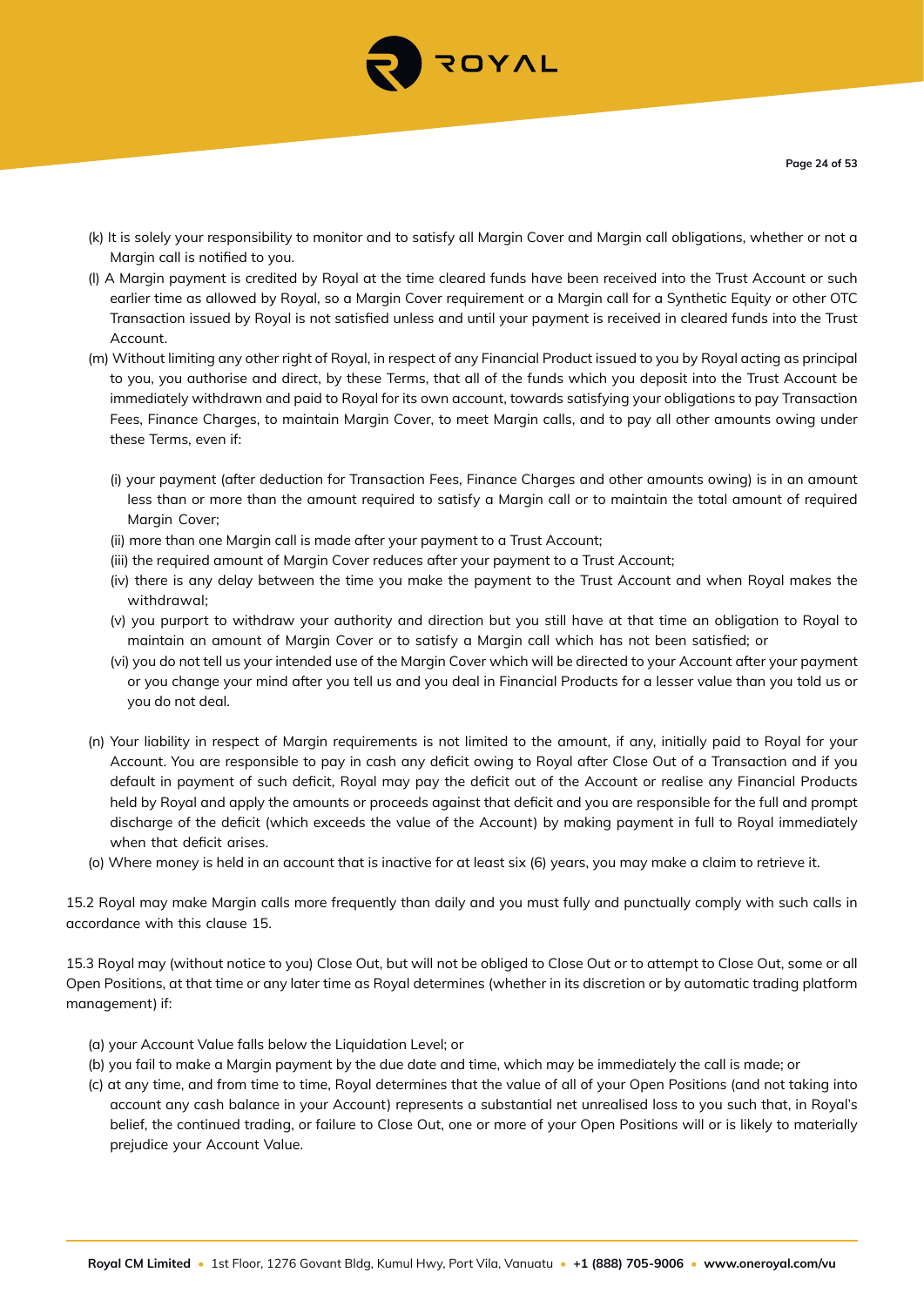(k) It is solely your responsibility to monitor and to satisfy all Margin Cover and Margin call obligations, whether or not a Margin call is notified to you.

(l) A Margin payment is credited by Royal at the time cleared funds have been received into the Trust Account or such earlier time as allowed by Royal, so a Margin Cover requirement or a Margin call for a Synthetic Equity or other OTC Transaction issued by Royal is not satisfied unless and until your payment is received in cleared funds into the Trust Account.

(m) Without limiting any other right of Royal, in respect of any Financial Product issued to you by Royal acting as principal to you, you authorise and direct, by these Terms, that all of the funds which you deposit into the Trust Account be immediately withdrawn and paid to Royal for its own account, towards satisfying your obligations to pay Transaction Fees, Finance Charges, to maintain Margin Cover, to meet Margin calls, and to pay all other amounts owing under these Terms, even if:

- (i) your payment (after deduction for Transaction Fees, Finance Charges and other amounts owing) is in an amount less than or more than the amount required to satisfy a Margin call or to maintain the total amount of required Margin Cover;
- (ii) more than one Margin call is made after your payment to a Trust Account;
- (iii) the required amount of Margin Cover reduces after your payment to a Trust Account;
- (iv) there is any delay between the time you make the payment to the Trust Account and when Royal makes the withdrawal;
- (v) you purport to withdraw your authority and direction but you still have at that time an obligation to Royal to maintain an amount of Margin Cover or to satisfy a Margin call which has not been satisfied; or
- (vi) you do not tell us your intended use of the Margin Cover which will be directed to your Account after your payment or you change your mind after you tell us and you deal in Financial Products for a lesser value than you told us or you do not deal.

(n) Your liability in respect of Margin requirements is not limited to the amount, if any, initially paid to Royal for your Account. You are responsible to pay in cash any deficit owing to Royal after Close Out of a Transaction and if you default in payment of such deficit, Royal may pay the deficit out of the Account or realise any Financial Products held by Royal and apply the amounts or proceeds against that deficit and you are responsible for the full and prompt discharge of the deficit (which exceeds the value of the Account) by making payment in full to Royal immediately when that deficit arises.

(o) Where money is held in an account that is inactive for at least six (6) years, you may make a claim to retrieve it.

15.2 Royal may make Margin calls more frequently than daily and you must fully and punctually comply with such calls in accordance with this clause 15.

15.3 Royal may (without notice to you) Close Out, but will not be obliged to Close Out or to attempt to Close Out, some or all Open Positions, at that time or any later time as Royal determines (whether in its discretion or by automatic trading platform management) if:

- (a) your Account Value falls below the Liquidation Level; or
- (b) you fail to make a Margin payment by the due date and time, which may be immediately the call is made; or
- (c) at any time, and from time to time, Royal determines that the value of all of your Open Positions (and not taking into account any cash balance in your Account) represents a substantial net unrealised loss to you such that, in Royal's belief, the continued trading, or failure to Close Out, one or more of your Open Positions will or is likely to materially prejudice your Account Value.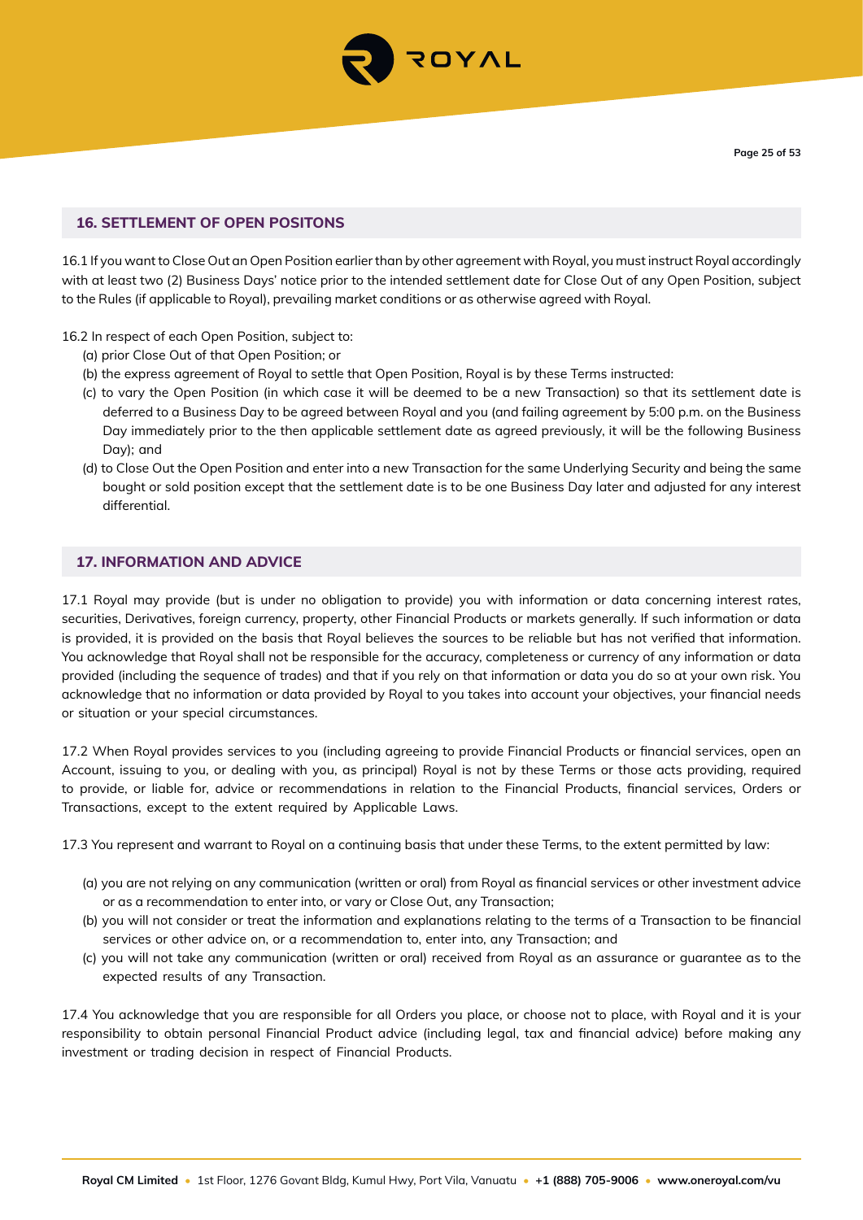## 16. SETTLEMENT OF OPEN POSITONS

16.1 If you want to Close Out an Open Position earlier than by other agreement with Royal, you must instruct Royal accordingly with at least two (2) Business Days' notice prior to the intended settlement date for Close Out of any Open Position, subject to the Rules (if applicable to Royal), prevailing market conditions or as otherwise agreed with Royal.

16.2 In respect of each Open Position, subject to:

(a) prior Close Out of that Open Position; or

(b) the express agreement of Royal to settle that Open Position, Royal is by these Terms instructed:

(c) to vary the Open Position (in which case it will be deemed to be a new Transaction) so that its settlement date is deferred to a Business Day to be agreed between Royal and you (and failing agreement by 5:00 p.m. on the Business Day immediately prior to the then applicable settlement date as agreed previously, it will be the following Business Day); and

(d) to Close Out the Open Position and enter into a new Transaction for the same Underlying Security and being the same bought or sold position except that the settlement date is to be one Business Day later and adjusted for any interest differential.

## 17. INFORMATION AND ADVICE

17.1 Royal may provide (but is under no obligation to provide) you with information or data concerning interest rates, securities, Derivatives, foreign currency, property, other Financial Products or markets generally. If such information or data is provided, it is provided on the basis that Royal believes the sources to be reliable but has not verified that information. You acknowledge that Royal shall not be responsible for the accuracy, completeness or currency of any information or data provided (including the sequence of trades) and that if you rely on that information or data you do so at your own risk. You acknowledge that no information or data provided by Royal to you takes into account your objectives, your financial needs or situation or your special circumstances.

17.2 When Royal provides services to you (including agreeing to provide Financial Products or financial services, open an Account, issuing to you, or dealing with you, as principal) Royal is not by these Terms or those acts providing, required to provide, or liable for, advice or recommendations in relation to the Financial Products, financial services, Orders or Transactions, except to the extent required by Applicable Laws.

17.3 You represent and warrant to Royal on a continuing basis that under these Terms, to the extent permitted by law:

(a) you are not relying on any communication (written or oral) from Royal as financial services or other investment advice or as a recommendation to enter into, or vary or Close Out, any Transaction;

(b) you will not consider or treat the information and explanations relating to the terms of a Transaction to be financial services or other advice on, or a recommendation to, enter into, any Transaction; and

(c) you will not take any communication (written or oral) received from Royal as an assurance or guarantee as to the expected results of any Transaction.

17.4 You acknowledge that you are responsible for all Orders you place, or choose not to place, with Royal and it is your responsibility to obtain personal Financial Product advice (including legal, tax and financial advice) before making any investment or trading decision in respect of Financial Products.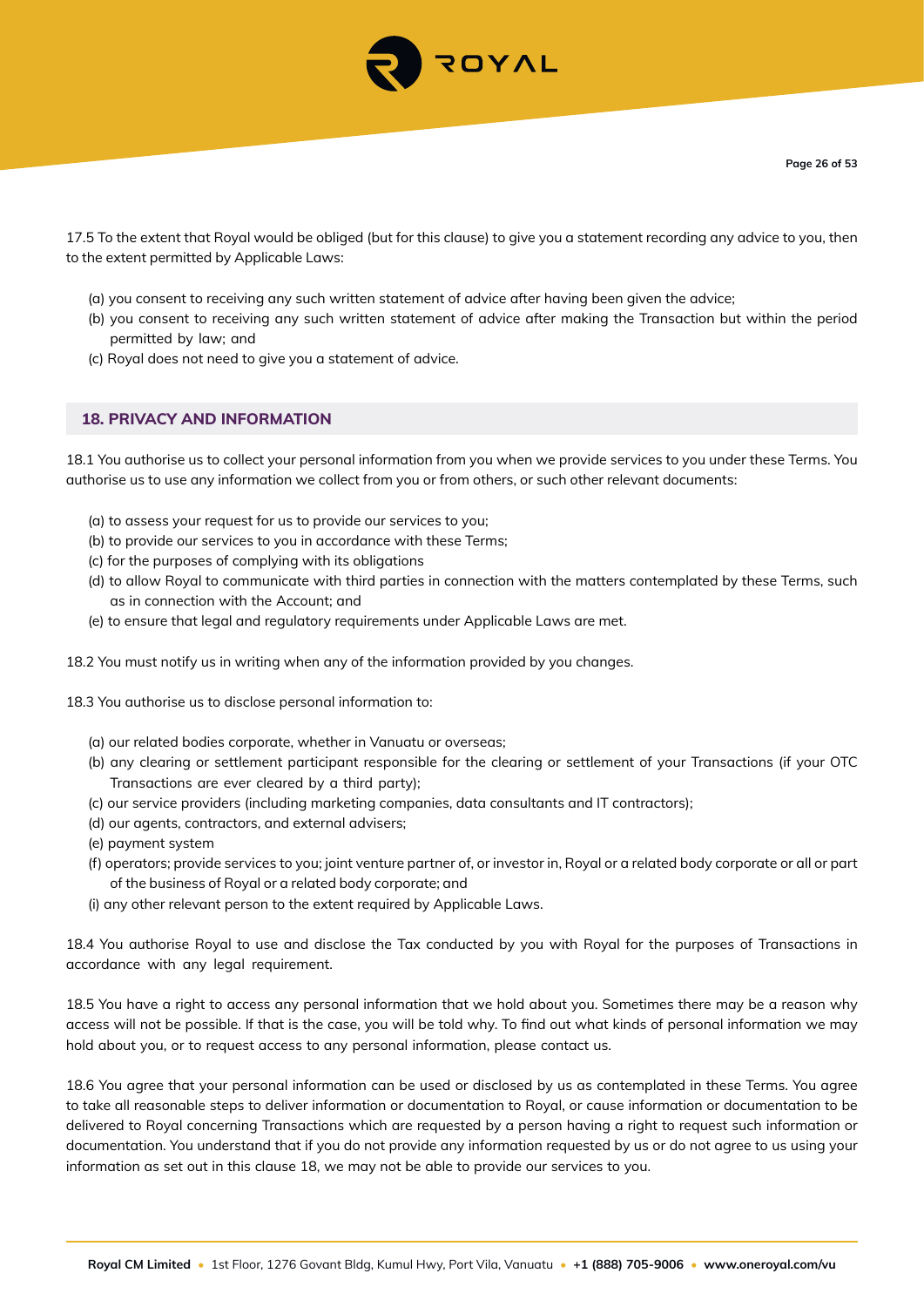17.5 To the extent that Royal would be obliged (but for this clause) to give you a statement recording any advice to you, then to the extent permitted by Applicable Laws:

(a) you consent to receiving any such written statement of advice after having been given the advice;
(b) you consent to receiving any such written statement of advice after making the Transaction but within the period permitted by law; and
(c) Royal does not need to give you a statement of advice.

## 18. PRIVACY AND INFORMATION

18.1 You authorise us to collect your personal information from you when we provide services to you under these Terms. You authorise us to use any information we collect from you or from others, or such other relevant documents:

(a) to assess your request for us to provide our services to you;
(b) to provide our services to you in accordance with these Terms;
(c) for the purposes of complying with its obligations
(d) to allow Royal to communicate with third parties in connection with the matters contemplated by these Terms, such as in connection with the Account; and
(e) to ensure that legal and regulatory requirements under Applicable Laws are met.

18.2 You must notify us in writing when any of the information provided by you changes.

18.3 You authorise us to disclose personal information to:

(a) our related bodies corporate, whether in Vanuatu or overseas;
(b) any clearing or settlement participant responsible for the clearing or settlement of your Transactions (if your OTC Transactions are ever cleared by a third party);
(c) our service providers (including marketing companies, data consultants and IT contractors);
(d) our agents, contractors, and external advisers;
(e) payment system
(f) operators; provide services to you; joint venture partner of, or investor in, Royal or a related body corporate or all or part of the business of Royal or a related body corporate; and
(i) any other relevant person to the extent required by Applicable Laws.

18.4 You authorise Royal to use and disclose the Tax conducted by you with Royal for the purposes of Transactions in accordance with any legal requirement.

18.5 You have a right to access any personal information that we hold about you. Sometimes there may be a reason why access will not be possible. If that is the case, you will be told why. To find out what kinds of personal information we may hold about you, or to request access to any personal information, please contact us.

18.6 You agree that your personal information can be used or disclosed by us as contemplated in these Terms. You agree to take all reasonable steps to deliver information or documentation to Royal, or cause information or documentation to be delivered to Royal concerning Transactions which are requested by a person having a right to request such information or documentation. You understand that if you do not provide any information requested by us or do not agree to us using your information as set out in this clause 18, we may not be able to provide our services to you.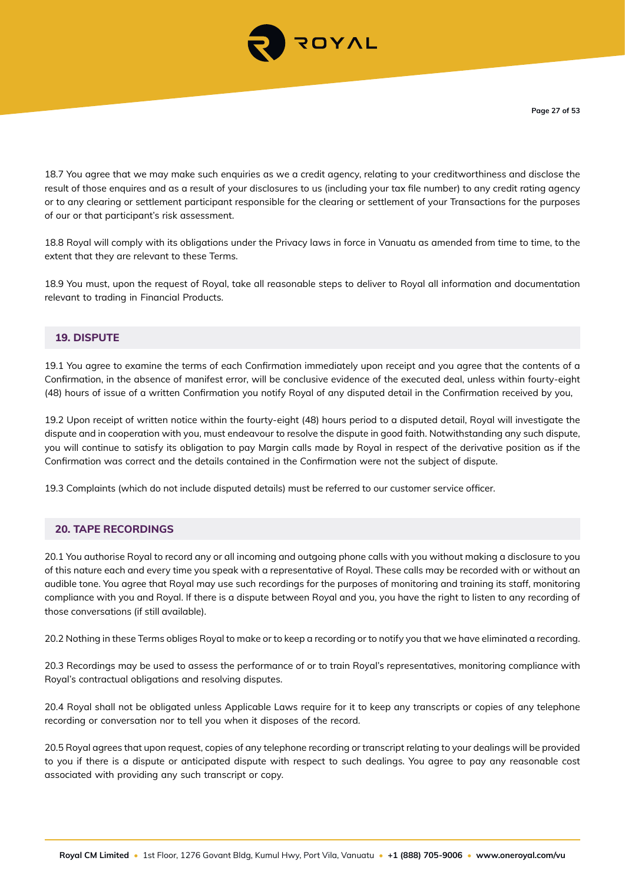18.7 You agree that we may make such enquiries as we a credit agency, relating to your creditworthiness and disclose the result of those enquires and as a result of your disclosures to us (including your tax file number) to any credit rating agency or to any clearing or settlement participant responsible for the clearing or settlement of your Transactions for the purposes of our or that participant's risk assessment.

18.8 Royal will comply with its obligations under the Privacy laws in force in Vanuatu as amended from time to time, to the extent that they are relevant to these Terms.

18.9 You must, upon the request of Royal, take all reasonable steps to deliver to Royal all information and documentation relevant to trading in Financial Products.

## 19. DISPUTE

19.1 You agree to examine the terms of each Confirmation immediately upon receipt and you agree that the contents of a Confirmation, in the absence of manifest error, will be conclusive evidence of the executed deal, unless within fourty-eight (48) hours of issue of a written Confirmation you notify Royal of any disputed detail in the Confirmation received by you,

19.2 Upon receipt of written notice within the fourty-eight (48) hours period to a disputed detail, Royal will investigate the dispute and in cooperation with you, must endeavour to resolve the dispute in good faith. Notwithstanding any such dispute, you will continue to satisfy its obligation to pay Margin calls made by Royal in respect of the derivative position as if the Confirmation was correct and the details contained in the Confirmation were not the subject of dispute.

19.3 Complaints (which do not include disputed details) must be referred to our customer service officer.

## 20. TAPE RECORDINGS

20.1 You authorise Royal to record any or all incoming and outgoing phone calls with you without making a disclosure to you of this nature each and every time you speak with a representative of Royal. These calls may be recorded with or without an audible tone. You agree that Royal may use such recordings for the purposes of monitoring and training its staff, monitoring compliance with you and Royal. If there is a dispute between Royal and you, you have the right to listen to any recording of those conversations (if still available).

20.2 Nothing in these Terms obliges Royal to make or to keep a recording or to notify you that we have eliminated a recording.

20.3 Recordings may be used to assess the performance of or to train Royal's representatives, monitoring compliance with Royal's contractual obligations and resolving disputes.

20.4 Royal shall not be obligated unless Applicable Laws require for it to keep any transcripts or copies of any telephone recording or conversation nor to tell you when it disposes of the record.

20.5 Royal agrees that upon request, copies of any telephone recording or transcript relating to your dealings will be provided to you if there is a dispute or anticipated dispute with respect to such dealings. You agree to pay any reasonable cost associated with providing any such transcript or copy.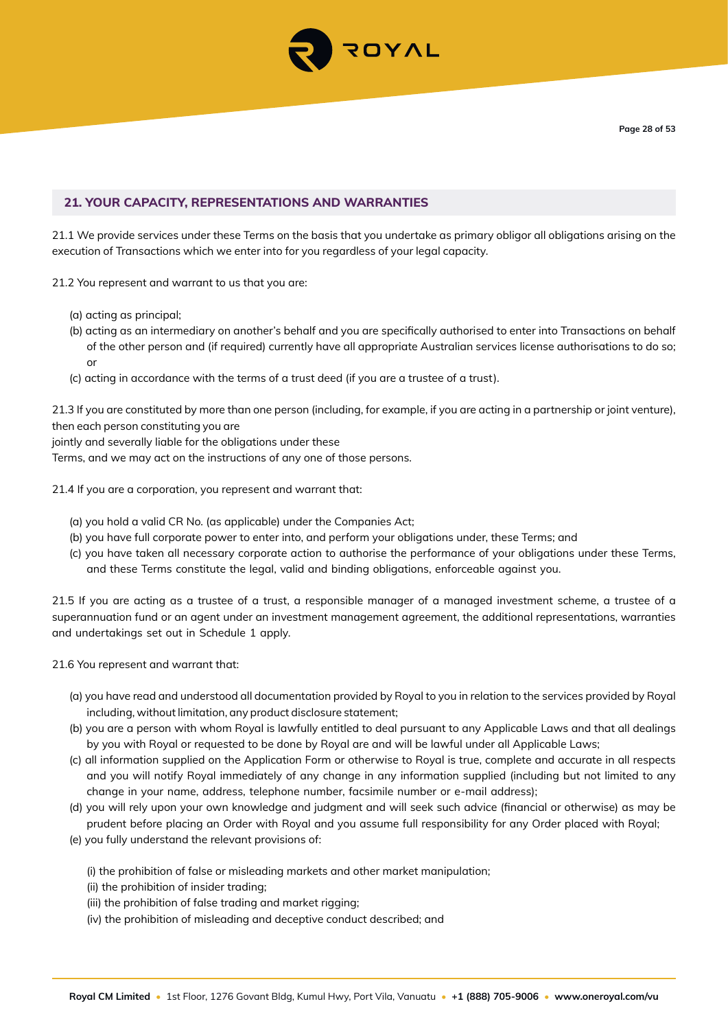## 21. YOUR CAPACITY, REPRESENTATIONS AND WARRANTIES

21.1 We provide services under these Terms on the basis that you undertake as primary obligor all obligations arising on the execution of Transactions which we enter into for you regardless of your legal capacity.

21.2 You represent and warrant to us that you are:

(a) acting as principal;
(b) acting as an intermediary on another's behalf and you are specifically authorised to enter into Transactions on behalf of the other person and (if required) currently have all appropriate Australian services license authorisations to do so; or
(c) acting in accordance with the terms of a trust deed (if you are a trustee of a trust).

21.3 If you are constituted by more than one person (including, for example, if you are acting in a partnership or joint venture), then each person constituting you are jointly and severally liable for the obligations under these Terms, and we may act on the instructions of any one of those persons.

21.4 If you are a corporation, you represent and warrant that:

(a) you hold a valid CR No. (as applicable) under the Companies Act;
(b) you have full corporate power to enter into, and perform your obligations under, these Terms; and
(c) you have taken all necessary corporate action to authorise the performance of your obligations under these Terms, and these Terms constitute the legal, valid and binding obligations, enforceable against you.

21.5 If you are acting as a trustee of a trust, a responsible manager of a managed investment scheme, a trustee of a superannuation fund or an agent under an investment management agreement, the additional representations, warranties and undertakings set out in Schedule 1 apply.

21.6 You represent and warrant that:

(a) you have read and understood all documentation provided by Royal to you in relation to the services provided by Royal including, without limitation, any product disclosure statement;
(b) you are a person with whom Royal is lawfully entitled to deal pursuant to any Applicable Laws and that all dealings by you with Royal or requested to be done by Royal are and will be lawful under all Applicable Laws;
(c) all information supplied on the Application Form or otherwise to Royal is true, complete and accurate in all respects and you will notify Royal immediately of any change in any information supplied (including but not limited to any change in your name, address, telephone number, facsimile number or e-mail address);
(d) you will rely upon your own knowledge and judgment and will seek such advice (financial or otherwise) as may be prudent before placing an Order with Royal and you assume full responsibility for any Order placed with Royal;
(e) you fully understand the relevant provisions of:

    (i) the prohibition of false or misleading markets and other market manipulation;
    (ii) the prohibition of insider trading;
    (iii) the prohibition of false trading and market rigging;
    (iv) the prohibition of misleading and deceptive conduct described; and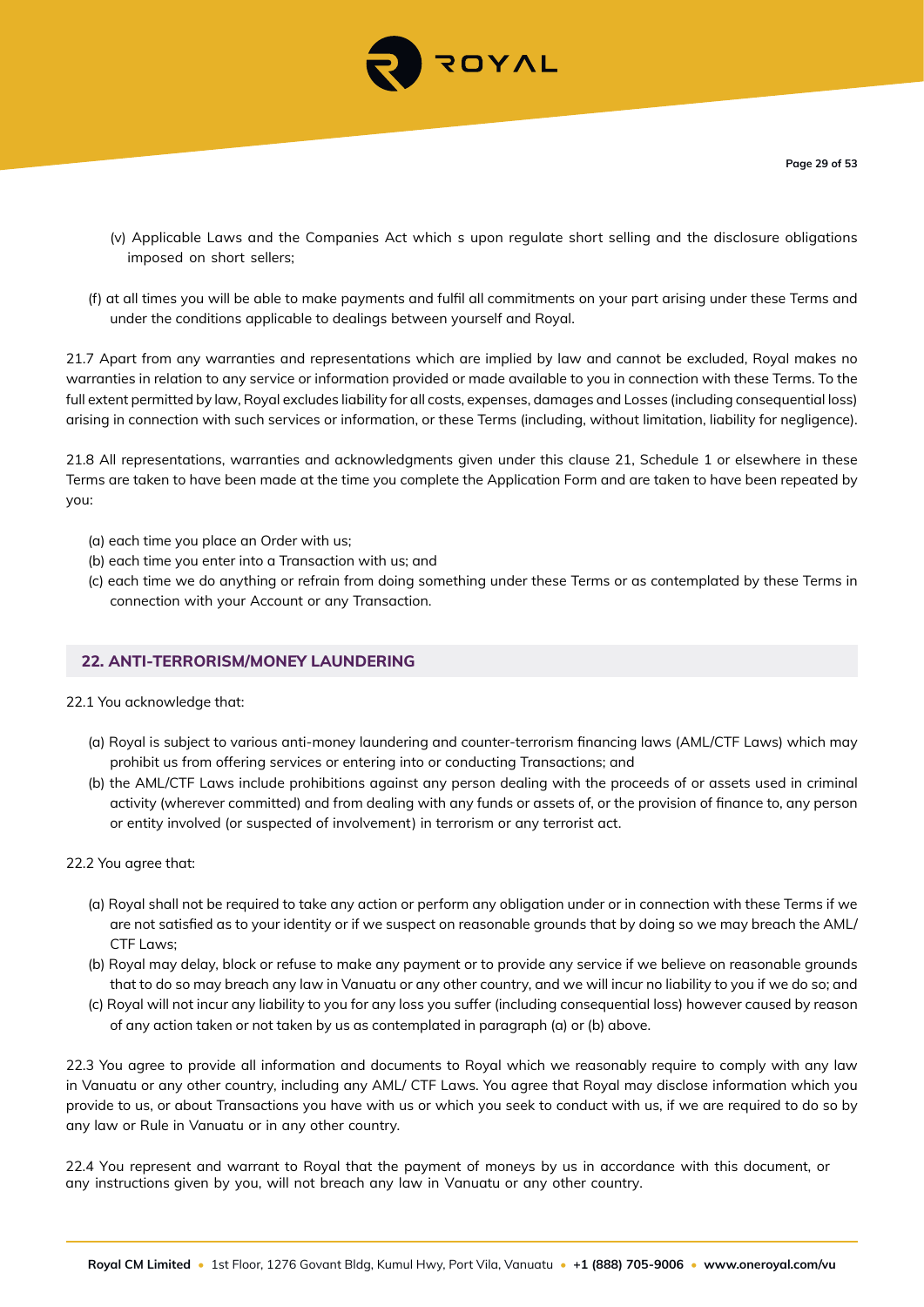(v) Applicable Laws and the Companies Act which s upon regulate short selling and the disclosure obligations imposed on short sellers;

(f) at all times you will be able to make payments and fulfil all commitments on your part arising under these Terms and under the conditions applicable to dealings between yourself and Royal.

21.7 Apart from any warranties and representations which are implied by law and cannot be excluded, Royal makes no warranties in relation to any service or information provided or made available to you in connection with these Terms. To the full extent permitted by law, Royal excludes liability for all costs, expenses, damages and Losses (including consequential loss) arising in connection with such services or information, or these Terms (including, without limitation, liability for negligence).

21.8 All representations, warranties and acknowledgments given under this clause 21, Schedule 1 or elsewhere in these Terms are taken to have been made at the time you complete the Application Form and are taken to have been repeated by you:

(a) each time you place an Order with us;
(b) each time you enter into a Transaction with us; and
(c) each time we do anything or refrain from doing something under these Terms or as contemplated by these Terms in connection with your Account or any Transaction.

## 22. ANTI-TERRORISM/MONEY LAUNDERING

22.1 You acknowledge that:

(a) Royal is subject to various anti-money laundering and counter-terrorism financing laws (AML/CTF Laws) which may prohibit us from offering services or entering into or conducting Transactions; and
(b) the AML/CTF Laws include prohibitions against any person dealing with the proceeds of or assets used in criminal activity (wherever committed) and from dealing with any funds or assets of, or the provision of finance to, any person or entity involved (or suspected of involvement) in terrorism or any terrorist act.

22.2 You agree that:

(a) Royal shall not be required to take any action or perform any obligation under or in connection with these Terms if we are not satisfied as to your identity or if we suspect on reasonable grounds that by doing so we may breach the AML/CTF Laws;
(b) Royal may delay, block or refuse to make any payment or to provide any service if we believe on reasonable grounds that to do so may breach any law in Vanuatu or any other country, and we will incur no liability to you if we do so; and
(c) Royal will not incur any liability to you for any loss you suffer (including consequential loss) however caused by reason of any action taken or not taken by us as contemplated in paragraph (a) or (b) above.

22.3 You agree to provide all information and documents to Royal which we reasonably require to comply with any law in Vanuatu or any other country, including any AML/ CTF Laws. You agree that Royal may disclose information which you provide to us, or about Transactions you have with us or which you seek to conduct with us, if we are required to do so by any law or Rule in Vanuatu or in any other country.

22.4 You represent and warrant to Royal that the payment of moneys by us in accordance with this document, or any instructions given by you, will not breach any law in Vanuatu or any other country.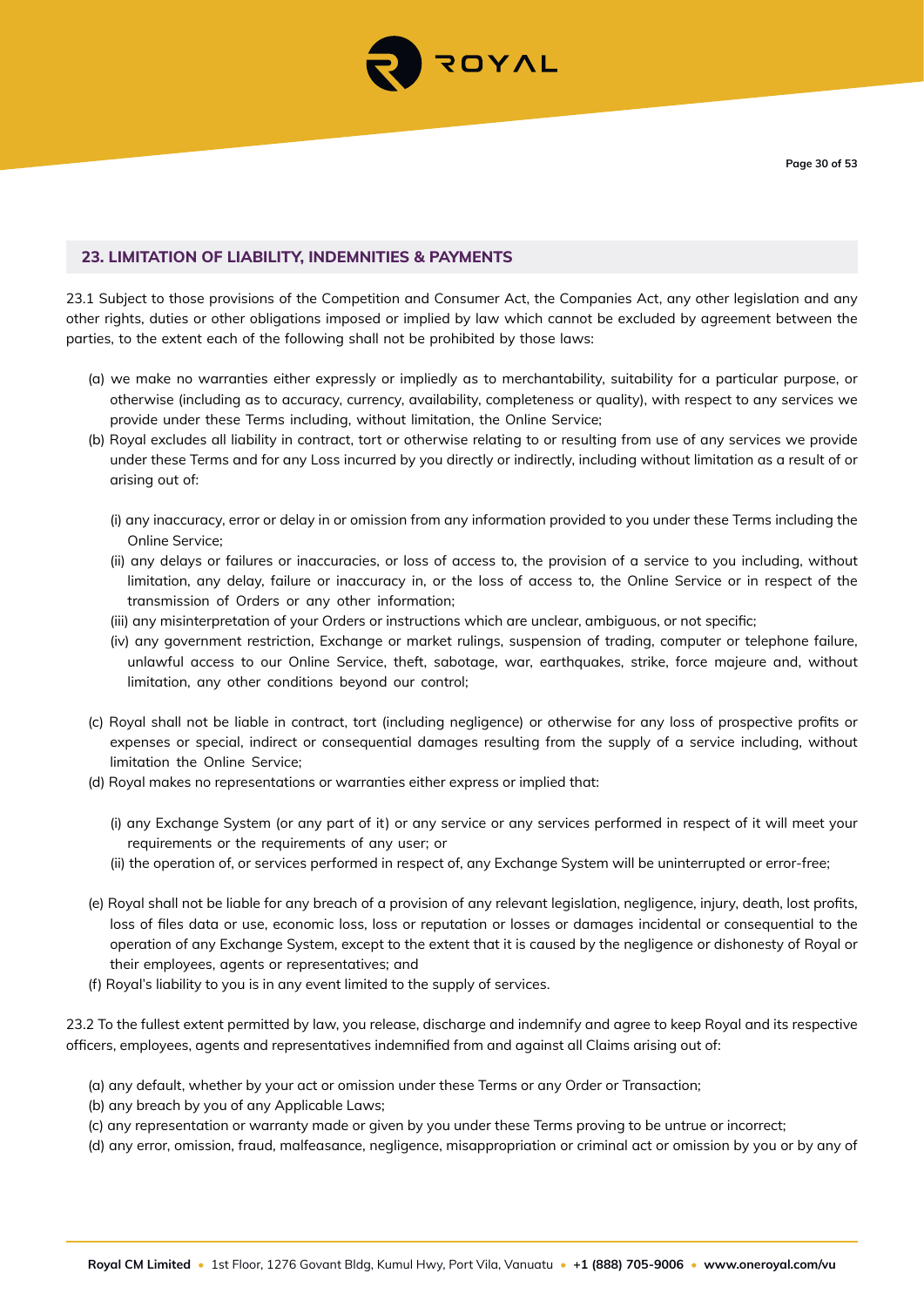## 23. LIMITATION OF LIABILITY, INDEMNITIES & PAYMENTS

23.1 Subject to those provisions of the Competition and Consumer Act, the Companies Act, any other legislation and any other rights, duties or other obligations imposed or implied by law which cannot be excluded by agreement between the parties, to the extent each of the following shall not be prohibited by those laws:

(a) we make no warranties either expressly or impliedly as to merchantability, suitability for a particular purpose, or otherwise (including as to accuracy, currency, availability, completeness or quality), with respect to any services we provide under these Terms including, without limitation, the Online Service;

(b) Royal excludes all liability in contract, tort or otherwise relating to or resulting from use of any services we provide under these Terms and for any Loss incurred by you directly or indirectly, including without limitation as a result of or arising out of:

(i) any inaccuracy, error or delay in or omission from any information provided to you under these Terms including the Online Service;

(ii) any delays or failures or inaccuracies, or loss of access to, the provision of a service to you including, without limitation, any delay, failure or inaccuracy in, or the loss of access to, the Online Service or in respect of the transmission of Orders or any other information;

(iii) any misinterpretation of your Orders or instructions which are unclear, ambiguous, or not specific;

(iv) any government restriction, Exchange or market rulings, suspension of trading, computer or telephone failure, unlawful access to our Online Service, theft, sabotage, war, earthquakes, strike, force majeure and, without limitation, any other conditions beyond our control;

(c) Royal shall not be liable in contract, tort (including negligence) or otherwise for any loss of prospective profits or expenses or special, indirect or consequential damages resulting from the supply of a service including, without limitation the Online Service;

(d) Royal makes no representations or warranties either express or implied that:

(i) any Exchange System (or any part of it) or any service or any services performed in respect of it will meet your requirements or the requirements of any user; or

(ii) the operation of, or services performed in respect of, any Exchange System will be uninterrupted or error-free;

(e) Royal shall not be liable for any breach of a provision of any relevant legislation, negligence, injury, death, lost profits, loss of files data or use, economic loss, loss or reputation or losses or damages incidental or consequential to the operation of any Exchange System, except to the extent that it is caused by the negligence or dishonesty of Royal or their employees, agents or representatives; and

(f) Royal's liability to you is in any event limited to the supply of services.

23.2 To the fullest extent permitted by law, you release, discharge and indemnify and agree to keep Royal and its respective officers, employees, agents and representatives indemnified from and against all Claims arising out of:

(a) any default, whether by your act or omission under these Terms or any Order or Transaction;

(b) any breach by you of any Applicable Laws;

(c) any representation or warranty made or given by you under these Terms proving to be untrue or incorrect;

(d) any error, omission, fraud, malfeasance, negligence, misappropriation or criminal act or omission by you or by any of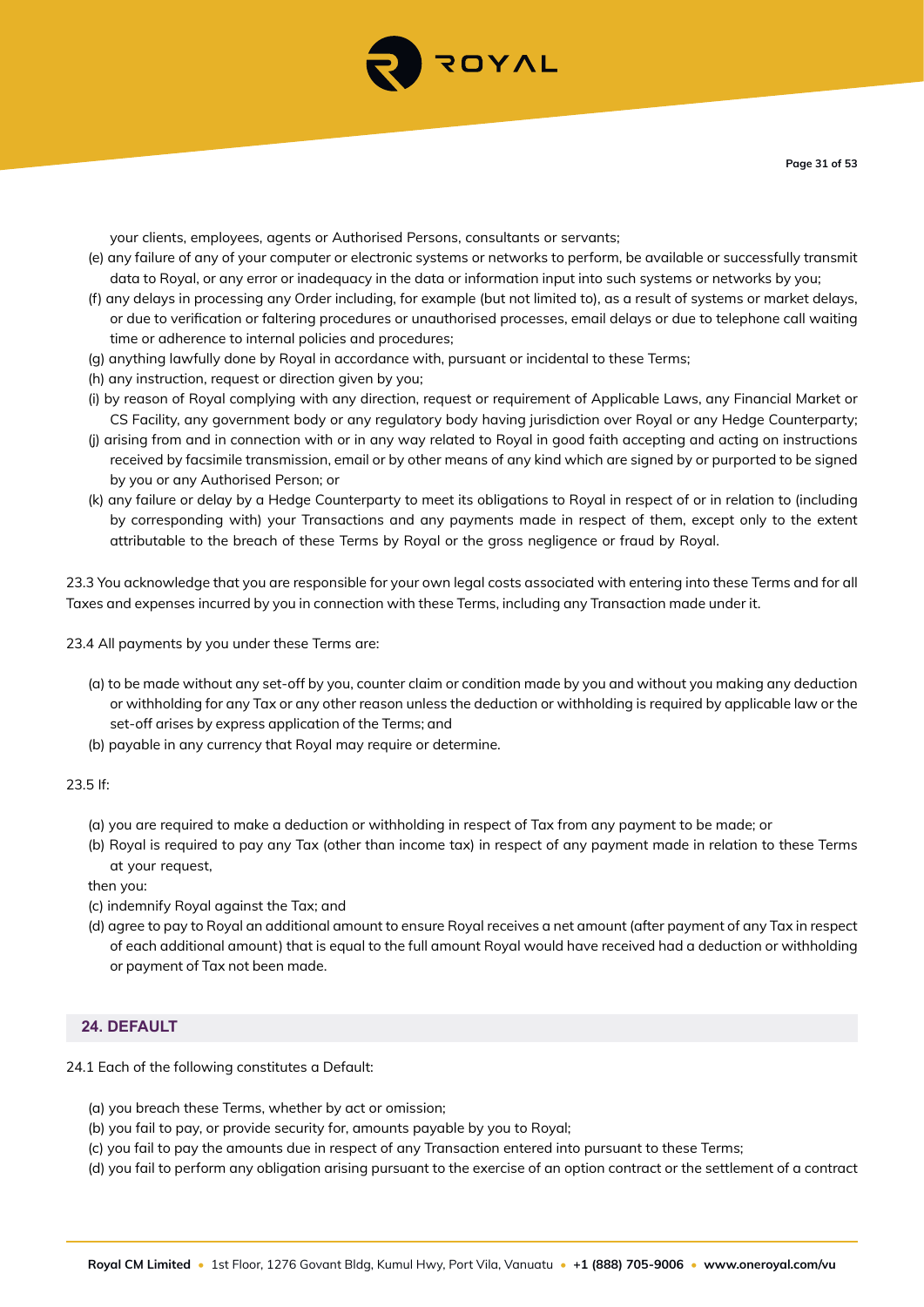your clients, employees, agents or Authorised Persons, consultants or servants;

(e) any failure of any of your computer or electronic systems or networks to perform, be available or successfully transmit data to Royal, or any error or inadequacy in the data or information input into such systems or networks by you;

(f) any delays in processing any Order including, for example (but not limited to), as a result of systems or market delays, or due to verification or faltering procedures or unauthorised processes, email delays or due to telephone call waiting time or adherence to internal policies and procedures;

(g) anything lawfully done by Royal in accordance with, pursuant or incidental to these Terms;

(h) any instruction, request or direction given by you;

(i) by reason of Royal complying with any direction, request or requirement of Applicable Laws, any Financial Market or CS Facility, any government body or any regulatory body having jurisdiction over Royal or any Hedge Counterparty;

(j) arising from and in connection with or in any way related to Royal in good faith accepting and acting on instructions received by facsimile transmission, email or by other means of any kind which are signed by or purported to be signed by you or any Authorised Person; or

(k) any failure or delay by a Hedge Counterparty to meet its obligations to Royal in respect of or in relation to (including by corresponding with) your Transactions and any payments made in respect of them, except only to the extent attributable to the breach of these Terms by Royal or the gross negligence or fraud by Royal.

23.3 You acknowledge that you are responsible for your own legal costs associated with entering into these Terms and for all Taxes and expenses incurred by you in connection with these Terms, including any Transaction made under it.

23.4 All payments by you under these Terms are:

(a) to be made without any set-off by you, counter claim or condition made by you and without you making any deduction or withholding for any Tax or any other reason unless the deduction or withholding is required by applicable law or the set-off arises by express application of the Terms; and

(b) payable in any currency that Royal may require or determine.

23.5 If:

(a) you are required to make a deduction or withholding in respect of Tax from any payment to be made; or

(b) Royal is required to pay any Tax (other than income tax) in respect of any payment made in relation to these Terms at your request,

then you:

(c) indemnify Royal against the Tax; and

(d) agree to pay to Royal an additional amount to ensure Royal receives a net amount (after payment of any Tax in respect of each additional amount) that is equal to the full amount Royal would have received had a deduction or withholding or payment of Tax not been made.

## 24. DEFAULT

24.1 Each of the following constitutes a Default:

(a) you breach these Terms, whether by act or omission;

(b) you fail to pay, or provide security for, amounts payable by you to Royal;

(c) you fail to pay the amounts due in respect of any Transaction entered into pursuant to these Terms;

(d) you fail to perform any obligation arising pursuant to the exercise of an option contract or the settlement of a contract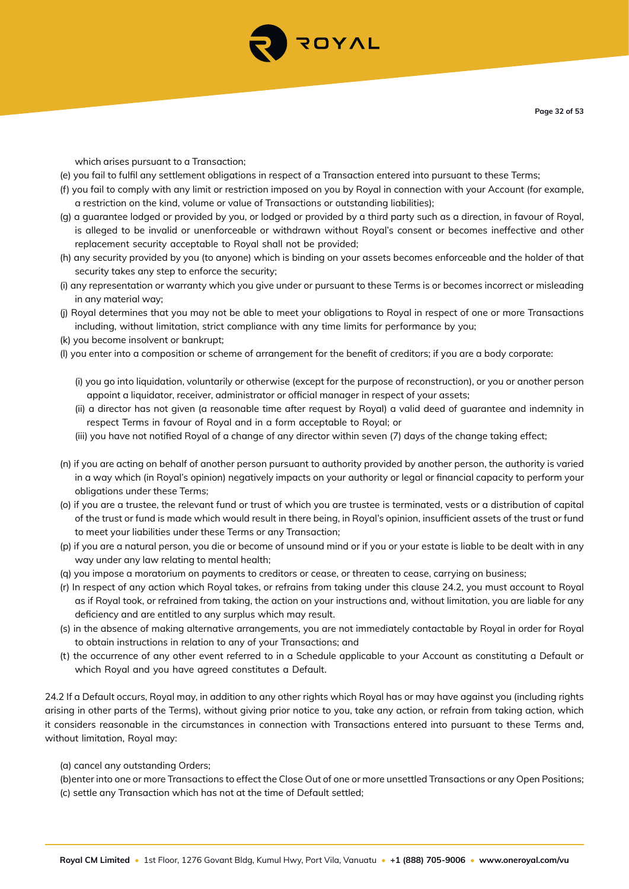which arises pursuant to a Transaction;

(e) you fail to fulfil any settlement obligations in respect of a Transaction entered into pursuant to these Terms;

(f) you fail to comply with any limit or restriction imposed on you by Royal in connection with your Account (for example, a restriction on the kind, volume or value of Transactions or outstanding liabilities);

(g) a guarantee lodged or provided by you, or lodged or provided by a third party such as a direction, in favour of Royal, is alleged to be invalid or unenforceable or withdrawn without Royal's consent or becomes ineffective and other replacement security acceptable to Royal shall not be provided;

(h) any security provided by you (to anyone) which is binding on your assets becomes enforceable and the holder of that security takes any step to enforce the security;

(i) any representation or warranty which you give under or pursuant to these Terms is or becomes incorrect or misleading in any material way;

(j) Royal determines that you may not be able to meet your obligations to Royal in respect of one or more Transactions including, without limitation, strict compliance with any time limits for performance by you;

(k) you become insolvent or bankrupt;

(l) you enter into a composition or scheme of arrangement for the benefit of creditors; if you are a body corporate:

(i) you go into liquidation, voluntarily or otherwise (except for the purpose of reconstruction), or you or another person appoint a liquidator, receiver, administrator or official manager in respect of your assets;

(ii) a director has not given (a reasonable time after request by Royal) a valid deed of guarantee and indemnity in respect Terms in favour of Royal and in a form acceptable to Royal; or

(iii) you have not notified Royal of a change of any director within seven (7) days of the change taking effect;

(n) if you are acting on behalf of another person pursuant to authority provided by another person, the authority is varied in a way which (in Royal's opinion) negatively impacts on your authority or legal or financial capacity to perform your obligations under these Terms;

(o) if you are a trustee, the relevant fund or trust of which you are trustee is terminated, vests or a distribution of capital of the trust or fund is made which would result in there being, in Royal's opinion, insufficient assets of the trust or fund to meet your liabilities under these Terms or any Transaction;

(p) if you are a natural person, you die or become of unsound mind or if you or your estate is liable to be dealt with in any way under any law relating to mental health;

(q) you impose a moratorium on payments to creditors or cease, or threaten to cease, carrying on business;

(r) In respect of any action which Royal takes, or refrains from taking under this clause 24.2, you must account to Royal as if Royal took, or refrained from taking, the action on your instructions and, without limitation, you are liable for any deficiency and are entitled to any surplus which may result.

(s) in the absence of making alternative arrangements, you are not immediately contactable by Royal in order for Royal to obtain instructions in relation to any of your Transactions; and

(t) the occurrence of any other event referred to in a Schedule applicable to your Account as constituting a Default or which Royal and you have agreed constitutes a Default.

24.2 If a Default occurs, Royal may, in addition to any other rights which Royal has or may have against you (including rights arising in other parts of the Terms), without giving prior notice to you, take any action, or refrain from taking action, which it considers reasonable in the circumstances in connection with Transactions entered into pursuant to these Terms and, without limitation, Royal may:

(a) cancel any outstanding Orders;

(b)enter into one or more Transactions to effect the Close Out of one or more unsettled Transactions or any Open Positions;

(c) settle any Transaction which has not at the time of Default settled;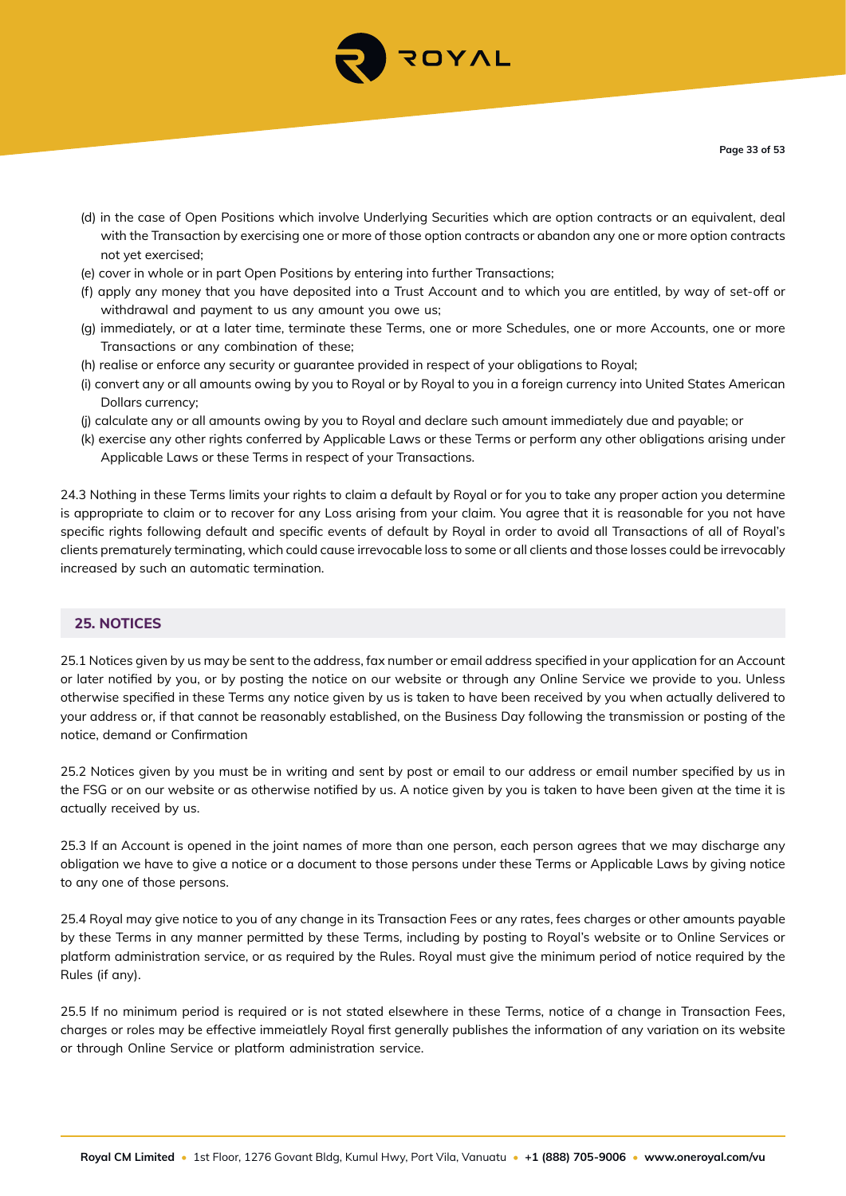(d) in the case of Open Positions which involve Underlying Securities which are option contracts or an equivalent, deal with the Transaction by exercising one or more of those option contracts or abandon any one or more option contracts not yet exercised;

(e) cover in whole or in part Open Positions by entering into further Transactions;

(f) apply any money that you have deposited into a Trust Account and to which you are entitled, by way of set-off or withdrawal and payment to us any amount you owe us;

(g) immediately, or at a later time, terminate these Terms, one or more Schedules, one or more Accounts, one or more Transactions or any combination of these;

(h) realise or enforce any security or guarantee provided in respect of your obligations to Royal;

(i) convert any or all amounts owing by you to Royal or by Royal to you in a foreign currency into United States American Dollars currency;

(j) calculate any or all amounts owing by you to Royal and declare such amount immediately due and payable; or

(k) exercise any other rights conferred by Applicable Laws or these Terms or perform any other obligations arising under Applicable Laws or these Terms in respect of your Transactions.

24.3 Nothing in these Terms limits your rights to claim a default by Royal or for you to take any proper action you determine is appropriate to claim or to recover for any Loss arising from your claim. You agree that it is reasonable for you not have specific rights following default and specific events of default by Royal in order to avoid all Transactions of all of Royal's clients prematurely terminating, which could cause irrevocable loss to some or all clients and those losses could be irrevocably increased by such an automatic termination.

## 25. NOTICES

25.1 Notices given by us may be sent to the address, fax number or email address specified in your application for an Account or later notified by you, or by posting the notice on our website or through any Online Service we provide to you. Unless otherwise specified in these Terms any notice given by us is taken to have been received by you when actually delivered to your address or, if that cannot be reasonably established, on the Business Day following the transmission or posting of the notice, demand or Confirmation

25.2 Notices given by you must be in writing and sent by post or email to our address or email number specified by us in the FSG or on our website or as otherwise notified by us. A notice given by you is taken to have been given at the time it is actually received by us.

25.3 If an Account is opened in the joint names of more than one person, each person agrees that we may discharge any obligation we have to give a notice or a document to those persons under these Terms or Applicable Laws by giving notice to any one of those persons.

25.4 Royal may give notice to you of any change in its Transaction Fees or any rates, fees charges or other amounts payable by these Terms in any manner permitted by these Terms, including by posting to Royal's website or to Online Services or platform administration service, or as required by the Rules. Royal must give the minimum period of notice required by the Rules (if any).

25.5 If no minimum period is required or is not stated elsewhere in these Terms, notice of a change in Transaction Fees, charges or roles may be effective immeiatlely Royal first generally publishes the information of any variation on its website or through Online Service or platform administration service.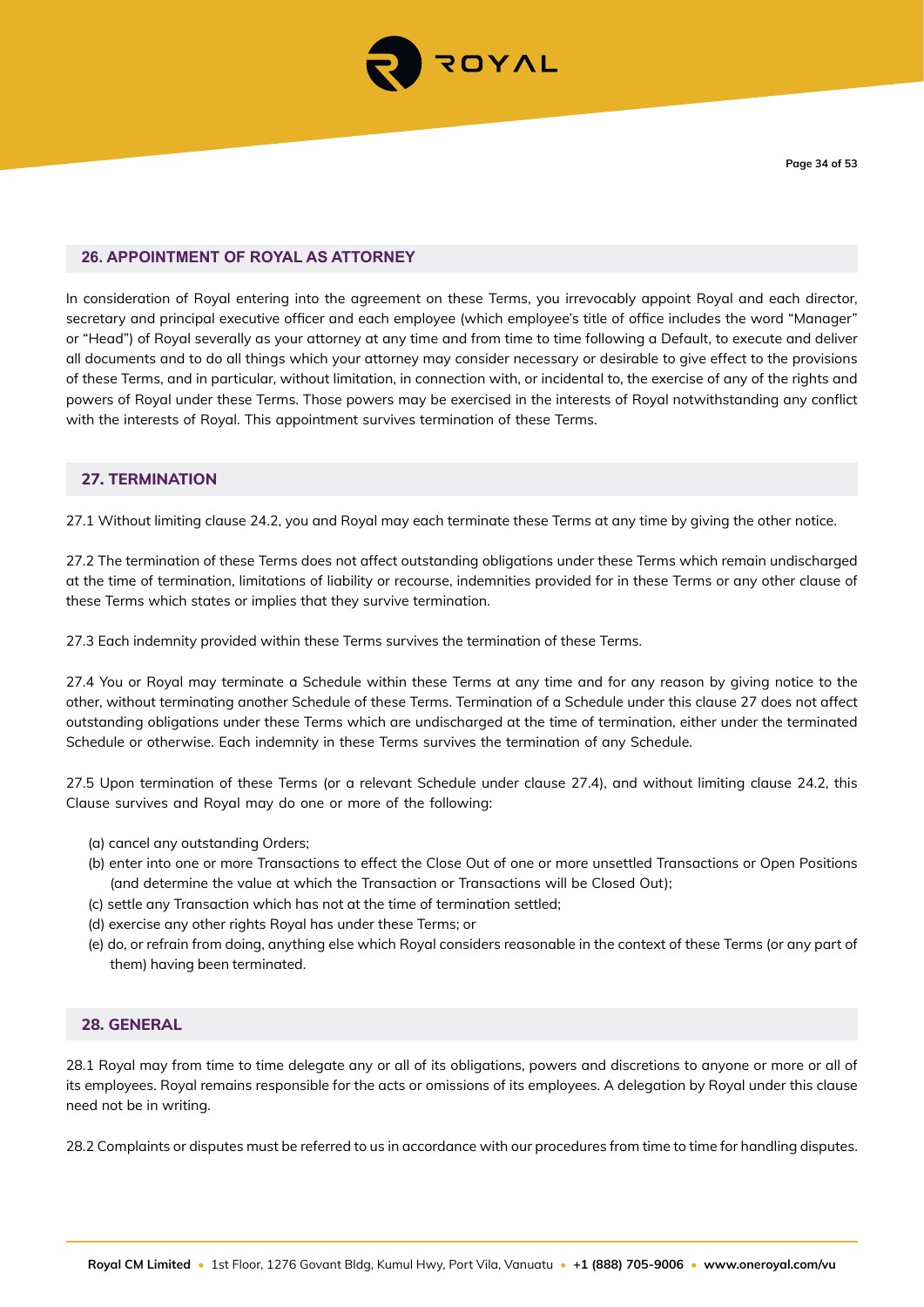## 26. APPOINTMENT OF ROYAL AS ATTORNEY

In consideration of Royal entering into the agreement on these Terms, you irrevocably appoint Royal and each director, secretary and principal executive officer and each employee (which employee's title of office includes the word "Manager" or "Head") of Royal severally as your attorney at any time and from time to time following a Default, to execute and deliver all documents and to do all things which your attorney may consider necessary or desirable to give effect to the provisions of these Terms, and in particular, without limitation, in connection with, or incidental to, the exercise of any of the rights and powers of Royal under these Terms. Those powers may be exercised in the interests of Royal notwithstanding any conflict with the interests of Royal. This appointment survives termination of these Terms.

## 27. TERMINATION

27.1 Without limiting clause 24.2, you and Royal may each terminate these Terms at any time by giving the other notice.

27.2 The termination of these Terms does not affect outstanding obligations under these Terms which remain undischarged at the time of termination, limitations of liability or recourse, indemnities provided for in these Terms or any other clause of these Terms which states or implies that they survive termination.

27.3 Each indemnity provided within these Terms survives the termination of these Terms.

27.4 You or Royal may terminate a Schedule within these Terms at any time and for any reason by giving notice to the other, without terminating another Schedule of these Terms. Termination of a Schedule under this clause 27 does not affect outstanding obligations under these Terms which are undischarged at the time of termination, either under the terminated Schedule or otherwise. Each indemnity in these Terms survives the termination of any Schedule.

27.5 Upon termination of these Terms (or a relevant Schedule under clause 27.4), and without limiting clause 24.2, this Clause survives and Royal may do one or more of the following:

- (a) cancel any outstanding Orders;
- (b) enter into one or more Transactions to effect the Close Out of one or more unsettled Transactions or Open Positions (and determine the value at which the Transaction or Transactions will be Closed Out);
- (c) settle any Transaction which has not at the time of termination settled;
- (d) exercise any other rights Royal has under these Terms; or
- (e) do, or refrain from doing, anything else which Royal considers reasonable in the context of these Terms (or any part of them) having been terminated.

## 28. GENERAL

28.1 Royal may from time to time delegate any or all of its obligations, powers and discretions to anyone or more or all of its employees. Royal remains responsible for the acts or omissions of its employees. A delegation by Royal under this clause need not be in writing.

28.2 Complaints or disputes must be referred to us in accordance with our procedures from time to time for handling disputes.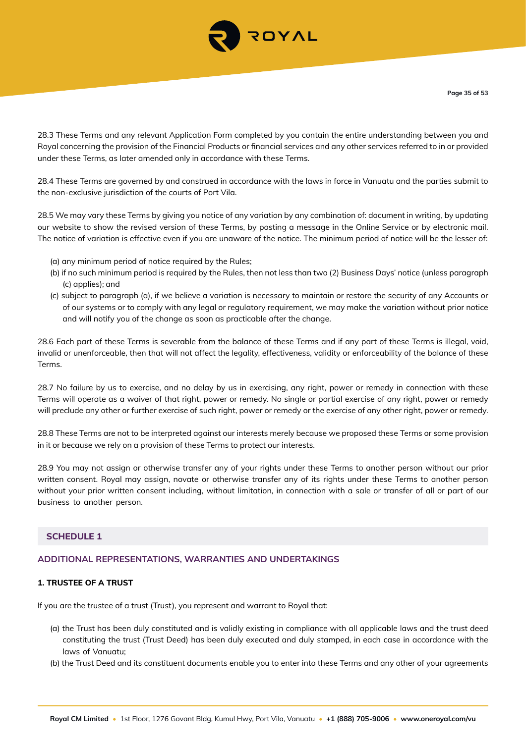28.3 These Terms and any relevant Application Form completed by you contain the entire understanding between you and Royal concerning the provision of the Financial Products or financial services and any other services referred to in or provided under these Terms, as later amended only in accordance with these Terms.

28.4 These Terms are governed by and construed in accordance with the laws in force in Vanuatu and the parties submit to the non-exclusive jurisdiction of the courts of Port Vila.

28.5 We may vary these Terms by giving you notice of any variation by any combination of: document in writing, by updating our website to show the revised version of these Terms, by posting a message in the Online Service or by electronic mail. The notice of variation is effective even if you are unaware of the notice. The minimum period of notice will be the lesser of:

(a) any minimum period of notice required by the Rules;
(b) if no such minimum period is required by the Rules, then not less than two (2) Business Days' notice (unless paragraph (c) applies); and
(c) subject to paragraph (a), if we believe a variation is necessary to maintain or restore the security of any Accounts or of our systems or to comply with any legal or regulatory requirement, we may make the variation without prior notice and will notify you of the change as soon as practicable after the change.

28.6 Each part of these Terms is severable from the balance of these Terms and if any part of these Terms is illegal, void, invalid or unenforceable, then that will not affect the legality, effectiveness, validity or enforceability of the balance of these Terms.

28.7 No failure by us to exercise, and no delay by us in exercising, any right, power or remedy in connection with these Terms will operate as a waiver of that right, power or remedy. No single or partial exercise of any right, power or remedy will preclude any other or further exercise of such right, power or remedy or the exercise of any other right, power or remedy.

28.8 These Terms are not to be interpreted against our interests merely because we proposed these Terms or some provision in it or because we rely on a provision of these Terms to protect our interests.

28.9 You may not assign or otherwise transfer any of your rights under these Terms to another person without our prior written consent. Royal may assign, novate or otherwise transfer any of its rights under these Terms to another person without your prior written consent including, without limitation, in connection with a sale or transfer of all or part of our business to another person.

## SCHEDULE 1

### ADDITIONAL REPRESENTATIONS, WARRANTIES AND UNDERTAKINGS

#### 1. TRUSTEE OF A TRUST

If you are the trustee of a trust (Trust), you represent and warrant to Royal that:

(a) the Trust has been duly constituted and is validly existing in compliance with all applicable laws and the trust deed constituting the trust (Trust Deed) has been duly executed and duly stamped, in each case in accordance with the laws of Vanuatu;
(b) the Trust Deed and its constituent documents enable you to enter into these Terms and any other of your agreements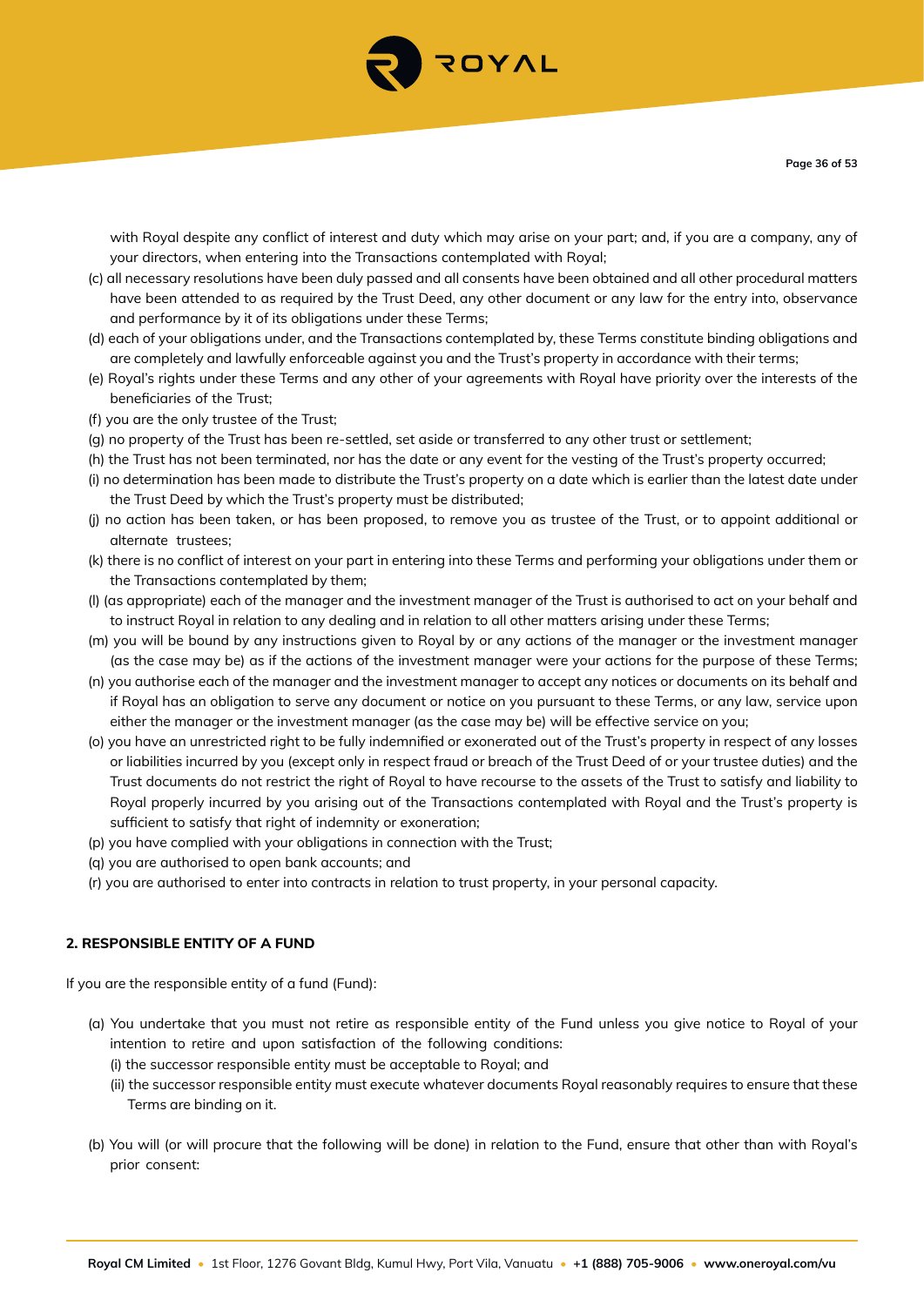with Royal despite any conflict of interest and duty which may arise on your part; and, if you are a company, any of your directors, when entering into the Transactions contemplated with Royal;

(c) all necessary resolutions have been duly passed and all consents have been obtained and all other procedural matters have been attended to as required by the Trust Deed, any other document or any law for the entry into, observance and performance by it of its obligations under these Terms;

(d) each of your obligations under, and the Transactions contemplated by, these Terms constitute binding obligations and are completely and lawfully enforceable against you and the Trust's property in accordance with their terms;

(e) Royal's rights under these Terms and any other of your agreements with Royal have priority over the interests of the beneficiaries of the Trust;

(f) you are the only trustee of the Trust;

(g) no property of the Trust has been re-settled, set aside or transferred to any other trust or settlement;

(h) the Trust has not been terminated, nor has the date or any event for the vesting of the Trust's property occurred;

(i) no determination has been made to distribute the Trust's property on a date which is earlier than the latest date under the Trust Deed by which the Trust's property must be distributed;

(j) no action has been taken, or has been proposed, to remove you as trustee of the Trust, or to appoint additional or alternate trustees;

(k) there is no conflict of interest on your part in entering into these Terms and performing your obligations under them or the Transactions contemplated by them;

(l) (as appropriate) each of the manager and the investment manager of the Trust is authorised to act on your behalf and to instruct Royal in relation to any dealing and in relation to all other matters arising under these Terms;

(m) you will be bound by any instructions given to Royal by or any actions of the manager or the investment manager (as the case may be) as if the actions of the investment manager were your actions for the purpose of these Terms;

(n) you authorise each of the manager and the investment manager to accept any notices or documents on its behalf and if Royal has an obligation to serve any document or notice on you pursuant to these Terms, or any law, service upon either the manager or the investment manager (as the case may be) will be effective service on you;

(o) you have an unrestricted right to be fully indemnified or exonerated out of the Trust's property in respect of any losses or liabilities incurred by you (except only in respect fraud or breach of the Trust Deed of or your trustee duties) and the Trust documents do not restrict the right of Royal to have recourse to the assets of the Trust to satisfy and liability to Royal properly incurred by you arising out of the Transactions contemplated with Royal and the Trust's property is sufficient to satisfy that right of indemnity or exoneration;

(p) you have complied with your obligations in connection with the Trust;

(q) you are authorised to open bank accounts; and

(r) you are authorised to enter into contracts in relation to trust property, in your personal capacity.

## 2. RESPONSIBLE ENTITY OF A FUND

If you are the responsible entity of a fund (Fund):

(a) You undertake that you must not retire as responsible entity of the Fund unless you give notice to Royal of your intention to retire and upon satisfaction of the following conditions:

  (i) the successor responsible entity must be acceptable to Royal; and

  (ii) the successor responsible entity must execute whatever documents Royal reasonably requires to ensure that these Terms are binding on it.

(b) You will (or will procure that the following will be done) in relation to the Fund, ensure that other than with Royal's prior consent: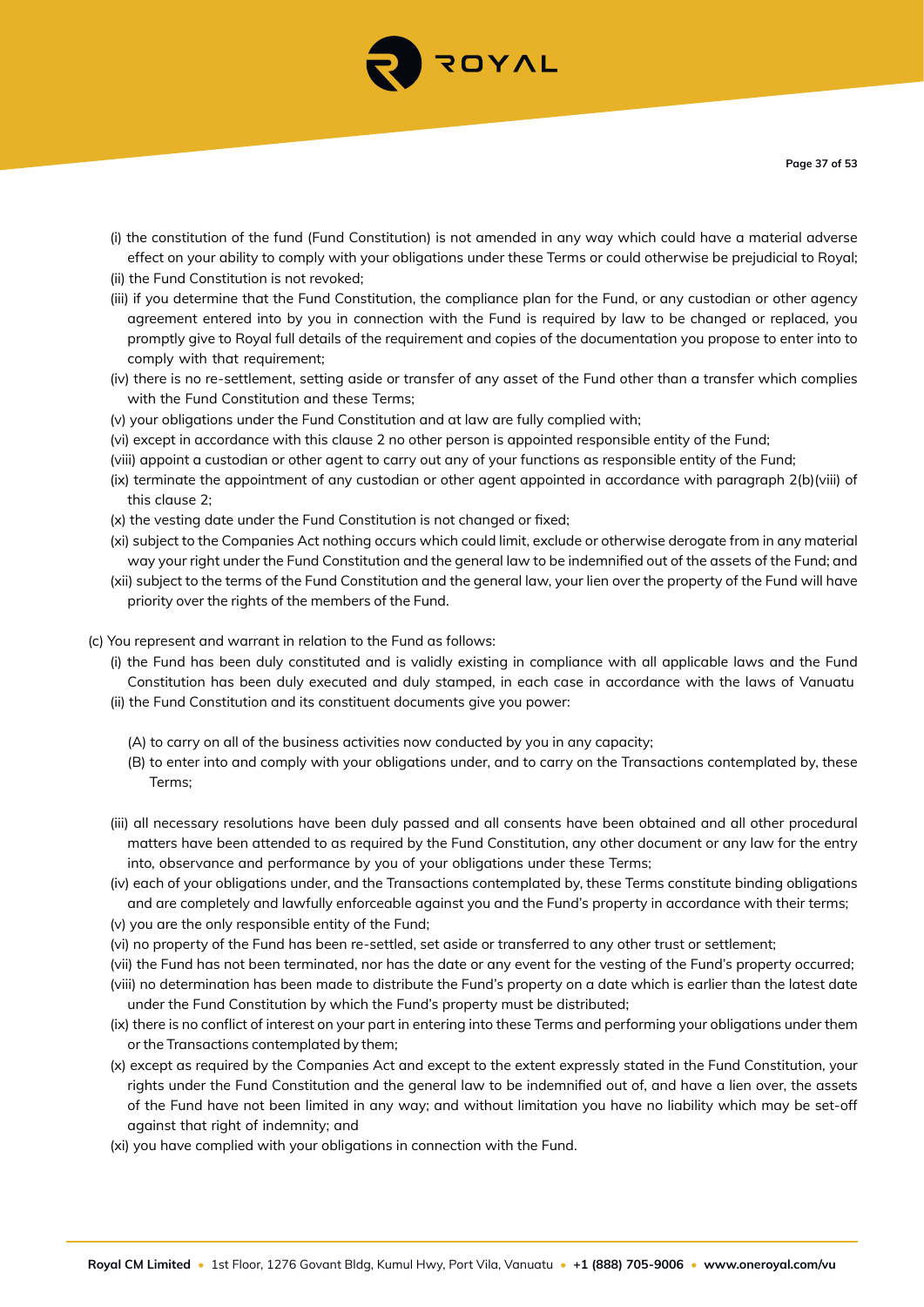- (i) the constitution of the fund (Fund Constitution) is not amended in any way which could have a material adverse effect on your ability to comply with your obligations under these Terms or could otherwise be prejudicial to Royal;
- (ii) the Fund Constitution is not revoked;
- (iii) if you determine that the Fund Constitution, the compliance plan for the Fund, or any custodian or other agency agreement entered into by you in connection with the Fund is required by law to be changed or replaced, you promptly give to Royal full details of the requirement and copies of the documentation you propose to enter into to comply with that requirement;
- (iv) there is no re-settlement, setting aside or transfer of any asset of the Fund other than a transfer which complies with the Fund Constitution and these Terms;
- (v) your obligations under the Fund Constitution and at law are fully complied with;
- (vi) except in accordance with this clause 2 no other person is appointed responsible entity of the Fund;
- (viii) appoint a custodian or other agent to carry out any of your functions as responsible entity of the Fund;
- (ix) terminate the appointment of any custodian or other agent appointed in accordance with paragraph 2(b)(viii) of this clause 2;
- (x) the vesting date under the Fund Constitution is not changed or fixed;
- (xi) subject to the Companies Act nothing occurs which could limit, exclude or otherwise derogate from in any material way your right under the Fund Constitution and the general law to be indemnified out of the assets of the Fund; and
- (xii) subject to the terms of the Fund Constitution and the general law, your lien over the property of the Fund will have priority over the rights of the members of the Fund.

(c) You represent and warrant in relation to the Fund as follows:

- (i) the Fund has been duly constituted and is validly existing in compliance with all applicable laws and the Fund Constitution has been duly executed and duly stamped, in each case in accordance with the laws of Vanuatu
- (ii) the Fund Constitution and its constituent documents give you power:
  - (A) to carry on all of the business activities now conducted by you in any capacity;
  - (B) to enter into and comply with your obligations under, and to carry on the Transactions contemplated by, these Terms;
- (iii) all necessary resolutions have been duly passed and all consents have been obtained and all other procedural matters have been attended to as required by the Fund Constitution, any other document or any law for the entry into, observance and performance by you of your obligations under these Terms;
- (iv) each of your obligations under, and the Transactions contemplated by, these Terms constitute binding obligations and are completely and lawfully enforceable against you and the Fund's property in accordance with their terms;
- (v) you are the only responsible entity of the Fund;
- (vi) no property of the Fund has been re-settled, set aside or transferred to any other trust or settlement;
- (vii) the Fund has not been terminated, nor has the date or any event for the vesting of the Fund's property occurred;
- (viii) no determination has been made to distribute the Fund's property on a date which is earlier than the latest date under the Fund Constitution by which the Fund's property must be distributed;
- (ix) there is no conflict of interest on your part in entering into these Terms and performing your obligations under them or the Transactions contemplated by them;
- (x) except as required by the Companies Act and except to the extent expressly stated in the Fund Constitution, your rights under the Fund Constitution and the general law to be indemnified out of, and have a lien over, the assets of the Fund have not been limited in any way; and without limitation you have no liability which may be set-off against that right of indemnity; and
- (xi) you have complied with your obligations in connection with the Fund.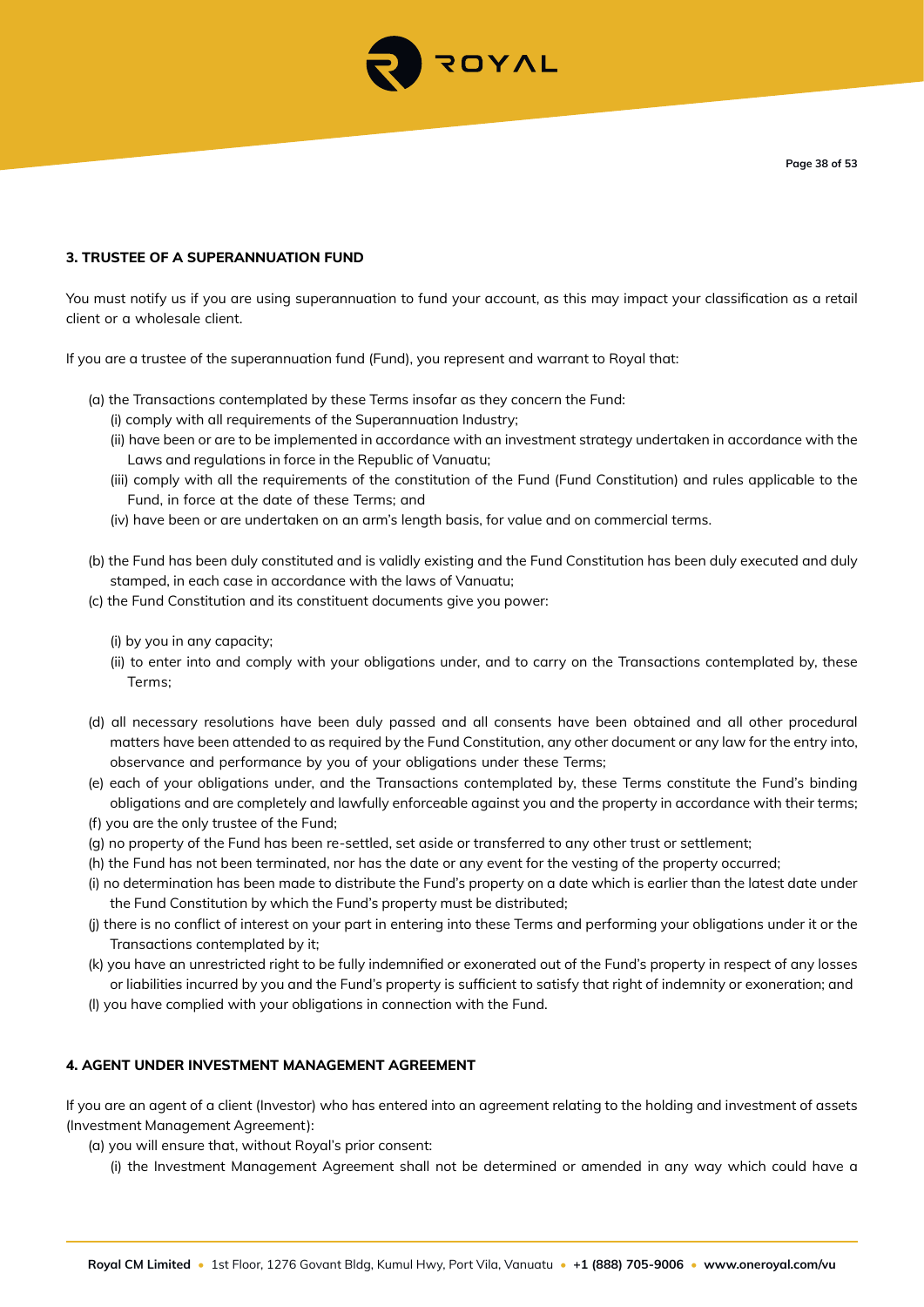### 3. TRUSTEE OF A SUPERANNUATION FUND

You must notify us if you are using superannuation to fund your account, as this may impact your classification as a retail client or a wholesale client.

If you are a trustee of the superannuation fund (Fund), you represent and warrant to Royal that:

(a) the Transactions contemplated by these Terms insofar as they concern the Fund:

(i) comply with all requirements of the Superannuation Industry;

(ii) have been or are to be implemented in accordance with an investment strategy undertaken in accordance with the Laws and regulations in force in the Republic of Vanuatu;

(iii) comply with all the requirements of the constitution of the Fund (Fund Constitution) and rules applicable to the Fund, in force at the date of these Terms; and

(iv) have been or are undertaken on an arm's length basis, for value and on commercial terms.

(b) the Fund has been duly constituted and is validly existing and the Fund Constitution has been duly executed and duly stamped, in each case in accordance with the laws of Vanuatu;

(c) the Fund Constitution and its constituent documents give you power:

(i) by you in any capacity;

(ii) to enter into and comply with your obligations under, and to carry on the Transactions contemplated by, these Terms;

(d) all necessary resolutions have been duly passed and all consents have been obtained and all other procedural matters have been attended to as required by the Fund Constitution, any other document or any law for the entry into, observance and performance by you of your obligations under these Terms;

(e) each of your obligations under, and the Transactions contemplated by, these Terms constitute the Fund's binding obligations and are completely and lawfully enforceable against you and the property in accordance with their terms;

(f) you are the only trustee of the Fund;

(g) no property of the Fund has been re-settled, set aside or transferred to any other trust or settlement;

(h) the Fund has not been terminated, nor has the date or any event for the vesting of the property occurred;

(i) no determination has been made to distribute the Fund's property on a date which is earlier than the latest date under the Fund Constitution by which the Fund's property must be distributed;

(j) there is no conflict of interest on your part in entering into these Terms and performing your obligations under it or the Transactions contemplated by it;

(k) you have an unrestricted right to be fully indemnified or exonerated out of the Fund's property in respect of any losses or liabilities incurred by you and the Fund's property is sufficient to satisfy that right of indemnity or exoneration; and

(l) you have complied with your obligations in connection with the Fund.

### 4. AGENT UNDER INVESTMENT MANAGEMENT AGREEMENT

If you are an agent of a client (Investor) who has entered into an agreement relating to the holding and investment of assets (Investment Management Agreement):

(a) you will ensure that, without Royal's prior consent:

(i) the Investment Management Agreement shall not be determined or amended in any way which could have a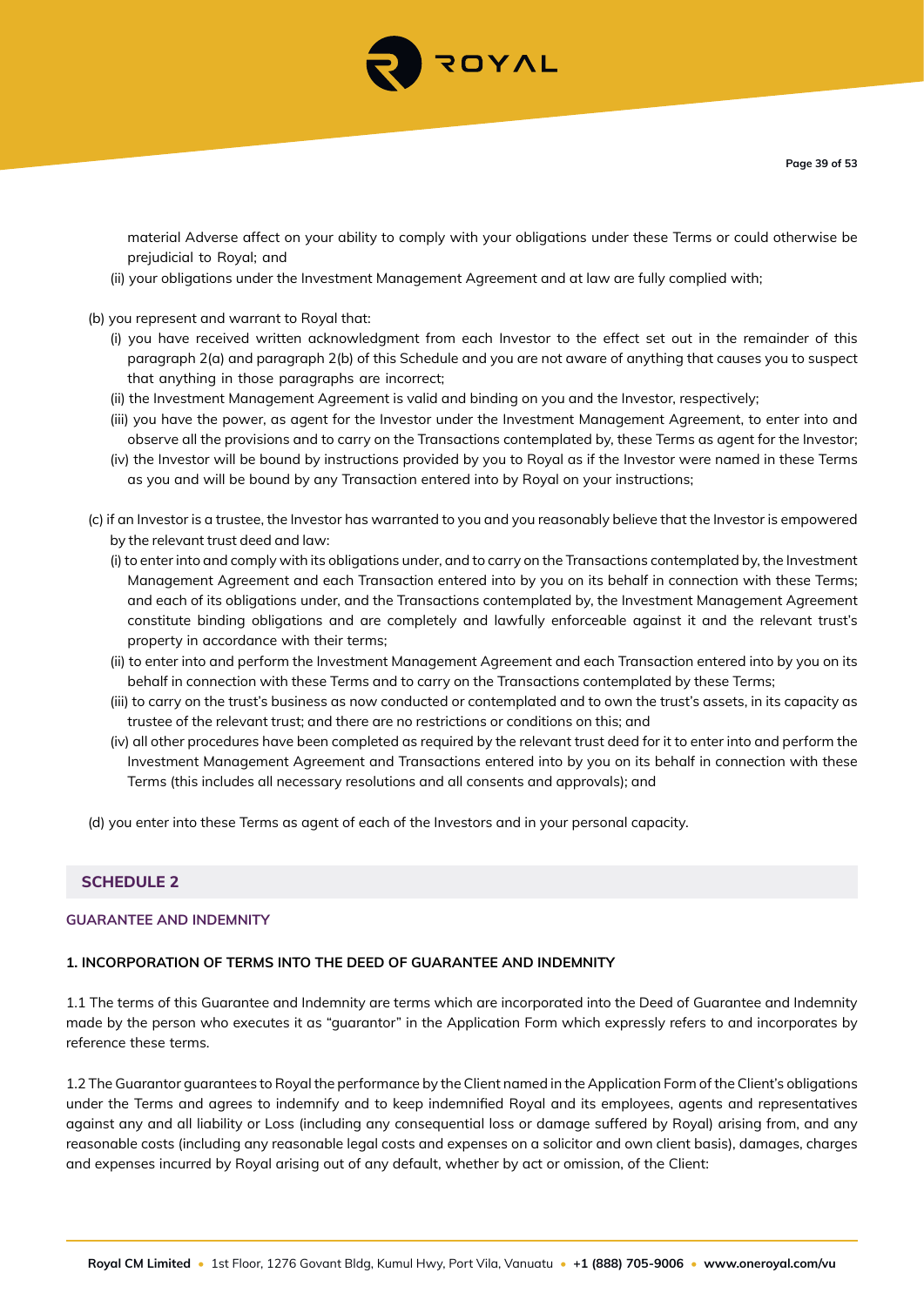material Adverse affect on your ability to comply with your obligations under these Terms or could otherwise be prejudicial to Royal; and

(ii) your obligations under the Investment Management Agreement and at law are fully complied with;

(b) you represent and warrant to Royal that:

(i) you have received written acknowledgment from each Investor to the effect set out in the remainder of this paragraph 2(a) and paragraph 2(b) of this Schedule and you are not aware of anything that causes you to suspect that anything in those paragraphs are incorrect;

(ii) the Investment Management Agreement is valid and binding on you and the Investor, respectively;

(iii) you have the power, as agent for the Investor under the Investment Management Agreement, to enter into and observe all the provisions and to carry on the Transactions contemplated by, these Terms as agent for the Investor;

(iv) the Investor will be bound by instructions provided by you to Royal as if the Investor were named in these Terms as you and will be bound by any Transaction entered into by Royal on your instructions;

(c) if an Investor is a trustee, the Investor has warranted to you and you reasonably believe that the Investor is empowered by the relevant trust deed and law:

(i) to enter into and comply with its obligations under, and to carry on the Transactions contemplated by, the Investment Management Agreement and each Transaction entered into by you on its behalf in connection with these Terms; and each of its obligations under, and the Transactions contemplated by, the Investment Management Agreement constitute binding obligations and are completely and lawfully enforceable against it and the relevant trust's property in accordance with their terms;

(ii) to enter into and perform the Investment Management Agreement and each Transaction entered into by you on its behalf in connection with these Terms and to carry on the Transactions contemplated by these Terms;

(iii) to carry on the trust's business as now conducted or contemplated and to own the trust's assets, in its capacity as trustee of the relevant trust; and there are no restrictions or conditions on this; and

(iv) all other procedures have been completed as required by the relevant trust deed for it to enter into and perform the Investment Management Agreement and Transactions entered into by you on its behalf in connection with these Terms (this includes all necessary resolutions and all consents and approvals); and

(d) you enter into these Terms as agent of each of the Investors and in your personal capacity.

## SCHEDULE 2

### GUARANTEE AND INDEMNITY

#### 1. INCORPORATION OF TERMS INTO THE DEED OF GUARANTEE AND INDEMNITY

1.1 The terms of this Guarantee and Indemnity are terms which are incorporated into the Deed of Guarantee and Indemnity made by the person who executes it as "guarantor" in the Application Form which expressly refers to and incorporates by reference these terms.

1.2 The Guarantor guarantees to Royal the performance by the Client named in the Application Form of the Client's obligations under the Terms and agrees to indemnify and to keep indemnified Royal and its employees, agents and representatives against any and all liability or Loss (including any consequential loss or damage suffered by Royal) arising from, and any reasonable costs (including any reasonable legal costs and expenses on a solicitor and own client basis), damages, charges and expenses incurred by Royal arising out of any default, whether by act or omission, of the Client: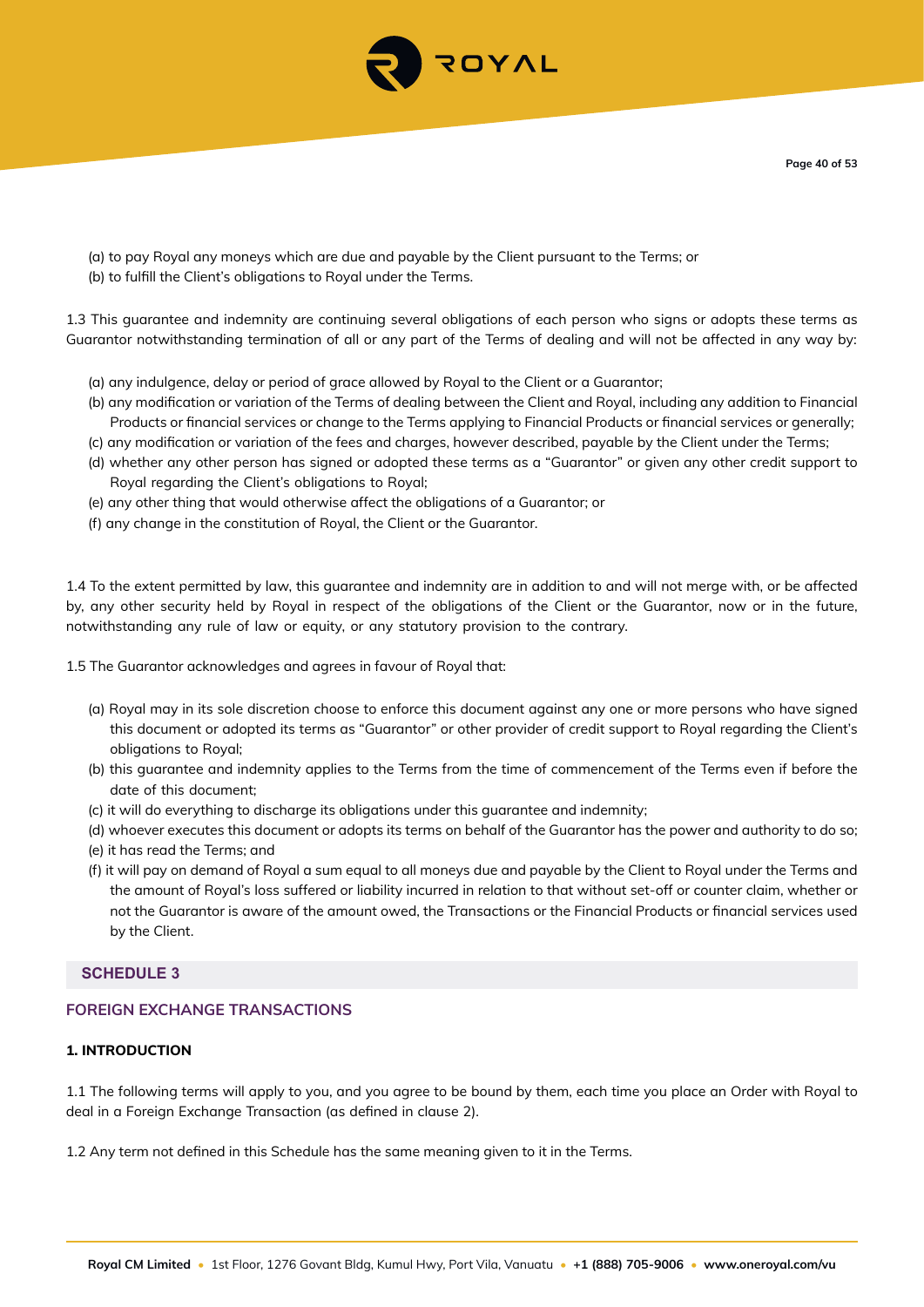(a) to pay Royal any moneys which are due and payable by the Client pursuant to the Terms; or
(b) to fulfill the Client's obligations to Royal under the Terms.

1.3 This guarantee and indemnity are continuing several obligations of each person who signs or adopts these terms as Guarantor notwithstanding termination of all or any part of the Terms of dealing and will not be affected in any way by:

(a) any indulgence, delay or period of grace allowed by Royal to the Client or a Guarantor;
(b) any modification or variation of the Terms of dealing between the Client and Royal, including any addition to Financial Products or financial services or change to the Terms applying to Financial Products or financial services or generally;
(c) any modification or variation of the fees and charges, however described, payable by the Client under the Terms;
(d) whether any other person has signed or adopted these terms as a "Guarantor" or given any other credit support to Royal regarding the Client's obligations to Royal;
(e) any other thing that would otherwise affect the obligations of a Guarantor; or
(f) any change in the constitution of Royal, the Client or the Guarantor.

1.4 To the extent permitted by law, this guarantee and indemnity are in addition to and will not merge with, or be affected by, any other security held by Royal in respect of the obligations of the Client or the Guarantor, now or in the future, notwithstanding any rule of law or equity, or any statutory provision to the contrary.

1.5 The Guarantor acknowledges and agrees in favour of Royal that:

(a) Royal may in its sole discretion choose to enforce this document against any one or more persons who have signed this document or adopted its terms as "Guarantor" or other provider of credit support to Royal regarding the Client's obligations to Royal;
(b) this guarantee and indemnity applies to the Terms from the time of commencement of the Terms even if before the date of this document;
(c) it will do everything to discharge its obligations under this guarantee and indemnity;
(d) whoever executes this document or adopts its terms on behalf of the Guarantor has the power and authority to do so;
(e) it has read the Terms; and
(f) it will pay on demand of Royal a sum equal to all moneys due and payable by the Client to Royal under the Terms and the amount of Royal's loss suffered or liability incurred in relation to that without set-off or counter claim, whether or not the Guarantor is aware of the amount owed, the Transactions or the Financial Products or financial services used by the Client.

## SCHEDULE 3

## FOREIGN EXCHANGE TRANSACTIONS

### 1. INTRODUCTION

1.1 The following terms will apply to you, and you agree to be bound by them, each time you place an Order with Royal to deal in a Foreign Exchange Transaction (as defined in clause 2).

1.2 Any term not defined in this Schedule has the same meaning given to it in the Terms.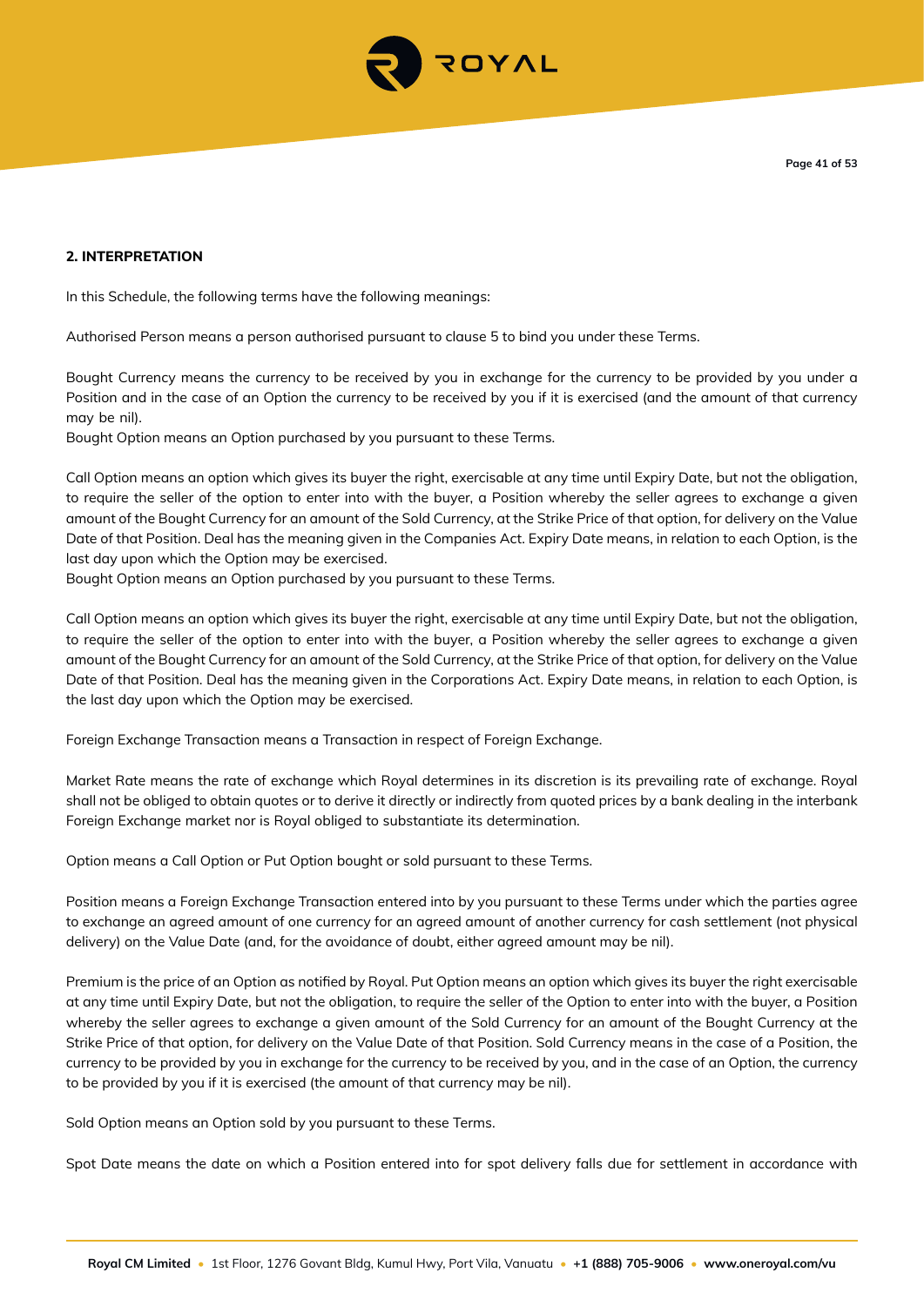**2. INTERPRETATION**

In this Schedule, the following terms have the following meanings:

Authorised Person means a person authorised pursuant to clause 5 to bind you under these Terms.

Bought Currency means the currency to be received by you in exchange for the currency to be provided by you under a Position and in the case of an Option the currency to be received by you if it is exercised (and the amount of that currency may be nil).

Bought Option means an Option purchased by you pursuant to these Terms.

Call Option means an option which gives its buyer the right, exercisable at any time until Expiry Date, but not the obligation, to require the seller of the option to enter into with the buyer, a Position whereby the seller agrees to exchange a given amount of the Bought Currency for an amount of the Sold Currency, at the Strike Price of that option, for delivery on the Value Date of that Position. Deal has the meaning given in the Companies Act. Expiry Date means, in relation to each Option, is the last day upon which the Option may be exercised.

Bought Option means an Option purchased by you pursuant to these Terms.

Call Option means an option which gives its buyer the right, exercisable at any time until Expiry Date, but not the obligation, to require the seller of the option to enter into with the buyer, a Position whereby the seller agrees to exchange a given amount of the Bought Currency for an amount of the Sold Currency, at the Strike Price of that option, for delivery on the Value Date of that Position. Deal has the meaning given in the Corporations Act. Expiry Date means, in relation to each Option, is the last day upon which the Option may be exercised.

Foreign Exchange Transaction means a Transaction in respect of Foreign Exchange.

Market Rate means the rate of exchange which Royal determines in its discretion is its prevailing rate of exchange. Royal shall not be obliged to obtain quotes or to derive it directly or indirectly from quoted prices by a bank dealing in the interbank Foreign Exchange market nor is Royal obliged to substantiate its determination.

Option means a Call Option or Put Option bought or sold pursuant to these Terms.

Position means a Foreign Exchange Transaction entered into by you pursuant to these Terms under which the parties agree to exchange an agreed amount of one currency for an agreed amount of another currency for cash settlement (not physical delivery) on the Value Date (and, for the avoidance of doubt, either agreed amount may be nil).

Premium is the price of an Option as notified by Royal. Put Option means an option which gives its buyer the right exercisable at any time until Expiry Date, but not the obligation, to require the seller of the Option to enter into with the buyer, a Position whereby the seller agrees to exchange a given amount of the Sold Currency for an amount of the Bought Currency at the Strike Price of that option, for delivery on the Value Date of that Position. Sold Currency means in the case of a Position, the currency to be provided by you in exchange for the currency to be received by you, and in the case of an Option, the currency to be provided by you if it is exercised (the amount of that currency may be nil).

Sold Option means an Option sold by you pursuant to these Terms.

Spot Date means the date on which a Position entered into for spot delivery falls due for settlement in accordance with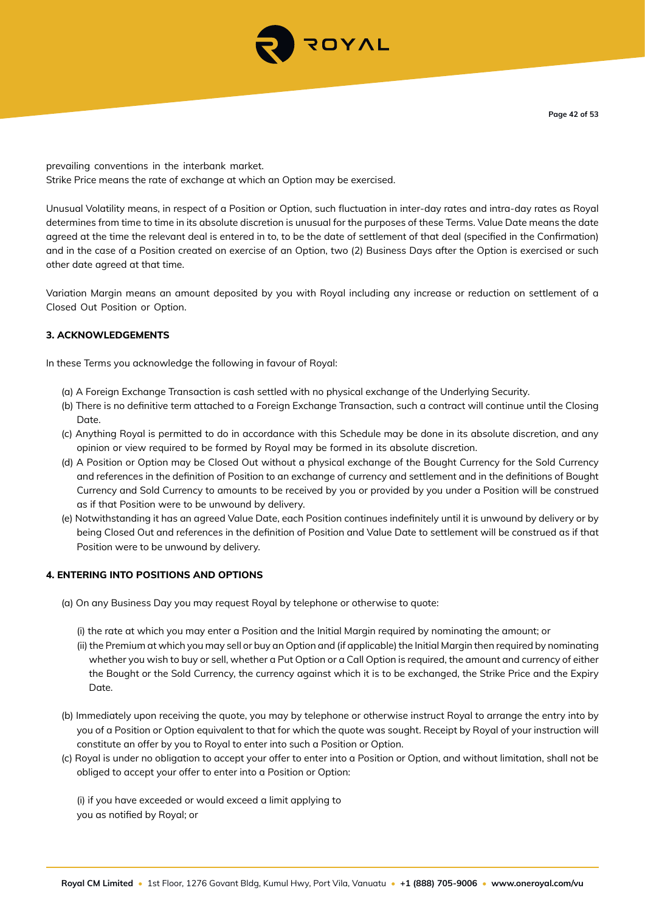prevailing conventions in the interbank market.
Strike Price means the rate of exchange at which an Option may be exercised.

Unusual Volatility means, in respect of a Position or Option, such fluctuation in inter-day rates and intra-day rates as Royal determines from time to time in its absolute discretion is unusual for the purposes of these Terms. Value Date means the date agreed at the time the relevant deal is entered in to, to be the date of settlement of that deal (specified in the Confirmation) and in the case of a Position created on exercise of an Option, two (2) Business Days after the Option is exercised or such other date agreed at that time.

Variation Margin means an amount deposited by you with Royal including any increase or reduction on settlement of a Closed Out Position or Option.

**3. ACKNOWLEDGEMENTS**

In these Terms you acknowledge the following in favour of Royal:

(a) A Foreign Exchange Transaction is cash settled with no physical exchange of the Underlying Security.
(b) There is no definitive term attached to a Foreign Exchange Transaction, such a contract will continue until the Closing Date.
(c) Anything Royal is permitted to do in accordance with this Schedule may be done in its absolute discretion, and any opinion or view required to be formed by Royal may be formed in its absolute discretion.
(d) A Position or Option may be Closed Out without a physical exchange of the Bought Currency for the Sold Currency and references in the definition of Position to an exchange of currency and settlement and in the definitions of Bought Currency and Sold Currency to amounts to be received by you or provided by you under a Position will be construed as if that Position were to be unwound by delivery.
(e) Notwithstanding it has an agreed Value Date, each Position continues indefinitely until it is unwound by delivery or by being Closed Out and references in the definition of Position and Value Date to settlement will be construed as if that Position were to be unwound by delivery.

**4. ENTERING INTO POSITIONS AND OPTIONS**

(a) On any Business Day you may request Royal by telephone or otherwise to quote:

(i) the rate at which you may enter a Position and the Initial Margin required by nominating the amount; or
(ii) the Premium at which you may sell or buy an Option and (if applicable) the Initial Margin then required by nominating whether you wish to buy or sell, whether a Put Option or a Call Option is required, the amount and currency of either the Bought or the Sold Currency, the currency against which it is to be exchanged, the Strike Price and the Expiry Date.

(b) Immediately upon receiving the quote, you may by telephone or otherwise instruct Royal to arrange the entry into by you of a Position or Option equivalent to that for which the quote was sought. Receipt by Royal of your instruction will constitute an offer by you to Royal to enter into such a Position or Option.
(c) Royal is under no obligation to accept your offer to enter into a Position or Option, and without limitation, shall not be obliged to accept your offer to enter into a Position or Option:

(i) if you have exceeded or would exceed a limit applying to you as notified by Royal; or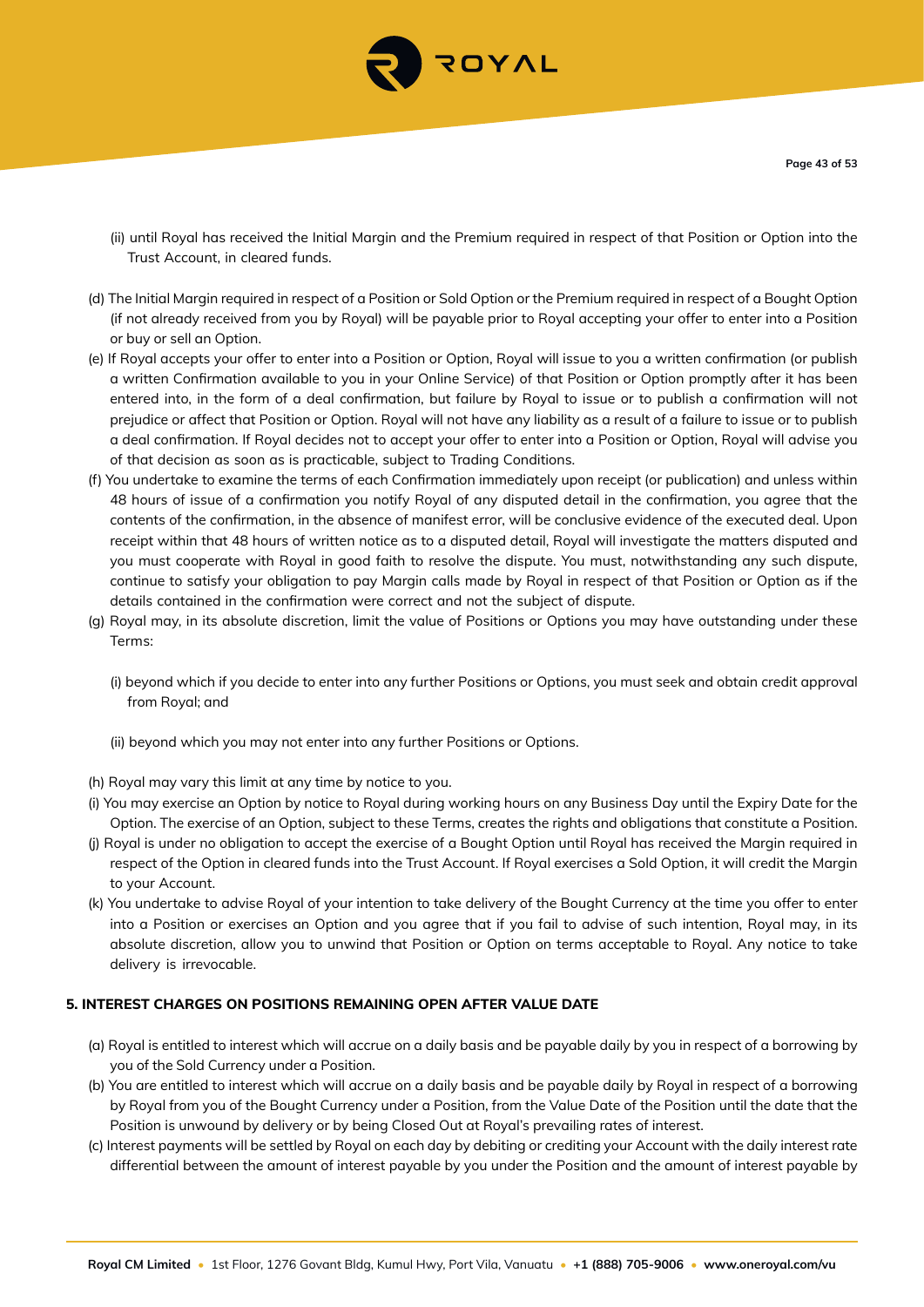(ii) until Royal has received the Initial Margin and the Premium required in respect of that Position or Option into the Trust Account, in cleared funds.

(d) The Initial Margin required in respect of a Position or Sold Option or the Premium required in respect of a Bought Option (if not already received from you by Royal) will be payable prior to Royal accepting your offer to enter into a Position or buy or sell an Option.

(e) If Royal accepts your offer to enter into a Position or Option, Royal will issue to you a written confirmation (or publish a written Confirmation available to you in your Online Service) of that Position or Option promptly after it has been entered into, in the form of a deal confirmation, but failure by Royal to issue or to publish a confirmation will not prejudice or affect that Position or Option. Royal will not have any liability as a result of a failure to issue or to publish a deal confirmation. If Royal decides not to accept your offer to enter into a Position or Option, Royal will advise you of that decision as soon as is practicable, subject to Trading Conditions.

(f) You undertake to examine the terms of each Confirmation immediately upon receipt (or publication) and unless within 48 hours of issue of a confirmation you notify Royal of any disputed detail in the confirmation, you agree that the contents of the confirmation, in the absence of manifest error, will be conclusive evidence of the executed deal. Upon receipt within that 48 hours of written notice as to a disputed detail, Royal will investigate the matters disputed and you must cooperate with Royal in good faith to resolve the dispute. You must, notwithstanding any such dispute, continue to satisfy your obligation to pay Margin calls made by Royal in respect of that Position or Option as if the details contained in the confirmation were correct and not the subject of dispute.

(g) Royal may, in its absolute discretion, limit the value of Positions or Options you may have outstanding under these Terms:

(i) beyond which if you decide to enter into any further Positions or Options, you must seek and obtain credit approval from Royal; and

(ii) beyond which you may not enter into any further Positions or Options.

(h) Royal may vary this limit at any time by notice to you.

(i) You may exercise an Option by notice to Royal during working hours on any Business Day until the Expiry Date for the Option. The exercise of an Option, subject to these Terms, creates the rights and obligations that constitute a Position.

(j) Royal is under no obligation to accept the exercise of a Bought Option until Royal has received the Margin required in respect of the Option in cleared funds into the Trust Account. If Royal exercises a Sold Option, it will credit the Margin to your Account.

(k) You undertake to advise Royal of your intention to take delivery of the Bought Currency at the time you offer to enter into a Position or exercises an Option and you agree that if you fail to advise of such intention, Royal may, in its absolute discretion, allow you to unwind that Position or Option on terms acceptable to Royal. Any notice to take delivery is irrevocable.

**5. INTEREST CHARGES ON POSITIONS REMAINING OPEN AFTER VALUE DATE**

(a) Royal is entitled to interest which will accrue on a daily basis and be payable daily by you in respect of a borrowing by you of the Sold Currency under a Position.

(b) You are entitled to interest which will accrue on a daily basis and be payable daily by Royal in respect of a borrowing by Royal from you of the Bought Currency under a Position, from the Value Date of the Position until the date that the Position is unwound by delivery or by being Closed Out at Royal's prevailing rates of interest.

(c) Interest payments will be settled by Royal on each day by debiting or crediting your Account with the daily interest rate differential between the amount of interest payable by you under the Position and the amount of interest payable by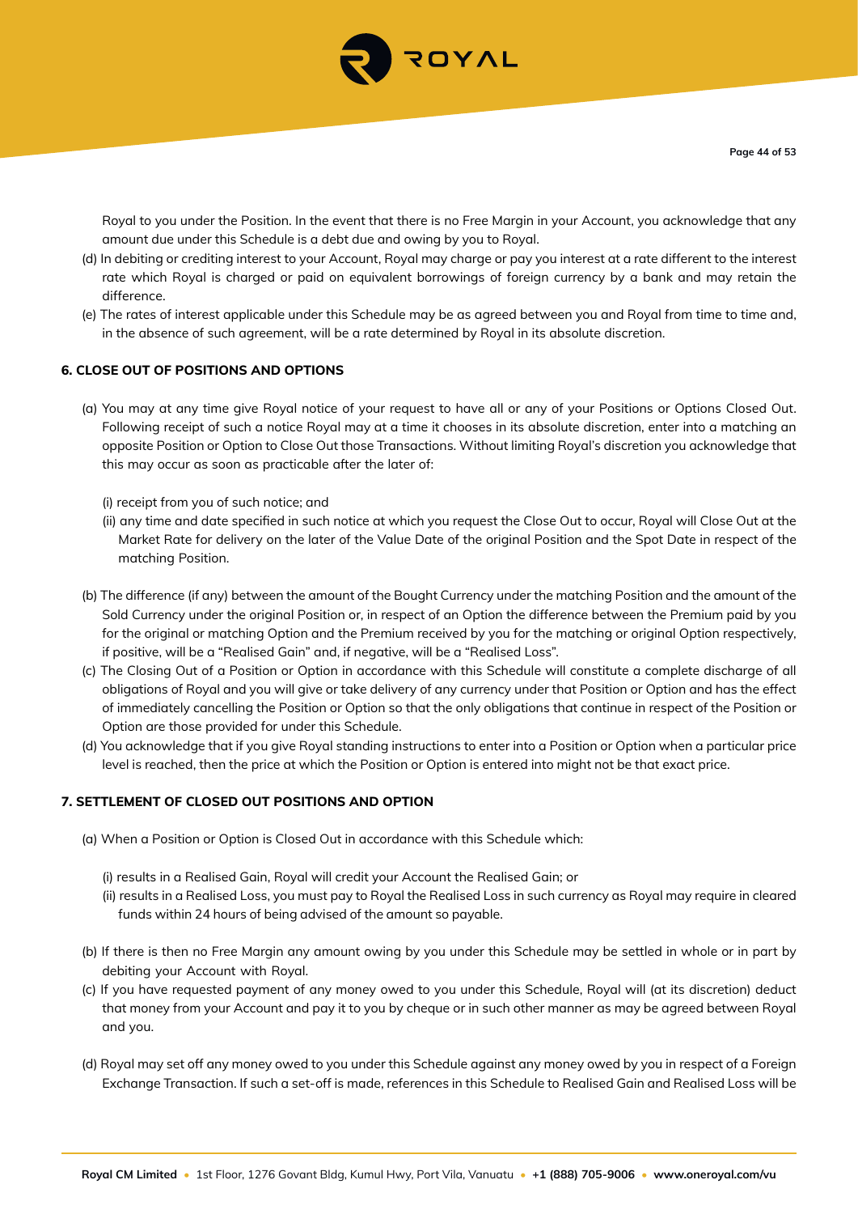Royal to you under the Position. In the event that there is no Free Margin in your Account, you acknowledge that any amount due under this Schedule is a debt due and owing by you to Royal.

(d) In debiting or crediting interest to your Account, Royal may charge or pay you interest at a rate different to the interest rate which Royal is charged or paid on equivalent borrowings of foreign currency by a bank and may retain the difference.

(e) The rates of interest applicable under this Schedule may be as agreed between you and Royal from time to time and, in the absence of such agreement, will be a rate determined by Royal in its absolute discretion.

**6. CLOSE OUT OF POSITIONS AND OPTIONS**

(a) You may at any time give Royal notice of your request to have all or any of your Positions or Options Closed Out. Following receipt of such a notice Royal may at a time it chooses in its absolute discretion, enter into a matching an opposite Position or Option to Close Out those Transactions. Without limiting Royal's discretion you acknowledge that this may occur as soon as practicable after the later of:

(i) receipt from you of such notice; and

(ii) any time and date specified in such notice at which you request the Close Out to occur, Royal will Close Out at the Market Rate for delivery on the later of the Value Date of the original Position and the Spot Date in respect of the matching Position.

(b) The difference (if any) between the amount of the Bought Currency under the matching Position and the amount of the Sold Currency under the original Position or, in respect of an Option the difference between the Premium paid by you for the original or matching Option and the Premium received by you for the matching or original Option respectively, if positive, will be a "Realised Gain" and, if negative, will be a "Realised Loss".

(c) The Closing Out of a Position or Option in accordance with this Schedule will constitute a complete discharge of all obligations of Royal and you will give or take delivery of any currency under that Position or Option and has the effect of immediately cancelling the Position or Option so that the only obligations that continue in respect of the Position or Option are those provided for under this Schedule.

(d) You acknowledge that if you give Royal standing instructions to enter into a Position or Option when a particular price level is reached, then the price at which the Position or Option is entered into might not be that exact price.

**7. SETTLEMENT OF CLOSED OUT POSITIONS AND OPTION**

(a) When a Position or Option is Closed Out in accordance with this Schedule which:

(i) results in a Realised Gain, Royal will credit your Account the Realised Gain; or

(ii) results in a Realised Loss, you must pay to Royal the Realised Loss in such currency as Royal may require in cleared funds within 24 hours of being advised of the amount so payable.

(b) If there is then no Free Margin any amount owing by you under this Schedule may be settled in whole or in part by debiting your Account with Royal.

(c) If you have requested payment of any money owed to you under this Schedule, Royal will (at its discretion) deduct that money from your Account and pay it to you by cheque or in such other manner as may be agreed between Royal and you.

(d) Royal may set off any money owed to you under this Schedule against any money owed by you in respect of a Foreign Exchange Transaction. If such a set-off is made, references in this Schedule to Realised Gain and Realised Loss will be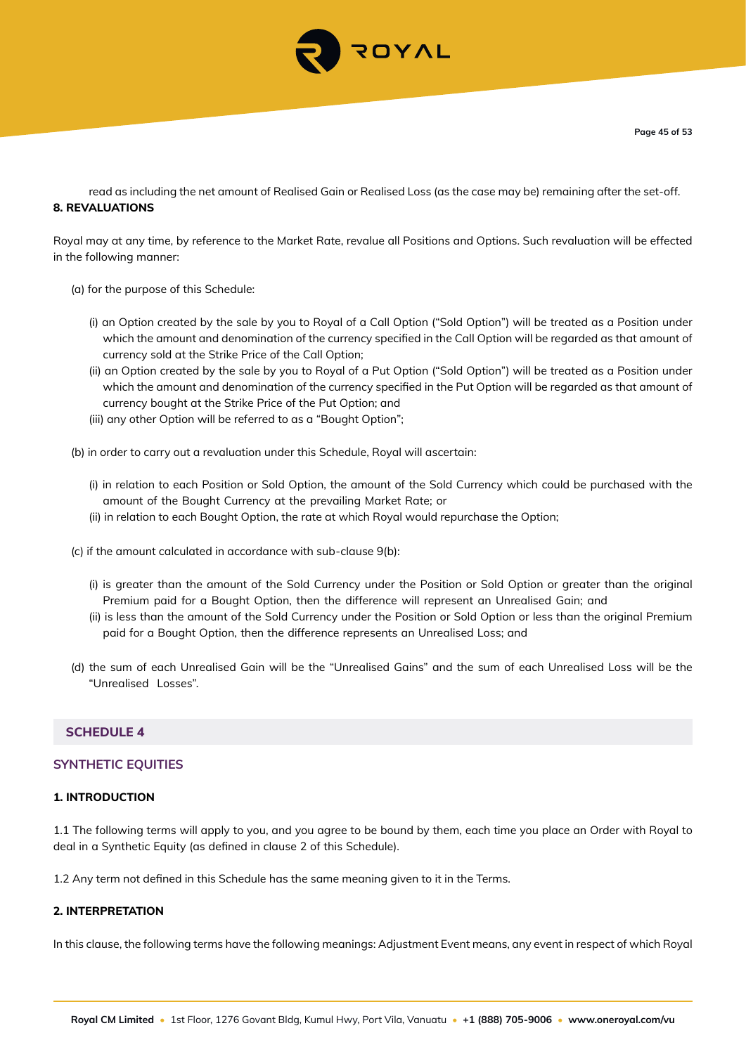read as including the net amount of Realised Gain or Realised Loss (as the case may be) remaining after the set-off.

**8. REVALUATIONS**

Royal may at any time, by reference to the Market Rate, revalue all Positions and Options. Such revaluation will be effected in the following manner:

(a) for the purpose of this Schedule:

(i) an Option created by the sale by you to Royal of a Call Option ("Sold Option") will be treated as a Position under which the amount and denomination of the currency specified in the Call Option will be regarded as that amount of currency sold at the Strike Price of the Call Option;

(ii) an Option created by the sale by you to Royal of a Put Option ("Sold Option") will be treated as a Position under which the amount and denomination of the currency specified in the Put Option will be regarded as that amount of currency bought at the Strike Price of the Put Option; and

(iii) any other Option will be referred to as a "Bought Option";

(b) in order to carry out a revaluation under this Schedule, Royal will ascertain:

(i) in relation to each Position or Sold Option, the amount of the Sold Currency which could be purchased with the amount of the Bought Currency at the prevailing Market Rate; or

(ii) in relation to each Bought Option, the rate at which Royal would repurchase the Option;

(c) if the amount calculated in accordance with sub-clause 9(b):

(i) is greater than the amount of the Sold Currency under the Position or Sold Option or greater than the original Premium paid for a Bought Option, then the difference will represent an Unrealised Gain; and

(ii) is less than the amount of the Sold Currency under the Position or Sold Option or less than the original Premium paid for a Bought Option, then the difference represents an Unrealised Loss; and

(d) the sum of each Unrealised Gain will be the "Unrealised Gains" and the sum of each Unrealised Loss will be the "Unrealised Losses".

## SCHEDULE 4

## SYNTHETIC EQUITIES

**1. INTRODUCTION**

1.1 The following terms will apply to you, and you agree to be bound by them, each time you place an Order with Royal to deal in a Synthetic Equity (as defined in clause 2 of this Schedule).

1.2 Any term not defined in this Schedule has the same meaning given to it in the Terms.

**2. INTERPRETATION**

In this clause, the following terms have the following meanings: Adjustment Event means, any event in respect of which Royal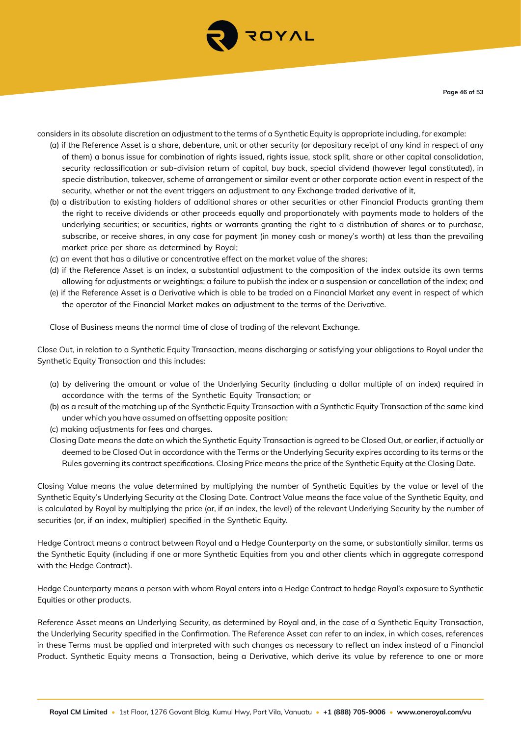considers in its absolute discretion an adjustment to the terms of a Synthetic Equity is appropriate including, for example:

(a) if the Reference Asset is a share, debenture, unit or other security (or depositary receipt of any kind in respect of any of them) a bonus issue for combination of rights issued, rights issue, stock split, share or other capital consolidation, security reclassification or sub-division return of capital, buy back, special dividend (however legal constituted), in specie distribution, takeover, scheme of arrangement or similar event or other corporate action event in respect of the security, whether or not the event triggers an adjustment to any Exchange traded derivative of it,

(b) a distribution to existing holders of additional shares or other securities or other Financial Products granting them the right to receive dividends or other proceeds equally and proportionately with payments made to holders of the underlying securities; or securities, rights or warrants granting the right to a distribution of shares or to purchase, subscribe, or receive shares, in any case for payment (in money cash or money's worth) at less than the prevailing market price per share as determined by Royal;

(c) an event that has a dilutive or concentrative effect on the market value of the shares;

(d) if the Reference Asset is an index, a substantial adjustment to the composition of the index outside its own terms allowing for adjustments or weightings; a failure to publish the index or a suspension or cancellation of the index; and

(e) if the Reference Asset is a Derivative which is able to be traded on a Financial Market any event in respect of which the operator of the Financial Market makes an adjustment to the terms of the Derivative.

Close of Business means the normal time of close of trading of the relevant Exchange.

Close Out, in relation to a Synthetic Equity Transaction, means discharging or satisfying your obligations to Royal under the Synthetic Equity Transaction and this includes:

(a) by delivering the amount or value of the Underlying Security (including a dollar multiple of an index) required in accordance with the terms of the Synthetic Equity Transaction; or

(b) as a result of the matching up of the Synthetic Equity Transaction with a Synthetic Equity Transaction of the same kind under which you have assumed an offsetting opposite position;

(c) making adjustments for fees and charges.

Closing Date means the date on which the Synthetic Equity Transaction is agreed to be Closed Out, or earlier, if actually or deemed to be Closed Out in accordance with the Terms or the Underlying Security expires according to its terms or the Rules governing its contract specifications. Closing Price means the price of the Synthetic Equity at the Closing Date.

Closing Value means the value determined by multiplying the number of Synthetic Equities by the value or level of the Synthetic Equity's Underlying Security at the Closing Date. Contract Value means the face value of the Synthetic Equity, and is calculated by Royal by multiplying the price (or, if an index, the level) of the relevant Underlying Security by the number of securities (or, if an index, multiplier) specified in the Synthetic Equity.

Hedge Contract means a contract between Royal and a Hedge Counterparty on the same, or substantially similar, terms as the Synthetic Equity (including if one or more Synthetic Equities from you and other clients which in aggregate correspond with the Hedge Contract).

Hedge Counterparty means a person with whom Royal enters into a Hedge Contract to hedge Royal's exposure to Synthetic Equities or other products.

Reference Asset means an Underlying Security, as determined by Royal and, in the case of a Synthetic Equity Transaction, the Underlying Security specified in the Confirmation. The Reference Asset can refer to an index, in which cases, references in these Terms must be applied and interpreted with such changes as necessary to reflect an index instead of a Financial Product. Synthetic Equity means a Transaction, being a Derivative, which derive its value by reference to one or more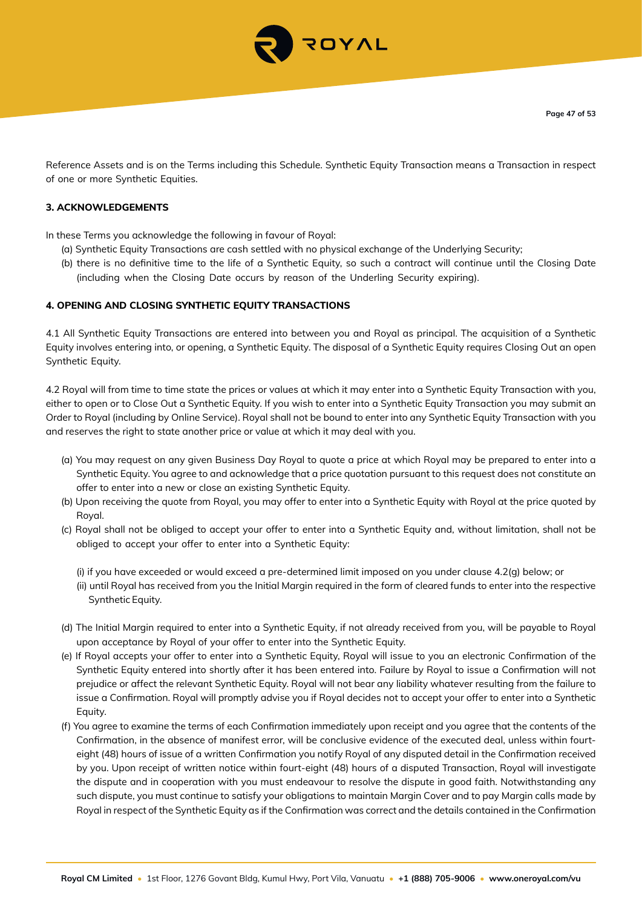Reference Assets and is on the Terms including this Schedule. Synthetic Equity Transaction means a Transaction in respect of one or more Synthetic Equities.

**3. ACKNOWLEDGEMENTS**

In these Terms you acknowledge the following in favour of Royal:

(a) Synthetic Equity Transactions are cash settled with no physical exchange of the Underlying Security;

(b) there is no definitive time to the life of a Synthetic Equity, so such a contract will continue until the Closing Date (including when the Closing Date occurs by reason of the Underling Security expiring).

**4. OPENING AND CLOSING SYNTHETIC EQUITY TRANSACTIONS**

4.1 All Synthetic Equity Transactions are entered into between you and Royal as principal. The acquisition of a Synthetic Equity involves entering into, or opening, a Synthetic Equity. The disposal of a Synthetic Equity requires Closing Out an open Synthetic Equity.

4.2 Royal will from time to time state the prices or values at which it may enter into a Synthetic Equity Transaction with you, either to open or to Close Out a Synthetic Equity. If you wish to enter into a Synthetic Equity Transaction you may submit an Order to Royal (including by Online Service). Royal shall not be bound to enter into any Synthetic Equity Transaction with you and reserves the right to state another price or value at which it may deal with you.

(a) You may request on any given Business Day Royal to quote a price at which Royal may be prepared to enter into a Synthetic Equity. You agree to and acknowledge that a price quotation pursuant to this request does not constitute an offer to enter into a new or close an existing Synthetic Equity.

(b) Upon receiving the quote from Royal, you may offer to enter into a Synthetic Equity with Royal at the price quoted by Royal.

(c) Royal shall not be obliged to accept your offer to enter into a Synthetic Equity and, without limitation, shall not be obliged to accept your offer to enter into a Synthetic Equity:

   (i) if you have exceeded or would exceed a pre-determined limit imposed on you under clause 4.2(g) below; or

   (ii) until Royal has received from you the Initial Margin required in the form of cleared funds to enter into the respective Synthetic Equity.

(d) The Initial Margin required to enter into a Synthetic Equity, if not already received from you, will be payable to Royal upon acceptance by Royal of your offer to enter into the Synthetic Equity.

(e) If Royal accepts your offer to enter into a Synthetic Equity, Royal will issue to you an electronic Confirmation of the Synthetic Equity entered into shortly after it has been entered into. Failure by Royal to issue a Confirmation will not prejudice or affect the relevant Synthetic Equity. Royal will not bear any liability whatever resulting from the failure to issue a Confirmation. Royal will promptly advise you if Royal decides not to accept your offer to enter into a Synthetic Equity.

(f) You agree to examine the terms of each Confirmation immediately upon receipt and you agree that the contents of the Confirmation, in the absence of manifest error, will be conclusive evidence of the executed deal, unless within fourt-eight (48) hours of issue of a written Confirmation you notify Royal of any disputed detail in the Confirmation received by you. Upon receipt of written notice within fourt-eight (48) hours of a disputed Transaction, Royal will investigate the dispute and in cooperation with you must endeavour to resolve the dispute in good faith. Notwithstanding any such dispute, you must continue to satisfy your obligations to maintain Margin Cover and to pay Margin calls made by Royal in respect of the Synthetic Equity as if the Confirmation was correct and the details contained in the Confirmation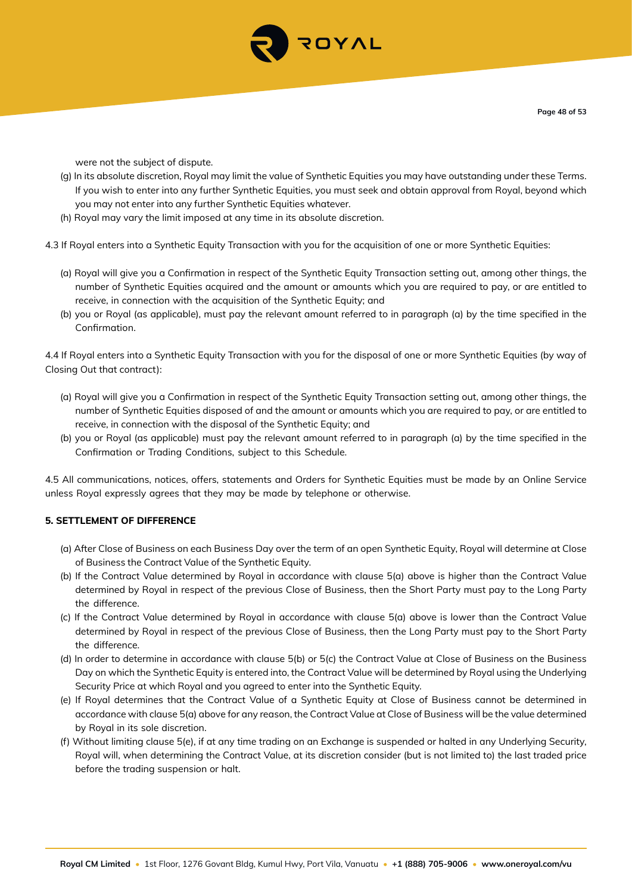were not the subject of dispute.

(g) In its absolute discretion, Royal may limit the value of Synthetic Equities you may have outstanding under these Terms. If you wish to enter into any further Synthetic Equities, you must seek and obtain approval from Royal, beyond which you may not enter into any further Synthetic Equities whatever.

(h) Royal may vary the limit imposed at any time in its absolute discretion.

4.3 If Royal enters into a Synthetic Equity Transaction with you for the acquisition of one or more Synthetic Equities:

(a) Royal will give you a Confirmation in respect of the Synthetic Equity Transaction setting out, among other things, the number of Synthetic Equities acquired and the amount or amounts which you are required to pay, or are entitled to receive, in connection with the acquisition of the Synthetic Equity; and

(b) you or Royal (as applicable), must pay the relevant amount referred to in paragraph (a) by the time specified in the Confirmation.

4.4 If Royal enters into a Synthetic Equity Transaction with you for the disposal of one or more Synthetic Equities (by way of Closing Out that contract):

(a) Royal will give you a Confirmation in respect of the Synthetic Equity Transaction setting out, among other things, the number of Synthetic Equities disposed of and the amount or amounts which you are required to pay, or are entitled to receive, in connection with the disposal of the Synthetic Equity; and

(b) you or Royal (as applicable) must pay the relevant amount referred to in paragraph (a) by the time specified in the Confirmation or Trading Conditions, subject to this Schedule.

4.5 All communications, notices, offers, statements and Orders for Synthetic Equities must be made by an Online Service unless Royal expressly agrees that they may be made by telephone or otherwise.

**5. SETTLEMENT OF DIFFERENCE**

(a) After Close of Business on each Business Day over the term of an open Synthetic Equity, Royal will determine at Close of Business the Contract Value of the Synthetic Equity.

(b) If the Contract Value determined by Royal in accordance with clause 5(a) above is higher than the Contract Value determined by Royal in respect of the previous Close of Business, then the Short Party must pay to the Long Party the difference.

(c) If the Contract Value determined by Royal in accordance with clause 5(a) above is lower than the Contract Value determined by Royal in respect of the previous Close of Business, then the Long Party must pay to the Short Party the difference.

(d) In order to determine in accordance with clause 5(b) or 5(c) the Contract Value at Close of Business on the Business Day on which the Synthetic Equity is entered into, the Contract Value will be determined by Royal using the Underlying Security Price at which Royal and you agreed to enter into the Synthetic Equity.

(e) If Royal determines that the Contract Value of a Synthetic Equity at Close of Business cannot be determined in accordance with clause 5(a) above for any reason, the Contract Value at Close of Business will be the value determined by Royal in its sole discretion.

(f) Without limiting clause 5(e), if at any time trading on an Exchange is suspended or halted in any Underlying Security, Royal will, when determining the Contract Value, at its discretion consider (but is not limited to) the last traded price before the trading suspension or halt.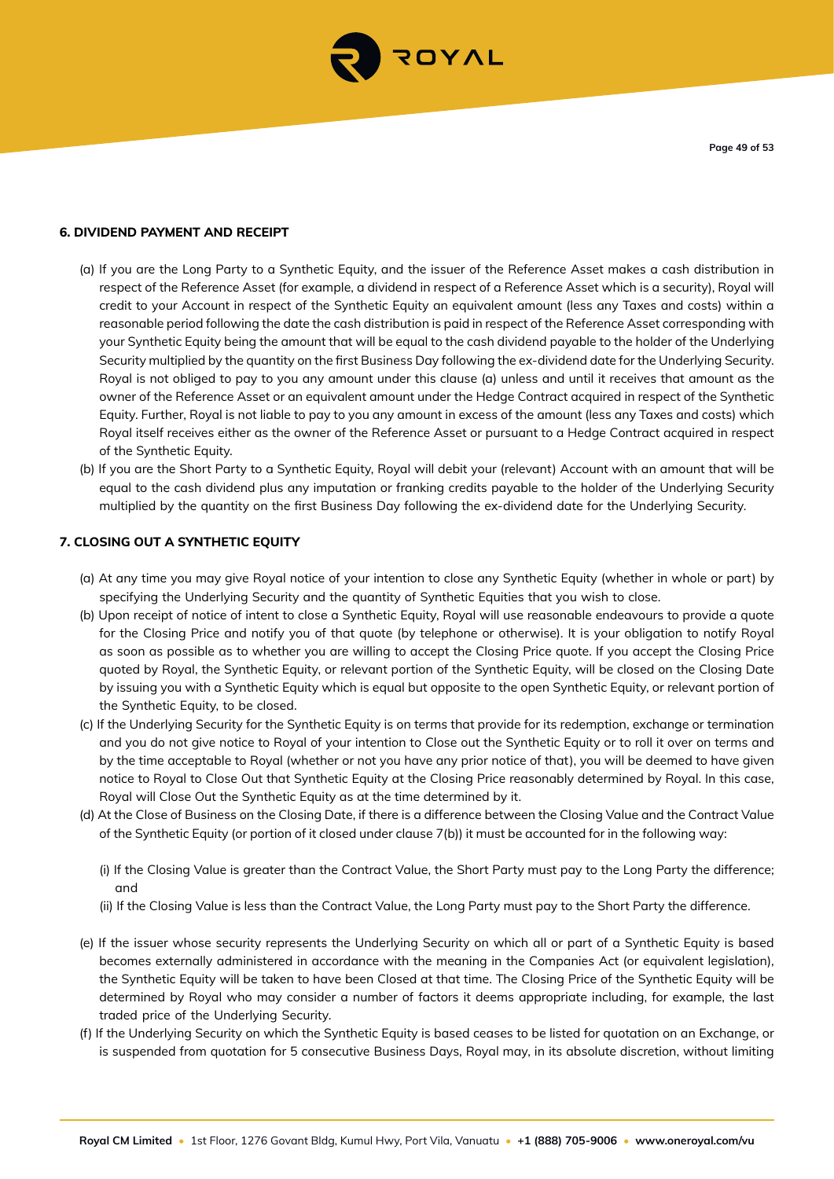### 6. DIVIDEND PAYMENT AND RECEIPT

(a) If you are the Long Party to a Synthetic Equity, and the issuer of the Reference Asset makes a cash distribution in respect of the Reference Asset (for example, a dividend in respect of a Reference Asset which is a security), Royal will credit to your Account in respect of the Synthetic Equity an equivalent amount (less any Taxes and costs) within a reasonable period following the date the cash distribution is paid in respect of the Reference Asset corresponding with your Synthetic Equity being the amount that will be equal to the cash dividend payable to the holder of the Underlying Security multiplied by the quantity on the first Business Day following the ex-dividend date for the Underlying Security. Royal is not obliged to pay to you any amount under this clause (a) unless and until it receives that amount as the owner of the Reference Asset or an equivalent amount under the Hedge Contract acquired in respect of the Synthetic Equity. Further, Royal is not liable to pay to you any amount in excess of the amount (less any Taxes and costs) which Royal itself receives either as the owner of the Reference Asset or pursuant to a Hedge Contract acquired in respect of the Synthetic Equity.

(b) If you are the Short Party to a Synthetic Equity, Royal will debit your (relevant) Account with an amount that will be equal to the cash dividend plus any imputation or franking credits payable to the holder of the Underlying Security multiplied by the quantity on the first Business Day following the ex-dividend date for the Underlying Security.

### 7. CLOSING OUT A SYNTHETIC EQUITY

(a) At any time you may give Royal notice of your intention to close any Synthetic Equity (whether in whole or part) by specifying the Underlying Security and the quantity of Synthetic Equities that you wish to close.

(b) Upon receipt of notice of intent to close a Synthetic Equity, Royal will use reasonable endeavours to provide a quote for the Closing Price and notify you of that quote (by telephone or otherwise). It is your obligation to notify Royal as soon as possible as to whether you are willing to accept the Closing Price quote. If you accept the Closing Price quoted by Royal, the Synthetic Equity, or relevant portion of the Synthetic Equity, will be closed on the Closing Date by issuing you with a Synthetic Equity which is equal but opposite to the open Synthetic Equity, or relevant portion of the Synthetic Equity, to be closed.

(c) If the Underlying Security for the Synthetic Equity is on terms that provide for its redemption, exchange or termination and you do not give notice to Royal of your intention to Close out the Synthetic Equity or to roll it over on terms and by the time acceptable to Royal (whether or not you have any prior notice of that), you will be deemed to have given notice to Royal to Close Out that Synthetic Equity at the Closing Price reasonably determined by Royal. In this case, Royal will Close Out the Synthetic Equity as at the time determined by it.

(d) At the Close of Business on the Closing Date, if there is a difference between the Closing Value and the Contract Value of the Synthetic Equity (or portion of it closed under clause 7(b)) it must be accounted for in the following way:

   (i) If the Closing Value is greater than the Contract Value, the Short Party must pay to the Long Party the difference; and

   (ii) If the Closing Value is less than the Contract Value, the Long Party must pay to the Short Party the difference.

(e) If the issuer whose security represents the Underlying Security on which all or part of a Synthetic Equity is based becomes externally administered in accordance with the meaning in the Companies Act (or equivalent legislation), the Synthetic Equity will be taken to have been Closed at that time. The Closing Price of the Synthetic Equity will be determined by Royal who may consider a number of factors it deems appropriate including, for example, the last traded price of the Underlying Security.

(f) If the Underlying Security on which the Synthetic Equity is based ceases to be listed for quotation on an Exchange, or is suspended from quotation for 5 consecutive Business Days, Royal may, in its absolute discretion, without limiting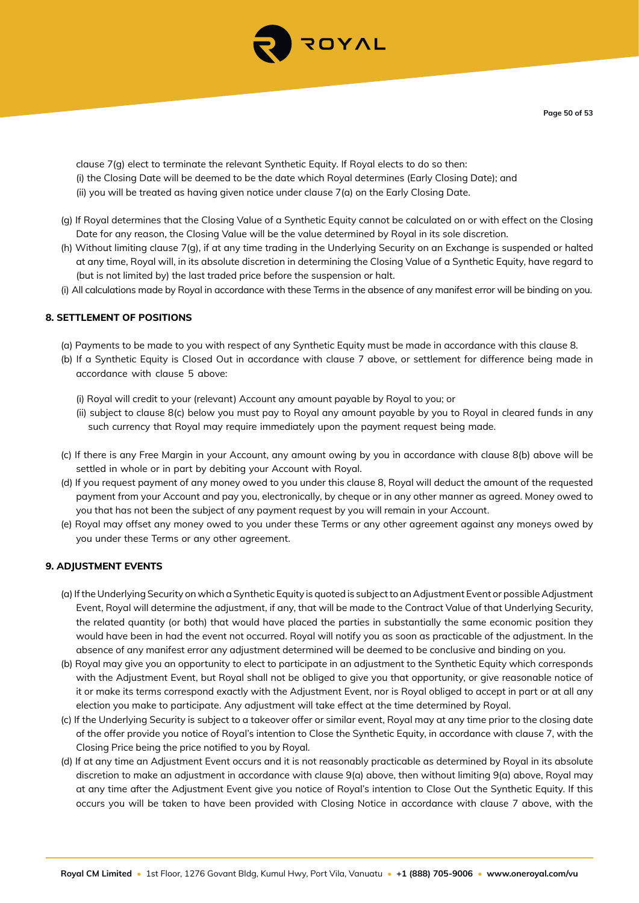clause 7(g) elect to terminate the relevant Synthetic Equity. If Royal elects to do so then:

(i) the Closing Date will be deemed to be the date which Royal determines (Early Closing Date); and

(ii) you will be treated as having given notice under clause 7(a) on the Early Closing Date.

(g) If Royal determines that the Closing Value of a Synthetic Equity cannot be calculated on or with effect on the Closing Date for any reason, the Closing Value will be the value determined by Royal in its sole discretion.

(h) Without limiting clause 7(g), if at any time trading in the Underlying Security on an Exchange is suspended or halted at any time, Royal will, in its absolute discretion in determining the Closing Value of a Synthetic Equity, have regard to (but is not limited by) the last traded price before the suspension or halt.

(i) All calculations made by Royal in accordance with these Terms in the absence of any manifest error will be binding on you.

## 8. SETTLEMENT OF POSITIONS

(a) Payments to be made to you with respect of any Synthetic Equity must be made in accordance with this clause 8.

(b) If a Synthetic Equity is Closed Out in accordance with clause 7 above, or settlement for difference being made in accordance with clause 5 above:

(i) Royal will credit to your (relevant) Account any amount payable by Royal to you; or

(ii) subject to clause 8(c) below you must pay to Royal any amount payable by you to Royal in cleared funds in any such currency that Royal may require immediately upon the payment request being made.

(c) If there is any Free Margin in your Account, any amount owing by you in accordance with clause 8(b) above will be settled in whole or in part by debiting your Account with Royal.

(d) If you request payment of any money owed to you under this clause 8, Royal will deduct the amount of the requested payment from your Account and pay you, electronically, by cheque or in any other manner as agreed. Money owed to you that has not been the subject of any payment request by you will remain in your Account.

(e) Royal may offset any money owed to you under these Terms or any other agreement against any moneys owed by you under these Terms or any other agreement.

## 9. ADJUSTMENT EVENTS

(a) If the Underlying Security on which a Synthetic Equity is quoted is subject to an Adjustment Event or possible Adjustment Event, Royal will determine the adjustment, if any, that will be made to the Contract Value of that Underlying Security, the related quantity (or both) that would have placed the parties in substantially the same economic position they would have been in had the event not occurred. Royal will notify you as soon as practicable of the adjustment. In the absence of any manifest error any adjustment determined will be deemed to be conclusive and binding on you.

(b) Royal may give you an opportunity to elect to participate in an adjustment to the Synthetic Equity which corresponds with the Adjustment Event, but Royal shall not be obliged to give you that opportunity, or give reasonable notice of it or make its terms correspond exactly with the Adjustment Event, nor is Royal obliged to accept in part or at all any election you make to participate. Any adjustment will take effect at the time determined by Royal.

(c) If the Underlying Security is subject to a takeover offer or similar event, Royal may at any time prior to the closing date of the offer provide you notice of Royal's intention to Close the Synthetic Equity, in accordance with clause 7, with the Closing Price being the price notified to you by Royal.

(d) If at any time an Adjustment Event occurs and it is not reasonably practicable as determined by Royal in its absolute discretion to make an adjustment in accordance with clause 9(a) above, then without limiting 9(a) above, Royal may at any time after the Adjustment Event give you notice of Royal's intention to Close Out the Synthetic Equity. If this occurs you will be taken to have been provided with Closing Notice in accordance with clause 7 above, with the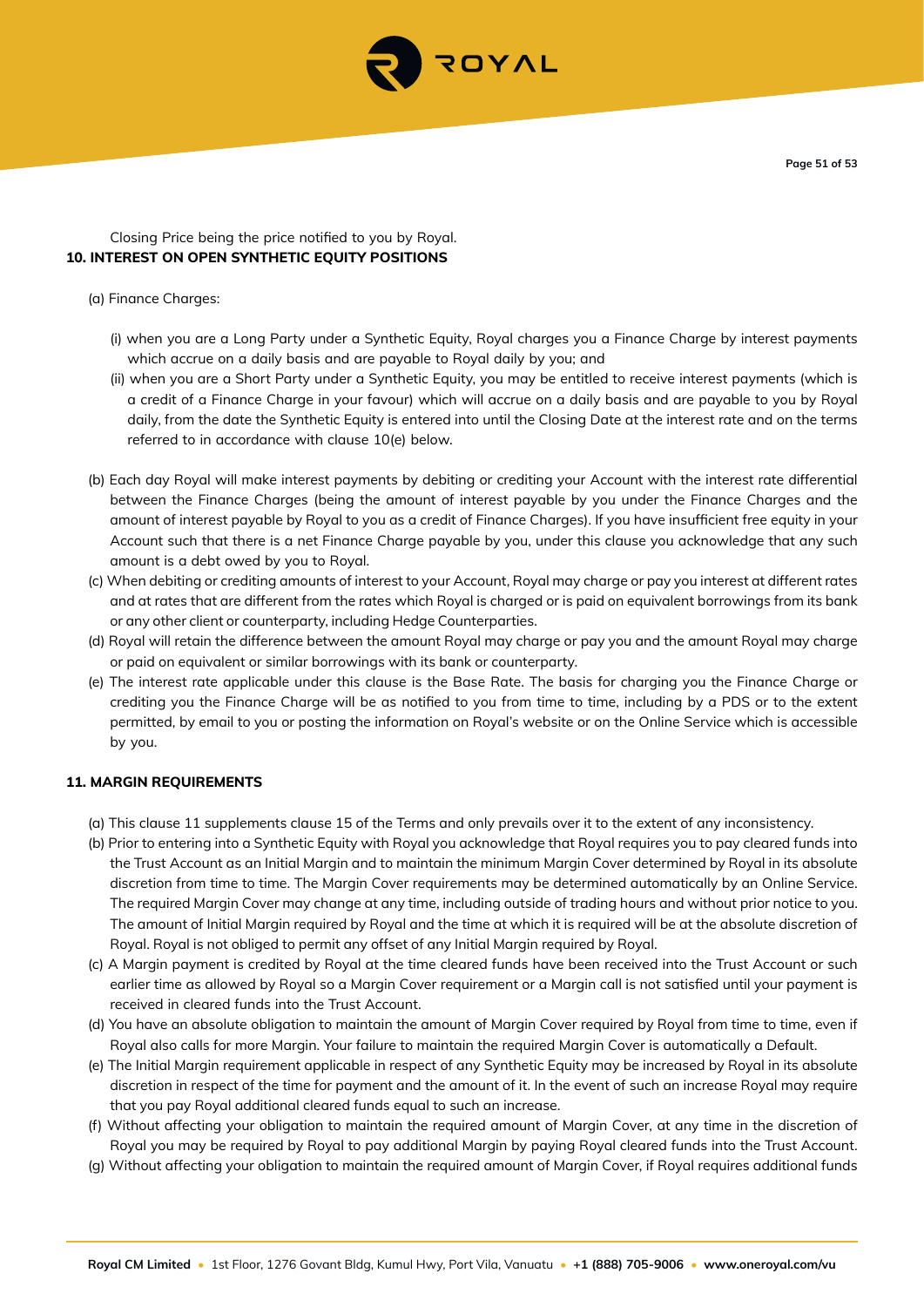Closing Price being the price notified to you by Royal.

**10. INTEREST ON OPEN SYNTHETIC EQUITY POSITIONS**

(a) Finance Charges:

(i) when you are a Long Party under a Synthetic Equity, Royal charges you a Finance Charge by interest payments which accrue on a daily basis and are payable to Royal daily by you; and

(ii) when you are a Short Party under a Synthetic Equity, you may be entitled to receive interest payments (which is a credit of a Finance Charge in your favour) which will accrue on a daily basis and are payable to you by Royal daily, from the date the Synthetic Equity is entered into until the Closing Date at the interest rate and on the terms referred to in accordance with clause 10(e) below.

(b) Each day Royal will make interest payments by debiting or crediting your Account with the interest rate differential between the Finance Charges (being the amount of interest payable by you under the Finance Charges and the amount of interest payable by Royal to you as a credit of Finance Charges). If you have insufficient free equity in your Account such that there is a net Finance Charge payable by you, under this clause you acknowledge that any such amount is a debt owed by you to Royal.

(c) When debiting or crediting amounts of interest to your Account, Royal may charge or pay you interest at different rates and at rates that are different from the rates which Royal is charged or is paid on equivalent borrowings from its bank or any other client or counterparty, including Hedge Counterparties.

(d) Royal will retain the difference between the amount Royal may charge or pay you and the amount Royal may charge or paid on equivalent or similar borrowings with its bank or counterparty.

(e) The interest rate applicable under this clause is the Base Rate. The basis for charging you the Finance Charge or crediting you the Finance Charge will be as notified to you from time to time, including by a PDS or to the extent permitted, by email to you or posting the information on Royal's website or on the Online Service which is accessible by you.

**11. MARGIN REQUIREMENTS**

(a) This clause 11 supplements clause 15 of the Terms and only prevails over it to the extent of any inconsistency.

(b) Prior to entering into a Synthetic Equity with Royal you acknowledge that Royal requires you to pay cleared funds into the Trust Account as an Initial Margin and to maintain the minimum Margin Cover determined by Royal in its absolute discretion from time to time. The Margin Cover requirements may be determined automatically by an Online Service. The required Margin Cover may change at any time, including outside of trading hours and without prior notice to you. The amount of Initial Margin required by Royal and the time at which it is required will be at the absolute discretion of Royal. Royal is not obliged to permit any offset of any Initial Margin required by Royal.

(c) A Margin payment is credited by Royal at the time cleared funds have been received into the Trust Account or such earlier time as allowed by Royal so a Margin Cover requirement or a Margin call is not satisfied until your payment is received in cleared funds into the Trust Account.

(d) You have an absolute obligation to maintain the amount of Margin Cover required by Royal from time to time, even if Royal also calls for more Margin. Your failure to maintain the required Margin Cover is automatically a Default.

(e) The Initial Margin requirement applicable in respect of any Synthetic Equity may be increased by Royal in its absolute discretion in respect of the time for payment and the amount of it. In the event of such an increase Royal may require that you pay Royal additional cleared funds equal to such an increase.

(f) Without affecting your obligation to maintain the required amount of Margin Cover, at any time in the discretion of Royal you may be required by Royal to pay additional Margin by paying Royal cleared funds into the Trust Account.

(g) Without affecting your obligation to maintain the required amount of Margin Cover, if Royal requires additional funds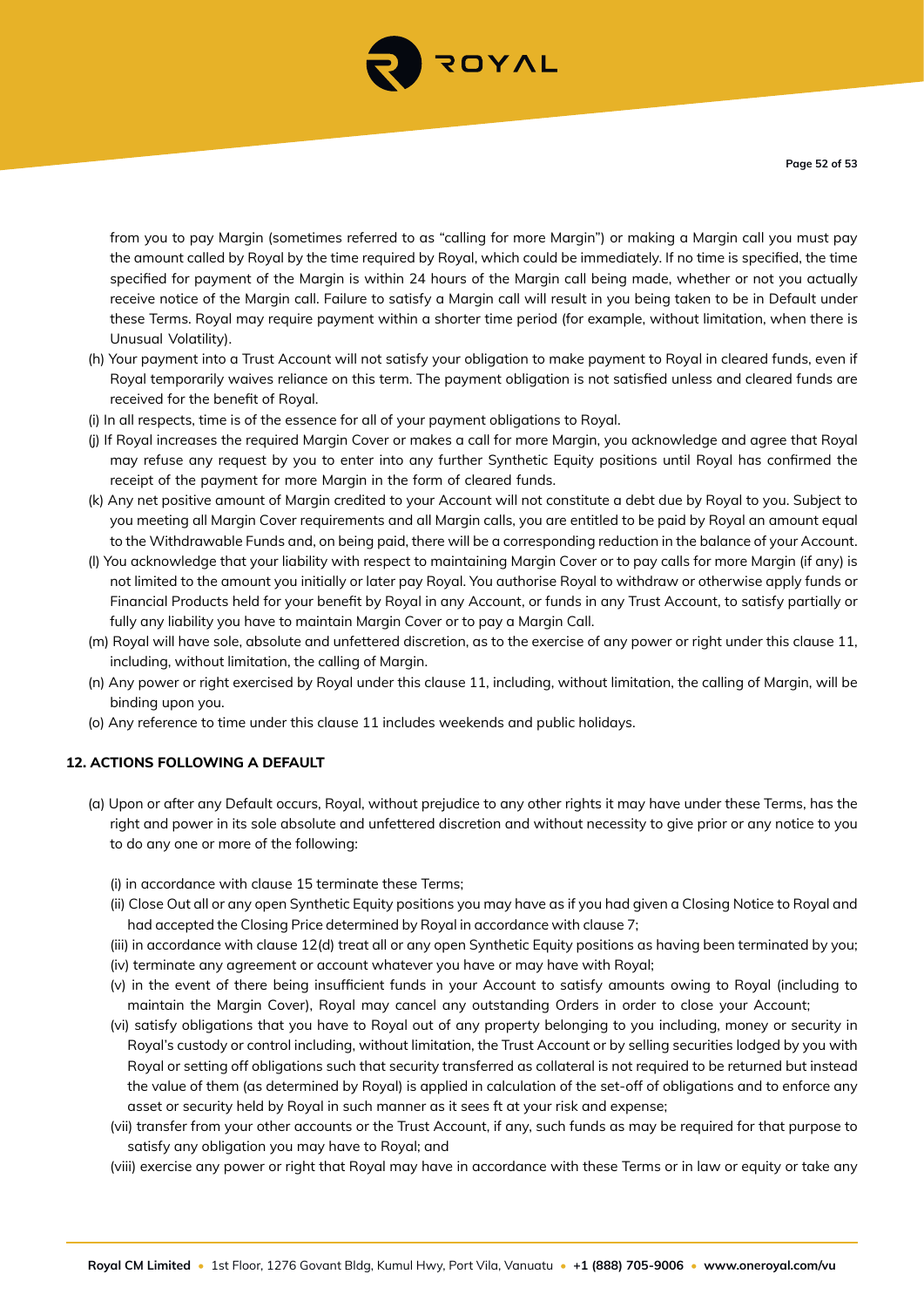from you to pay Margin (sometimes referred to as "calling for more Margin") or making a Margin call you must pay the amount called by Royal by the time required by Royal, which could be immediately. If no time is specified, the time specified for payment of the Margin is within 24 hours of the Margin call being made, whether or not you actually receive notice of the Margin call. Failure to satisfy a Margin call will result in you being taken to be in Default under these Terms. Royal may require payment within a shorter time period (for example, without limitation, when there is Unusual Volatility).

(h) Your payment into a Trust Account will not satisfy your obligation to make payment to Royal in cleared funds, even if Royal temporarily waives reliance on this term. The payment obligation is not satisfied unless and cleared funds are received for the benefit of Royal.

(i) In all respects, time is of the essence for all of your payment obligations to Royal.

(j) If Royal increases the required Margin Cover or makes a call for more Margin, you acknowledge and agree that Royal may refuse any request by you to enter into any further Synthetic Equity positions until Royal has confirmed the receipt of the payment for more Margin in the form of cleared funds.

(k) Any net positive amount of Margin credited to your Account will not constitute a debt due by Royal to you. Subject to you meeting all Margin Cover requirements and all Margin calls, you are entitled to be paid by Royal an amount equal to the Withdrawable Funds and, on being paid, there will be a corresponding reduction in the balance of your Account.

(l) You acknowledge that your liability with respect to maintaining Margin Cover or to pay calls for more Margin (if any) is not limited to the amount you initially or later pay Royal. You authorise Royal to withdraw or otherwise apply funds or Financial Products held for your benefit by Royal in any Account, or funds in any Trust Account, to satisfy partially or fully any liability you have to maintain Margin Cover or to pay a Margin Call.

(m) Royal will have sole, absolute and unfettered discretion, as to the exercise of any power or right under this clause 11, including, without limitation, the calling of Margin.

(n) Any power or right exercised by Royal under this clause 11, including, without limitation, the calling of Margin, will be binding upon you.

(o) Any reference to time under this clause 11 includes weekends and public holidays.

## 12. ACTIONS FOLLOWING A DEFAULT

(a) Upon or after any Default occurs, Royal, without prejudice to any other rights it may have under these Terms, has the right and power in its sole absolute and unfettered discretion and without necessity to give prior or any notice to you to do any one or more of the following:

(i) in accordance with clause 15 terminate these Terms;

(ii) Close Out all or any open Synthetic Equity positions you may have as if you had given a Closing Notice to Royal and had accepted the Closing Price determined by Royal in accordance with clause 7;

(iii) in accordance with clause 12(d) treat all or any open Synthetic Equity positions as having been terminated by you;

(iv) terminate any agreement or account whatever you have or may have with Royal;

(v) in the event of there being insufficient funds in your Account to satisfy amounts owing to Royal (including to maintain the Margin Cover), Royal may cancel any outstanding Orders in order to close your Account;

(vi) satisfy obligations that you have to Royal out of any property belonging to you including, money or security in Royal's custody or control including, without limitation, the Trust Account or by selling securities lodged by you with Royal or setting off obligations such that security transferred as collateral is not required to be returned but instead the value of them (as determined by Royal) is applied in calculation of the set-off of obligations and to enforce any asset or security held by Royal in such manner as it sees ft at your risk and expense;

(vii) transfer from your other accounts or the Trust Account, if any, such funds as may be required for that purpose to satisfy any obligation you may have to Royal; and

(viii) exercise any power or right that Royal may have in accordance with these Terms or in law or equity or take any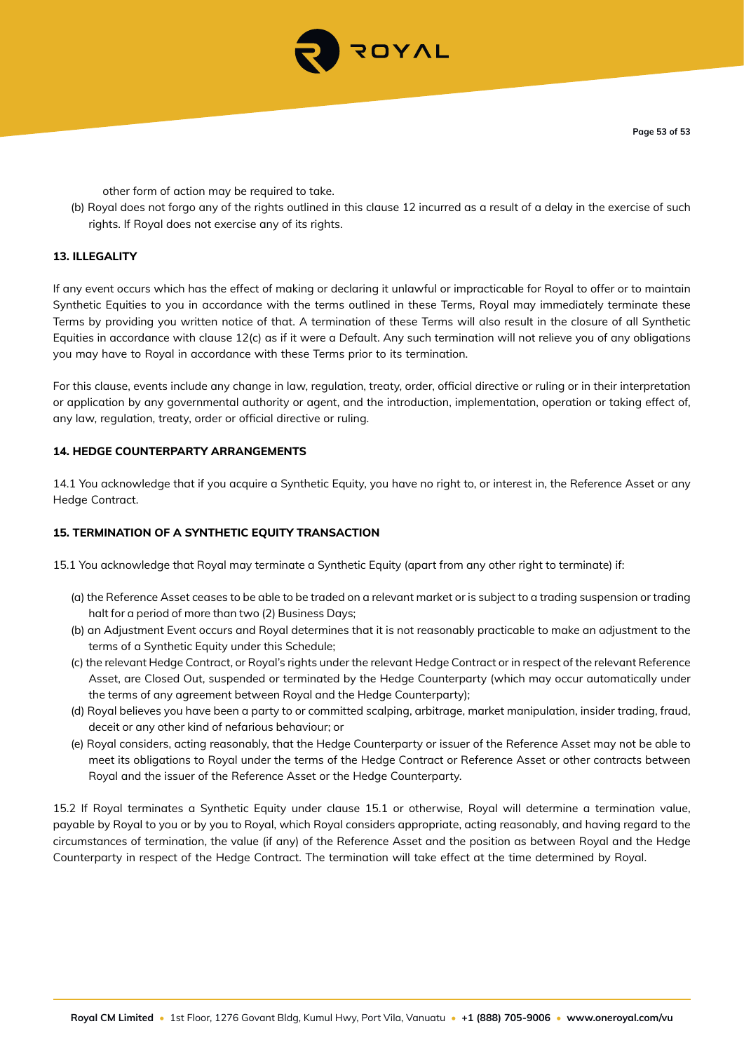other form of action may be required to take.

(b) Royal does not forgo any of the rights outlined in this clause 12 incurred as a result of a delay in the exercise of such rights. If Royal does not exercise any of its rights.

**13. ILLEGALITY**

If any event occurs which has the effect of making or declaring it unlawful or impracticable for Royal to offer or to maintain Synthetic Equities to you in accordance with the terms outlined in these Terms, Royal may immediately terminate these Terms by providing you written notice of that. A termination of these Terms will also result in the closure of all Synthetic Equities in accordance with clause 12(c) as if it were a Default. Any such termination will not relieve you of any obligations you may have to Royal in accordance with these Terms prior to its termination.

For this clause, events include any change in law, regulation, treaty, order, official directive or ruling or in their interpretation or application by any governmental authority or agent, and the introduction, implementation, operation or taking effect of, any law, regulation, treaty, order or official directive or ruling.

**14. HEDGE COUNTERPARTY ARRANGEMENTS**

14.1 You acknowledge that if you acquire a Synthetic Equity, you have no right to, or interest in, the Reference Asset or any Hedge Contract.

**15. TERMINATION OF A SYNTHETIC EQUITY TRANSACTION**

15.1 You acknowledge that Royal may terminate a Synthetic Equity (apart from any other right to terminate) if:

(a) the Reference Asset ceases to be able to be traded on a relevant market or is subject to a trading suspension or trading halt for a period of more than two (2) Business Days;

(b) an Adjustment Event occurs and Royal determines that it is not reasonably practicable to make an adjustment to the terms of a Synthetic Equity under this Schedule;

(c) the relevant Hedge Contract, or Royal's rights under the relevant Hedge Contract or in respect of the relevant Reference Asset, are Closed Out, suspended or terminated by the Hedge Counterparty (which may occur automatically under the terms of any agreement between Royal and the Hedge Counterparty);

(d) Royal believes you have been a party to or committed scalping, arbitrage, market manipulation, insider trading, fraud, deceit or any other kind of nefarious behaviour; or

(e) Royal considers, acting reasonably, that the Hedge Counterparty or issuer of the Reference Asset may not be able to meet its obligations to Royal under the terms of the Hedge Contract or Reference Asset or other contracts between Royal and the issuer of the Reference Asset or the Hedge Counterparty.

15.2 If Royal terminates a Synthetic Equity under clause 15.1 or otherwise, Royal will determine a termination value, payable by Royal to you or by you to Royal, which Royal considers appropriate, acting reasonably, and having regard to the circumstances of termination, the value (if any) of the Reference Asset and the position as between Royal and the Hedge Counterparty in respect of the Hedge Contract. The termination will take effect at the time determined by Royal.